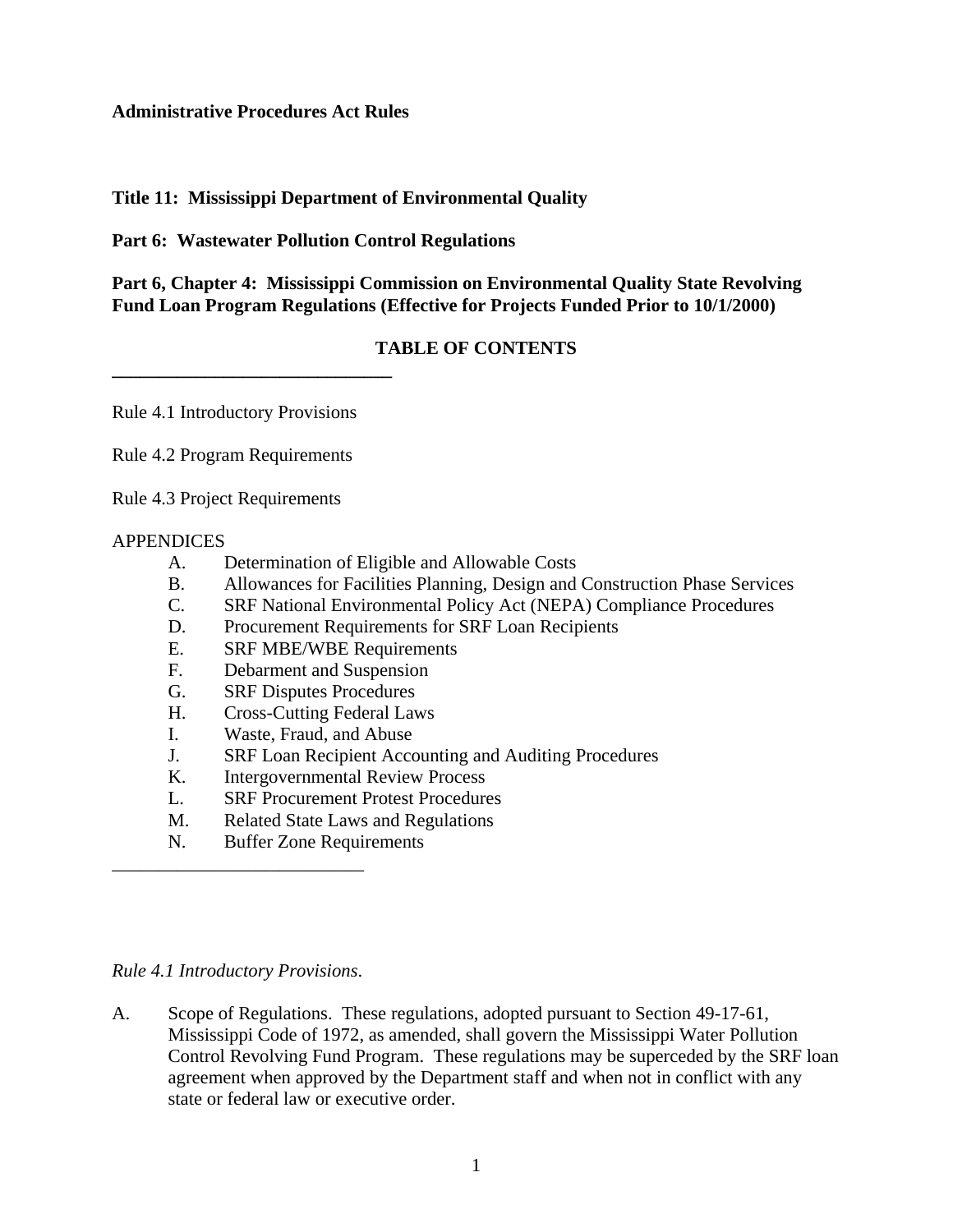**Administrative Procedures Act Rules**

**Title 11: Mississippi Department of Environmental Quality**

**Part 6: Wastewater Pollution Control Regulations**

**Part 6, Chapter 4: Mississippi Commission on Environmental Quality State Revolving Fund Loan Program Regulations (Effective for Projects Funded Prior to 10/1/2000)**

**TABLE OF CONTENTS**

---

Rule 4.1 Introductory Provisions

Rule 4.2 Program Requirements

Rule 4.3 Project Requirements

APPENDICES

- A. Determination of Eligible and Allowable Costs
- B. Allowances for Facilities Planning, Design and Construction Phase Services
- C. SRF National Environmental Policy Act (NEPA) Compliance Procedures
- D. Procurement Requirements for SRF Loan Recipients
- E. SRF MBE/WBE Requirements
- F. Debarment and Suspension
- G. SRF Disputes Procedures
- H. Cross-Cutting Federal Laws
- I. Waste, Fraud, and Abuse
- J. SRF Loan Recipient Accounting and Auditing Procedures
- K. Intergovernmental Review Process
- L. SRF Procurement Protest Procedures
- M. Related State Laws and Regulations
- N. Buffer Zone Requirements

---

*Rule 4.1 Introductory Provisions.*

A. Scope of Regulations. These regulations, adopted pursuant to Section 49-17-61, Mississippi Code of 1972, as amended, shall govern the Mississippi Water Pollution Control Revolving Fund Program. These regulations may be superceded by the SRF loan agreement when approved by the Department staff and when not in conflict with any state or federal law or executive order.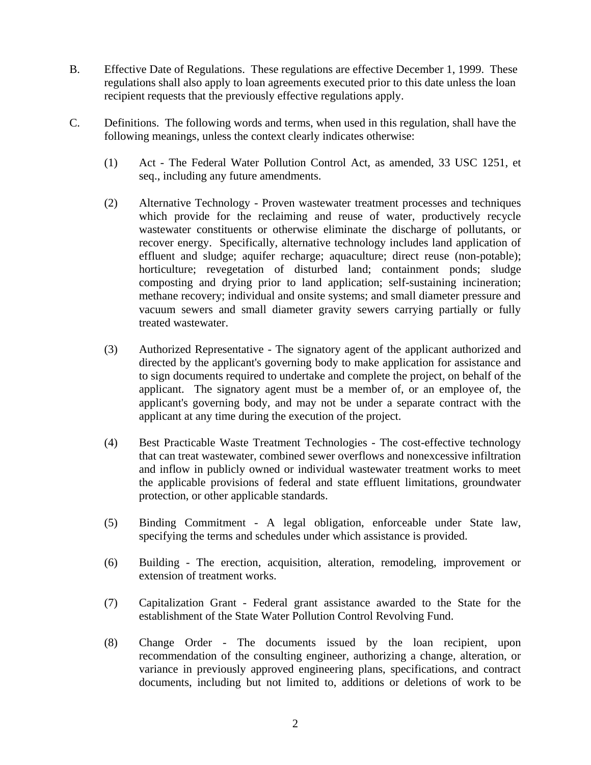B. Effective Date of Regulations. These regulations are effective December 1, 1999. These regulations shall also apply to loan agreements executed prior to this date unless the loan recipient requests that the previously effective regulations apply.

C. Definitions. The following words and terms, when used in this regulation, shall have the following meanings, unless the context clearly indicates otherwise:

(1) Act - The Federal Water Pollution Control Act, as amended, 33 USC 1251, et seq., including any future amendments.

(2) Alternative Technology - Proven wastewater treatment processes and techniques which provide for the reclaiming and reuse of water, productively recycle wastewater constituents or otherwise eliminate the discharge of pollutants, or recover energy. Specifically, alternative technology includes land application of effluent and sludge; aquifer recharge; aquaculture; direct reuse (non-potable); horticulture; revegetation of disturbed land; containment ponds; sludge composting and drying prior to land application; self-sustaining incineration; methane recovery; individual and onsite systems; and small diameter pressure and vacuum sewers and small diameter gravity sewers carrying partially or fully treated wastewater.

(3) Authorized Representative - The signatory agent of the applicant authorized and directed by the applicant's governing body to make application for assistance and to sign documents required to undertake and complete the project, on behalf of the applicant. The signatory agent must be a member of, or an employee of, the applicant's governing body, and may not be under a separate contract with the applicant at any time during the execution of the project.

(4) Best Practicable Waste Treatment Technologies - The cost-effective technology that can treat wastewater, combined sewer overflows and nonexcessive infiltration and inflow in publicly owned or individual wastewater treatment works to meet the applicable provisions of federal and state effluent limitations, groundwater protection, or other applicable standards.

(5) Binding Commitment - A legal obligation, enforceable under State law, specifying the terms and schedules under which assistance is provided.

(6) Building - The erection, acquisition, alteration, remodeling, improvement or extension of treatment works.

(7) Capitalization Grant - Federal grant assistance awarded to the State for the establishment of the State Water Pollution Control Revolving Fund.

(8) Change Order - The documents issued by the loan recipient, upon recommendation of the consulting engineer, authorizing a change, alteration, or variance in previously approved engineering plans, specifications, and contract documents, including but not limited to, additions or deletions of work to be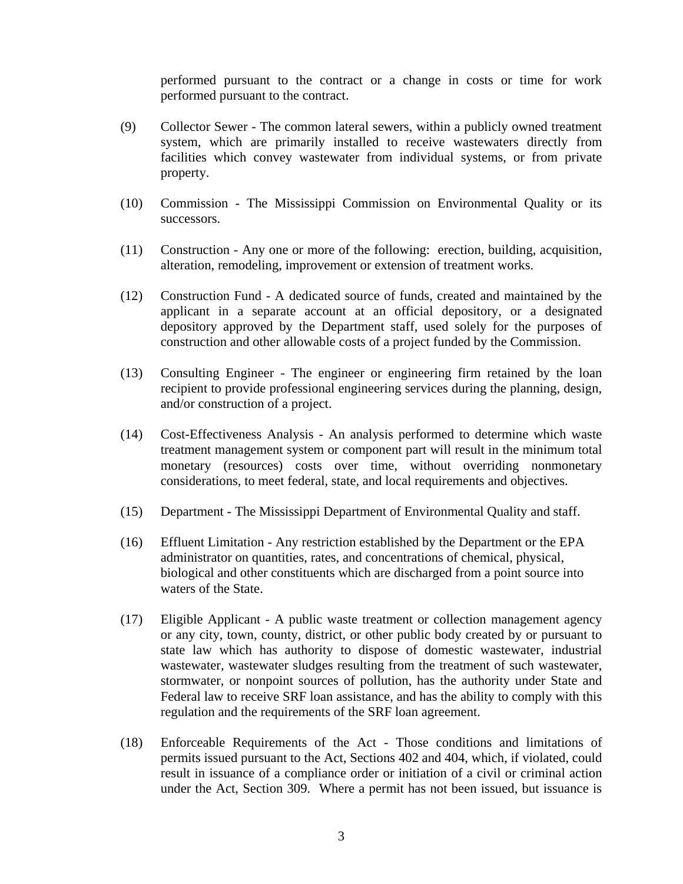performed pursuant to the contract or a change in costs or time for work performed pursuant to the contract.

(9) Collector Sewer - The common lateral sewers, within a publicly owned treatment system, which are primarily installed to receive wastewaters directly from facilities which convey wastewater from individual systems, or from private property.

(10) Commission - The Mississippi Commission on Environmental Quality or its successors.

(11) Construction - Any one or more of the following: erection, building, acquisition, alteration, remodeling, improvement or extension of treatment works.

(12) Construction Fund - A dedicated source of funds, created and maintained by the applicant in a separate account at an official depository, or a designated depository approved by the Department staff, used solely for the purposes of construction and other allowable costs of a project funded by the Commission.

(13) Consulting Engineer - The engineer or engineering firm retained by the loan recipient to provide professional engineering services during the planning, design, and/or construction of a project.

(14) Cost-Effectiveness Analysis - An analysis performed to determine which waste treatment management system or component part will result in the minimum total monetary (resources) costs over time, without overriding nonmonetary considerations, to meet federal, state, and local requirements and objectives.

(15) Department - The Mississippi Department of Environmental Quality and staff.

(16) Effluent Limitation - Any restriction established by the Department or the EPA administrator on quantities, rates, and concentrations of chemical, physical, biological and other constituents which are discharged from a point source into waters of the State.

(17) Eligible Applicant - A public waste treatment or collection management agency or any city, town, county, district, or other public body created by or pursuant to state law which has authority to dispose of domestic wastewater, industrial wastewater, wastewater sludges resulting from the treatment of such wastewater, stormwater, or nonpoint sources of pollution, has the authority under State and Federal law to receive SRF loan assistance, and has the ability to comply with this regulation and the requirements of the SRF loan agreement.

(18) Enforceable Requirements of the Act - Those conditions and limitations of permits issued pursuant to the Act, Sections 402 and 404, which, if violated, could result in issuance of a compliance order or initiation of a civil or criminal action under the Act, Section 309. Where a permit has not been issued, but issuance is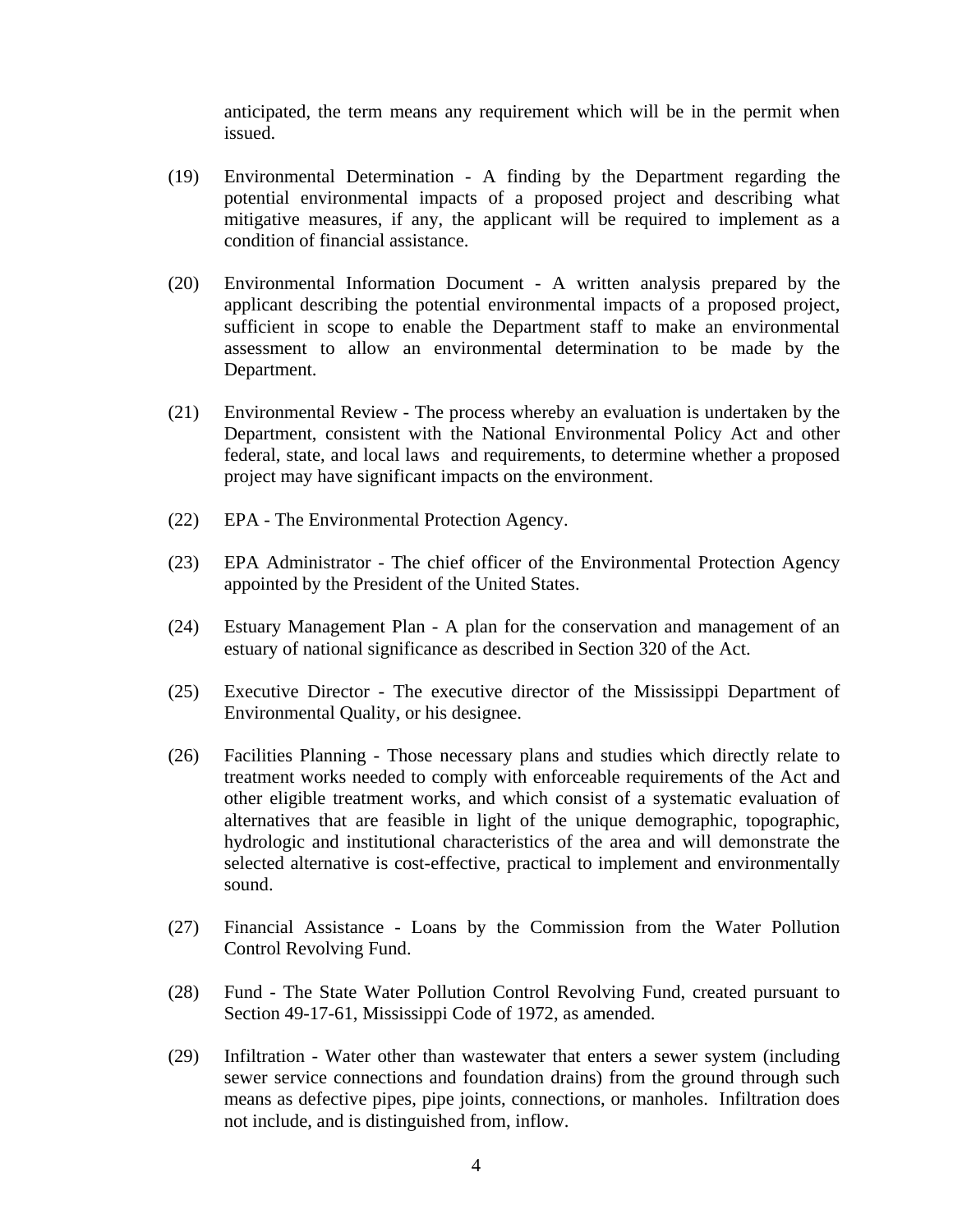anticipated, the term means any requirement which will be in the permit when issued.

(19) Environmental Determination - A finding by the Department regarding the potential environmental impacts of a proposed project and describing what mitigative measures, if any, the applicant will be required to implement as a condition of financial assistance.

(20) Environmental Information Document - A written analysis prepared by the applicant describing the potential environmental impacts of a proposed project, sufficient in scope to enable the Department staff to make an environmental assessment to allow an environmental determination to be made by the Department.

(21) Environmental Review - The process whereby an evaluation is undertaken by the Department, consistent with the National Environmental Policy Act and other federal, state, and local laws and requirements, to determine whether a proposed project may have significant impacts on the environment.

(22) EPA - The Environmental Protection Agency.

(23) EPA Administrator - The chief officer of the Environmental Protection Agency appointed by the President of the United States.

(24) Estuary Management Plan - A plan for the conservation and management of an estuary of national significance as described in Section 320 of the Act.

(25) Executive Director - The executive director of the Mississippi Department of Environmental Quality, or his designee.

(26) Facilities Planning - Those necessary plans and studies which directly relate to treatment works needed to comply with enforceable requirements of the Act and other eligible treatment works, and which consist of a systematic evaluation of alternatives that are feasible in light of the unique demographic, topographic, hydrologic and institutional characteristics of the area and will demonstrate the selected alternative is cost-effective, practical to implement and environmentally sound.

(27) Financial Assistance - Loans by the Commission from the Water Pollution Control Revolving Fund.

(28) Fund - The State Water Pollution Control Revolving Fund, created pursuant to Section 49-17-61, Mississippi Code of 1972, as amended.

(29) Infiltration - Water other than wastewater that enters a sewer system (including sewer service connections and foundation drains) from the ground through such means as defective pipes, pipe joints, connections, or manholes. Infiltration does not include, and is distinguished from, inflow.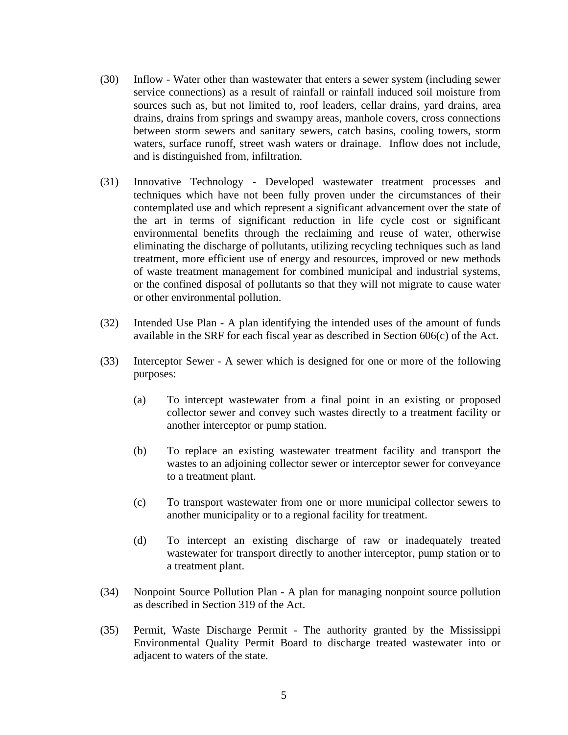(30) Inflow - Water other than wastewater that enters a sewer system (including sewer service connections) as a result of rainfall or rainfall induced soil moisture from sources such as, but not limited to, roof leaders, cellar drains, yard drains, area drains, drains from springs and swampy areas, manhole covers, cross connections between storm sewers and sanitary sewers, catch basins, cooling towers, storm waters, surface runoff, street wash waters or drainage. Inflow does not include, and is distinguished from, infiltration.

(31) Innovative Technology - Developed wastewater treatment processes and techniques which have not been fully proven under the circumstances of their contemplated use and which represent a significant advancement over the state of the art in terms of significant reduction in life cycle cost or significant environmental benefits through the reclaiming and reuse of water, otherwise eliminating the discharge of pollutants, utilizing recycling techniques such as land treatment, more efficient use of energy and resources, improved or new methods of waste treatment management for combined municipal and industrial systems, or the confined disposal of pollutants so that they will not migrate to cause water or other environmental pollution.

(32) Intended Use Plan - A plan identifying the intended uses of the amount of funds available in the SRF for each fiscal year as described in Section 606(c) of the Act.

(33) Interceptor Sewer - A sewer which is designed for one or more of the following purposes:

  (a) To intercept wastewater from a final point in an existing or proposed collector sewer and convey such wastes directly to a treatment facility or another interceptor or pump station.

  (b) To replace an existing wastewater treatment facility and transport the wastes to an adjoining collector sewer or interceptor sewer for conveyance to a treatment plant.

  (c) To transport wastewater from one or more municipal collector sewers to another municipality or to a regional facility for treatment.

  (d) To intercept an existing discharge of raw or inadequately treated wastewater for transport directly to another interceptor, pump station or to a treatment plant.

(34) Nonpoint Source Pollution Plan - A plan for managing nonpoint source pollution as described in Section 319 of the Act.

(35) Permit, Waste Discharge Permit - The authority granted by the Mississippi Environmental Quality Permit Board to discharge treated wastewater into or adjacent to waters of the state.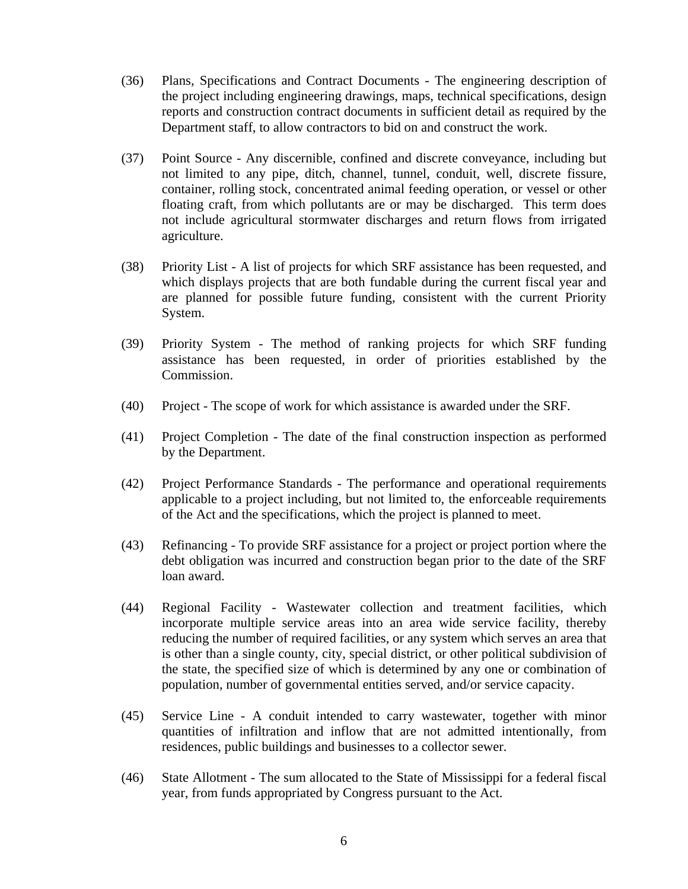(36) Plans, Specifications and Contract Documents - The engineering description of the project including engineering drawings, maps, technical specifications, design reports and construction contract documents in sufficient detail as required by the Department staff, to allow contractors to bid on and construct the work.

(37) Point Source - Any discernible, confined and discrete conveyance, including but not limited to any pipe, ditch, channel, tunnel, conduit, well, discrete fissure, container, rolling stock, concentrated animal feeding operation, or vessel or other floating craft, from which pollutants are or may be discharged. This term does not include agricultural stormwater discharges and return flows from irrigated agriculture.

(38) Priority List - A list of projects for which SRF assistance has been requested, and which displays projects that are both fundable during the current fiscal year and are planned for possible future funding, consistent with the current Priority System.

(39) Priority System - The method of ranking projects for which SRF funding assistance has been requested, in order of priorities established by the Commission.

(40) Project - The scope of work for which assistance is awarded under the SRF.

(41) Project Completion - The date of the final construction inspection as performed by the Department.

(42) Project Performance Standards - The performance and operational requirements applicable to a project including, but not limited to, the enforceable requirements of the Act and the specifications, which the project is planned to meet.

(43) Refinancing - To provide SRF assistance for a project or project portion where the debt obligation was incurred and construction began prior to the date of the SRF loan award.

(44) Regional Facility - Wastewater collection and treatment facilities, which incorporate multiple service areas into an area wide service facility, thereby reducing the number of required facilities, or any system which serves an area that is other than a single county, city, special district, or other political subdivision of the state, the specified size of which is determined by any one or combination of population, number of governmental entities served, and/or service capacity.

(45) Service Line - A conduit intended to carry wastewater, together with minor quantities of infiltration and inflow that are not admitted intentionally, from residences, public buildings and businesses to a collector sewer.

(46) State Allotment - The sum allocated to the State of Mississippi for a federal fiscal year, from funds appropriated by Congress pursuant to the Act.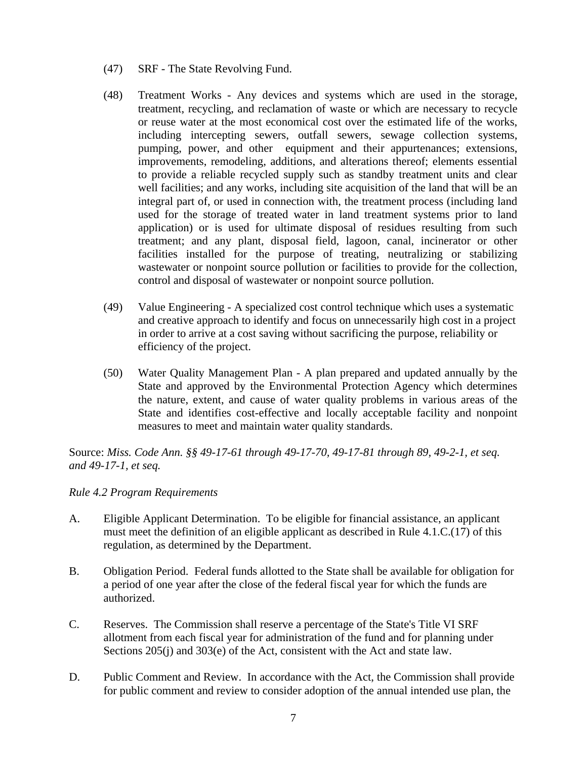(47) SRF - The State Revolving Fund.

(48) Treatment Works - Any devices and systems which are used in the storage, treatment, recycling, and reclamation of waste or which are necessary to recycle or reuse water at the most economical cost over the estimated life of the works, including intercepting sewers, outfall sewers, sewage collection systems, pumping, power, and other equipment and their appurtenances; extensions, improvements, remodeling, additions, and alterations thereof; elements essential to provide a reliable recycled supply such as standby treatment units and clear well facilities; and any works, including site acquisition of the land that will be an integral part of, or used in connection with, the treatment process (including land used for the storage of treated water in land treatment systems prior to land application) or is used for ultimate disposal of residues resulting from such treatment; and any plant, disposal field, lagoon, canal, incinerator or other facilities installed for the purpose of treating, neutralizing or stabilizing wastewater or nonpoint source pollution or facilities to provide for the collection, control and disposal of wastewater or nonpoint source pollution.

(49) Value Engineering - A specialized cost control technique which uses a systematic and creative approach to identify and focus on unnecessarily high cost in a project in order to arrive at a cost saving without sacrificing the purpose, reliability or efficiency of the project.

(50) Water Quality Management Plan - A plan prepared and updated annually by the State and approved by the Environmental Protection Agency which determines the nature, extent, and cause of water quality problems in various areas of the State and identifies cost-effective and locally acceptable facility and nonpoint measures to meet and maintain water quality standards.

Source: *Miss. Code Ann. §§ 49-17-61 through 49-17-70, 49-17-81 through 89, 49-2-1, et seq. and 49-17-1, et seq.*

*Rule 4.2 Program Requirements*

A. Eligible Applicant Determination. To be eligible for financial assistance, an applicant must meet the definition of an eligible applicant as described in Rule 4.1.C.(17) of this regulation, as determined by the Department.

B. Obligation Period. Federal funds allotted to the State shall be available for obligation for a period of one year after the close of the federal fiscal year for which the funds are authorized.

C. Reserves. The Commission shall reserve a percentage of the State's Title VI SRF allotment from each fiscal year for administration of the fund and for planning under Sections 205(j) and 303(e) of the Act, consistent with the Act and state law.

D. Public Comment and Review. In accordance with the Act, the Commission shall provide for public comment and review to consider adoption of the annual intended use plan, the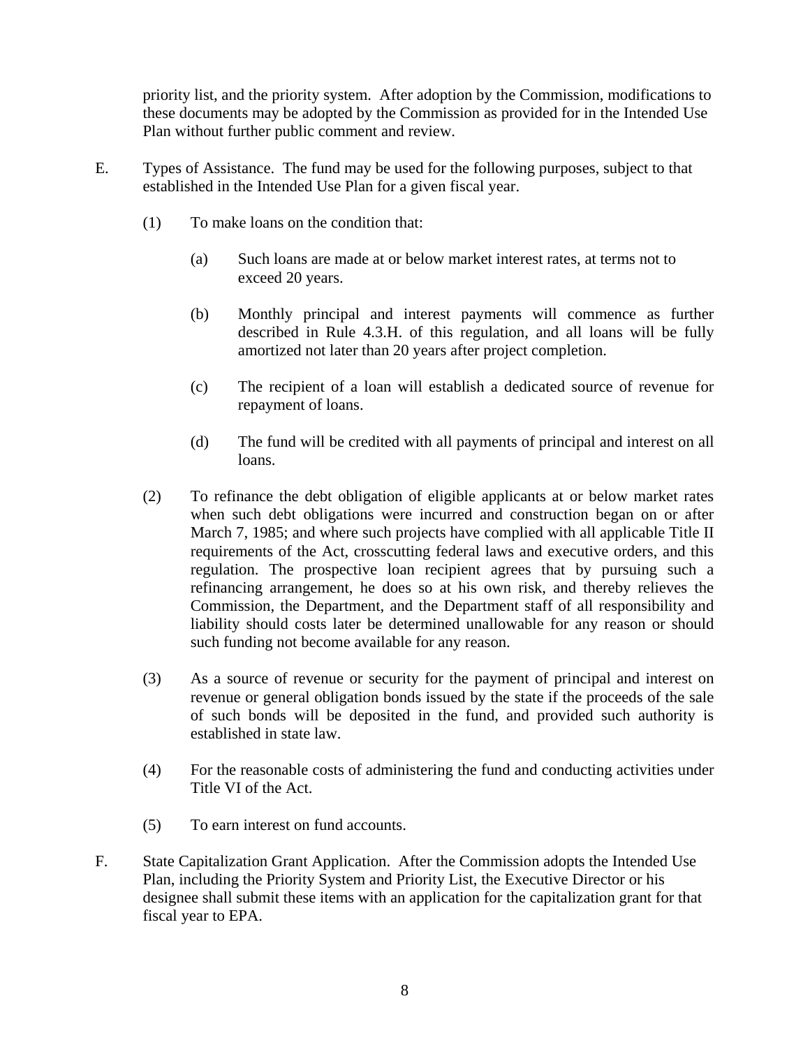priority list, and the priority system. After adoption by the Commission, modifications to these documents may be adopted by the Commission as provided for in the Intended Use Plan without further public comment and review.

E. Types of Assistance. The fund may be used for the following purposes, subject to that established in the Intended Use Plan for a given fiscal year.

(1) To make loans on the condition that:

(a) Such loans are made at or below market interest rates, at terms not to exceed 20 years.

(b) Monthly principal and interest payments will commence as further described in Rule 4.3.H. of this regulation, and all loans will be fully amortized not later than 20 years after project completion.

(c) The recipient of a loan will establish a dedicated source of revenue for repayment of loans.

(d) The fund will be credited with all payments of principal and interest on all loans.

(2) To refinance the debt obligation of eligible applicants at or below market rates when such debt obligations were incurred and construction began on or after March 7, 1985; and where such projects have complied with all applicable Title II requirements of the Act, crosscutting federal laws and executive orders, and this regulation. The prospective loan recipient agrees that by pursuing such a refinancing arrangement, he does so at his own risk, and thereby relieves the Commission, the Department, and the Department staff of all responsibility and liability should costs later be determined unallowable for any reason or should such funding not become available for any reason.

(3) As a source of revenue or security for the payment of principal and interest on revenue or general obligation bonds issued by the state if the proceeds of the sale of such bonds will be deposited in the fund, and provided such authority is established in state law.

(4) For the reasonable costs of administering the fund and conducting activities under Title VI of the Act.

(5) To earn interest on fund accounts.

F. State Capitalization Grant Application. After the Commission adopts the Intended Use Plan, including the Priority System and Priority List, the Executive Director or his designee shall submit these items with an application for the capitalization grant for that fiscal year to EPA.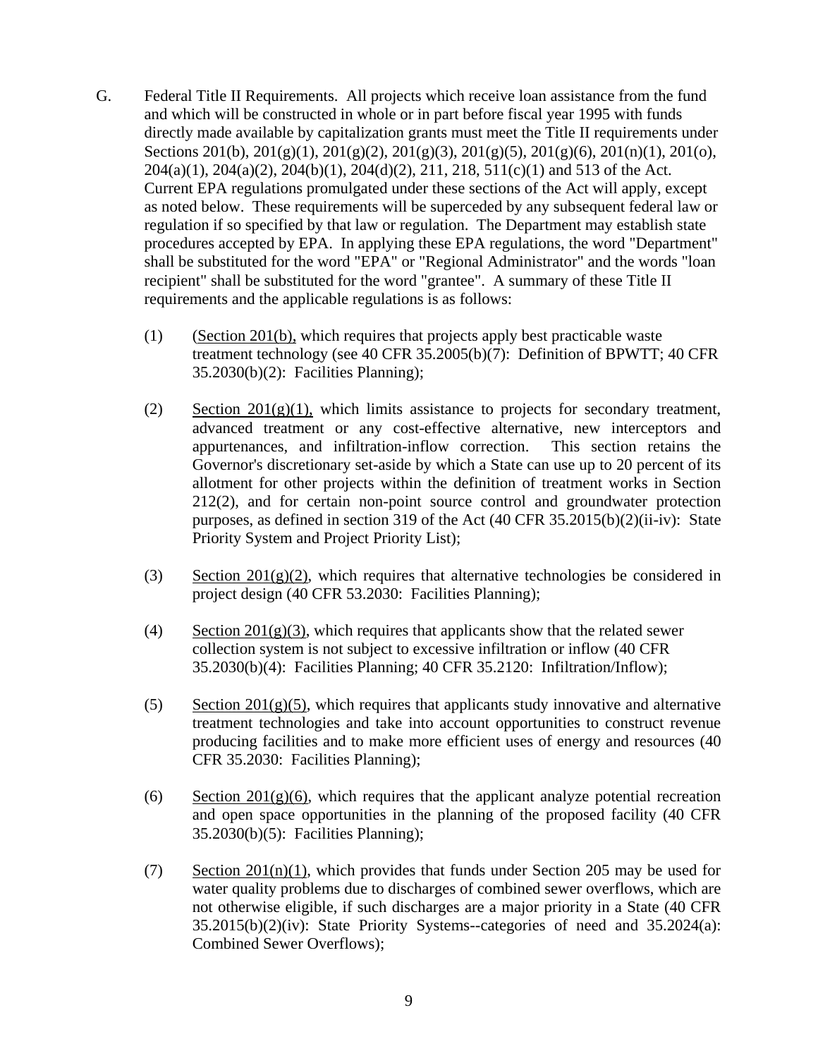G. Federal Title II Requirements. All projects which receive loan assistance from the fund and which will be constructed in whole or in part before fiscal year 1995 with funds directly made available by capitalization grants must meet the Title II requirements under Sections 201(b), 201(g)(1), 201(g)(2), 201(g)(3), 201(g)(5), 201(g)(6), 201(n)(1), 201(o), 204(a)(1), 204(a)(2), 204(b)(1), 204(d)(2), 211, 218, 511(c)(1) and 513 of the Act. Current EPA regulations promulgated under these sections of the Act will apply, except as noted below. These requirements will be superceded by any subsequent federal law or regulation if so specified by that law or regulation. The Department may establish state procedures accepted by EPA. In applying these EPA regulations, the word "Department" shall be substituted for the word "EPA" or "Regional Administrator" and the words "loan recipient" shall be substituted for the word "grantee". A summary of these Title II requirements and the applicable regulations is as follows:

(1) (Section 201(b), which requires that projects apply best practicable waste treatment technology (see 40 CFR 35.2005(b)(7): Definition of BPWTT; 40 CFR 35.2030(b)(2): Facilities Planning);

(2) Section 201(g)(1), which limits assistance to projects for secondary treatment, advanced treatment or any cost-effective alternative, new interceptors and appurtenances, and infiltration-inflow correction. This section retains the Governor's discretionary set-aside by which a State can use up to 20 percent of its allotment for other projects within the definition of treatment works in Section 212(2), and for certain non-point source control and groundwater protection purposes, as defined in section 319 of the Act (40 CFR 35.2015(b)(2)(ii-iv): State Priority System and Project Priority List);

(3) Section 201(g)(2), which requires that alternative technologies be considered in project design (40 CFR 53.2030: Facilities Planning);

(4) Section 201(g)(3), which requires that applicants show that the related sewer collection system is not subject to excessive infiltration or inflow (40 CFR 35.2030(b)(4): Facilities Planning; 40 CFR 35.2120: Infiltration/Inflow);

(5) Section 201(g)(5), which requires that applicants study innovative and alternative treatment technologies and take into account opportunities to construct revenue producing facilities and to make more efficient uses of energy and resources (40 CFR 35.2030: Facilities Planning);

(6) Section 201(g)(6), which requires that the applicant analyze potential recreation and open space opportunities in the planning of the proposed facility (40 CFR 35.2030(b)(5): Facilities Planning);

(7) Section 201(n)(1), which provides that funds under Section 205 may be used for water quality problems due to discharges of combined sewer overflows, which are not otherwise eligible, if such discharges are a major priority in a State (40 CFR 35.2015(b)(2)(iv): State Priority Systems--categories of need and 35.2024(a): Combined Sewer Overflows);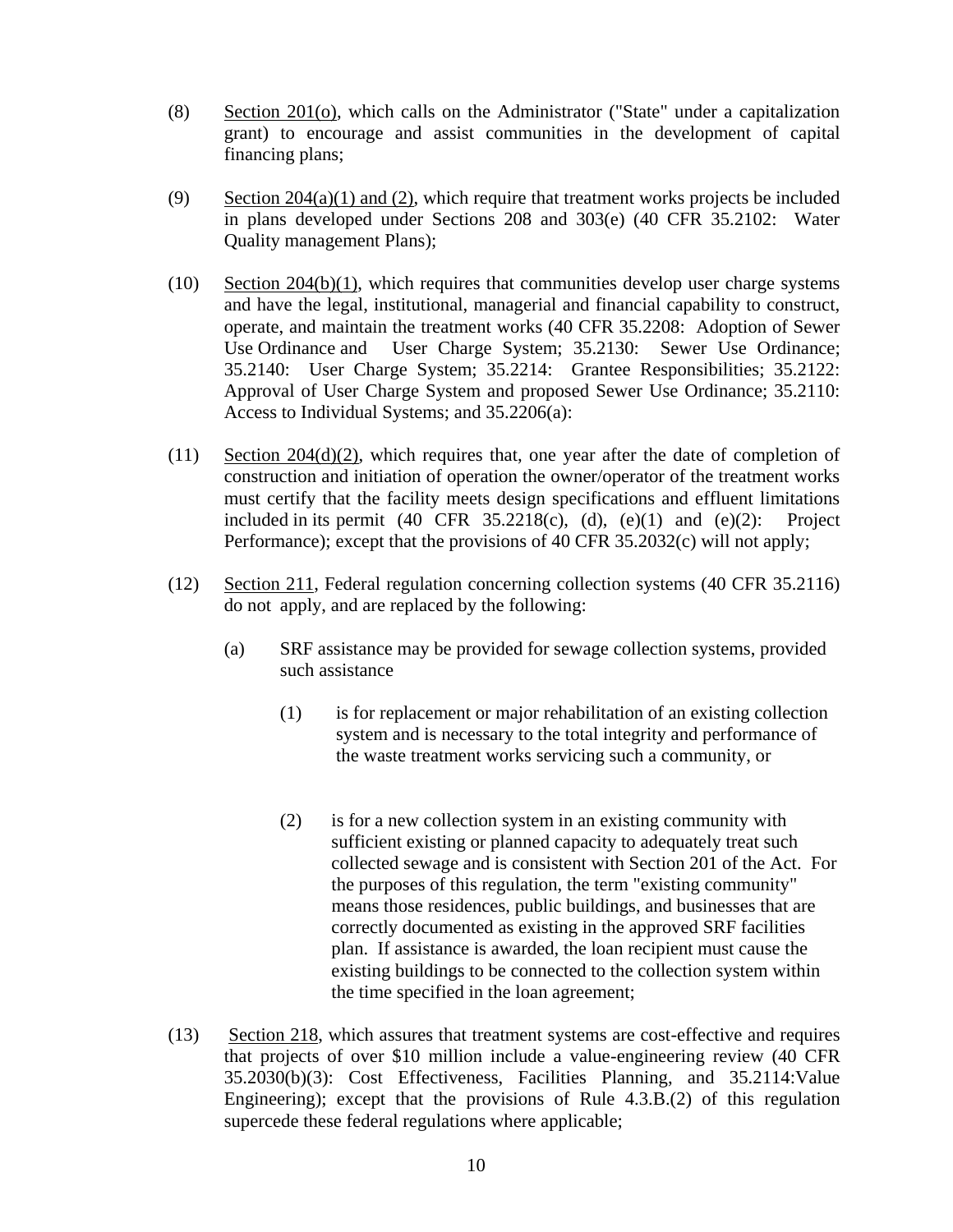(8) Section 201(o), which calls on the Administrator ("State" under a capitalization grant) to encourage and assist communities in the development of capital financing plans;

(9) Section 204(a)(1) and (2), which require that treatment works projects be included in plans developed under Sections 208 and 303(e) (40 CFR 35.2102: Water Quality management Plans);

(10) Section 204(b)(1), which requires that communities develop user charge systems and have the legal, institutional, managerial and financial capability to construct, operate, and maintain the treatment works (40 CFR 35.2208: Adoption of Sewer Use Ordinance and User Charge System; 35.2130: Sewer Use Ordinance; 35.2140: User Charge System; 35.2214: Grantee Responsibilities; 35.2122: Approval of User Charge System and proposed Sewer Use Ordinance; 35.2110: Access to Individual Systems; and 35.2206(a):

(11) Section 204(d)(2), which requires that, one year after the date of completion of construction and initiation of operation the owner/operator of the treatment works must certify that the facility meets design specifications and effluent limitations included in its permit (40 CFR 35.2218(c), (d), (e)(1) and (e)(2): Project Performance); except that the provisions of 40 CFR 35.2032(c) will not apply;

(12) Section 211, Federal regulation concerning collection systems (40 CFR 35.2116) do not apply, and are replaced by the following:

   (a) SRF assistance may be provided for sewage collection systems, provided such assistance

      (1) is for replacement or major rehabilitation of an existing collection system and is necessary to the total integrity and performance of the waste treatment works servicing such a community, or

      (2) is for a new collection system in an existing community with sufficient existing or planned capacity to adequately treat such collected sewage and is consistent with Section 201 of the Act. For the purposes of this regulation, the term "existing community" means those residences, public buildings, and businesses that are correctly documented as existing in the approved SRF facilities plan. If assistance is awarded, the loan recipient must cause the existing buildings to be connected to the collection system within the time specified in the loan agreement;

(13) Section 218, which assures that treatment systems are cost-effective and requires that projects of over $10 million include a value-engineering review (40 CFR 35.2030(b)(3): Cost Effectiveness, Facilities Planning, and 35.2114:Value Engineering); except that the provisions of Rule 4.3.B.(2) of this regulation supercede these federal regulations where applicable;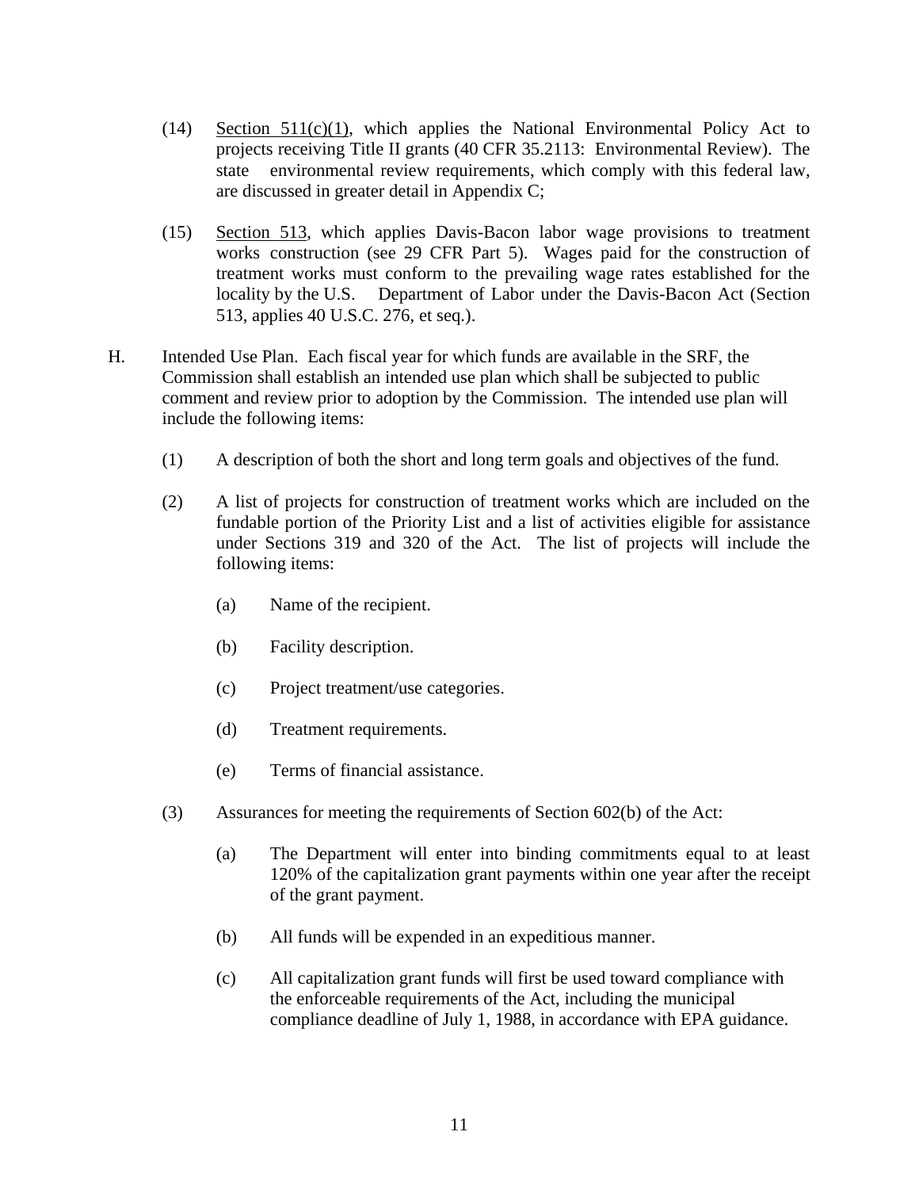(14) Section 511(c)(1), which applies the National Environmental Policy Act to projects receiving Title II grants (40 CFR 35.2113: Environmental Review). The state environmental review requirements, which comply with this federal law, are discussed in greater detail in Appendix C;

(15) Section 513, which applies Davis-Bacon labor wage provisions to treatment works construction (see 29 CFR Part 5). Wages paid for the construction of treatment works must conform to the prevailing wage rates established for the locality by the U.S. Department of Labor under the Davis-Bacon Act (Section 513, applies 40 U.S.C. 276, et seq.).

H. Intended Use Plan. Each fiscal year for which funds are available in the SRF, the Commission shall establish an intended use plan which shall be subjected to public comment and review prior to adoption by the Commission. The intended use plan will include the following items:

(1) A description of both the short and long term goals and objectives of the fund.

(2) A list of projects for construction of treatment works which are included on the fundable portion of the Priority List and a list of activities eligible for assistance under Sections 319 and 320 of the Act. The list of projects will include the following items:

(a) Name of the recipient.

(b) Facility description.

(c) Project treatment/use categories.

(d) Treatment requirements.

(e) Terms of financial assistance.

(3) Assurances for meeting the requirements of Section 602(b) of the Act:

(a) The Department will enter into binding commitments equal to at least 120% of the capitalization grant payments within one year after the receipt of the grant payment.

(b) All funds will be expended in an expeditious manner.

(c) All capitalization grant funds will first be used toward compliance with the enforceable requirements of the Act, including the municipal compliance deadline of July 1, 1988, in accordance with EPA guidance.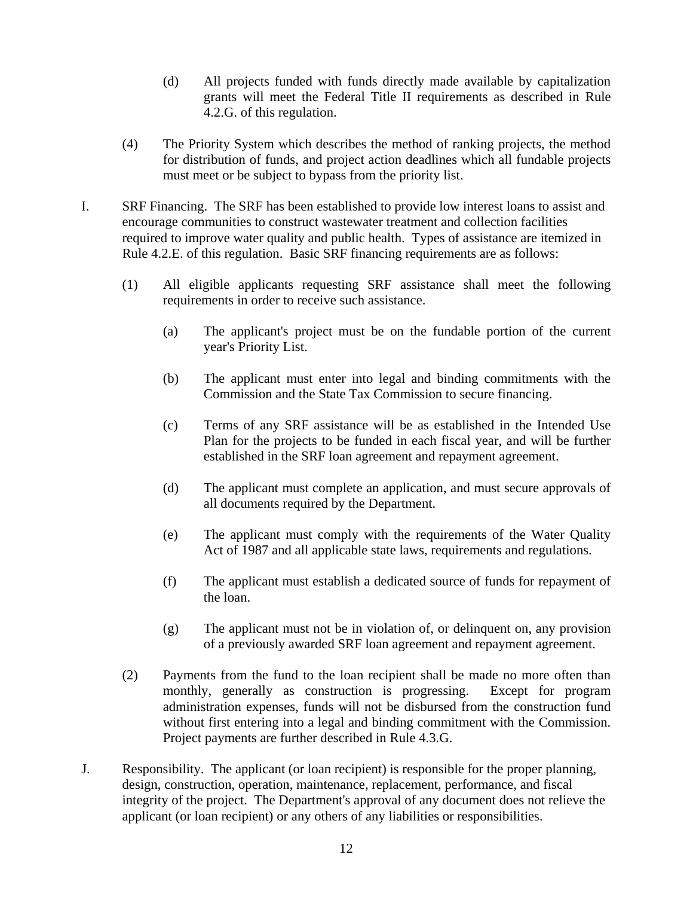(d) All projects funded with funds directly made available by capitalization grants will meet the Federal Title II requirements as described in Rule 4.2.G. of this regulation.

(4) The Priority System which describes the method of ranking projects, the method for distribution of funds, and project action deadlines which all fundable projects must meet or be subject to bypass from the priority list.

I. SRF Financing. The SRF has been established to provide low interest loans to assist and encourage communities to construct wastewater treatment and collection facilities required to improve water quality and public health. Types of assistance are itemized in Rule 4.2.E. of this regulation. Basic SRF financing requirements are as follows:

(1) All eligible applicants requesting SRF assistance shall meet the following requirements in order to receive such assistance.

(a) The applicant's project must be on the fundable portion of the current year's Priority List.

(b) The applicant must enter into legal and binding commitments with the Commission and the State Tax Commission to secure financing.

(c) Terms of any SRF assistance will be as established in the Intended Use Plan for the projects to be funded in each fiscal year, and will be further established in the SRF loan agreement and repayment agreement.

(d) The applicant must complete an application, and must secure approvals of all documents required by the Department.

(e) The applicant must comply with the requirements of the Water Quality Act of 1987 and all applicable state laws, requirements and regulations.

(f) The applicant must establish a dedicated source of funds for repayment of the loan.

(g) The applicant must not be in violation of, or delinquent on, any provision of a previously awarded SRF loan agreement and repayment agreement.

(2) Payments from the fund to the loan recipient shall be made no more often than monthly, generally as construction is progressing. Except for program administration expenses, funds will not be disbursed from the construction fund without first entering into a legal and binding commitment with the Commission. Project payments are further described in Rule 4.3.G.

J. Responsibility. The applicant (or loan recipient) is responsible for the proper planning, design, construction, operation, maintenance, replacement, performance, and fiscal integrity of the project. The Department's approval of any document does not relieve the applicant (or loan recipient) or any others of any liabilities or responsibilities.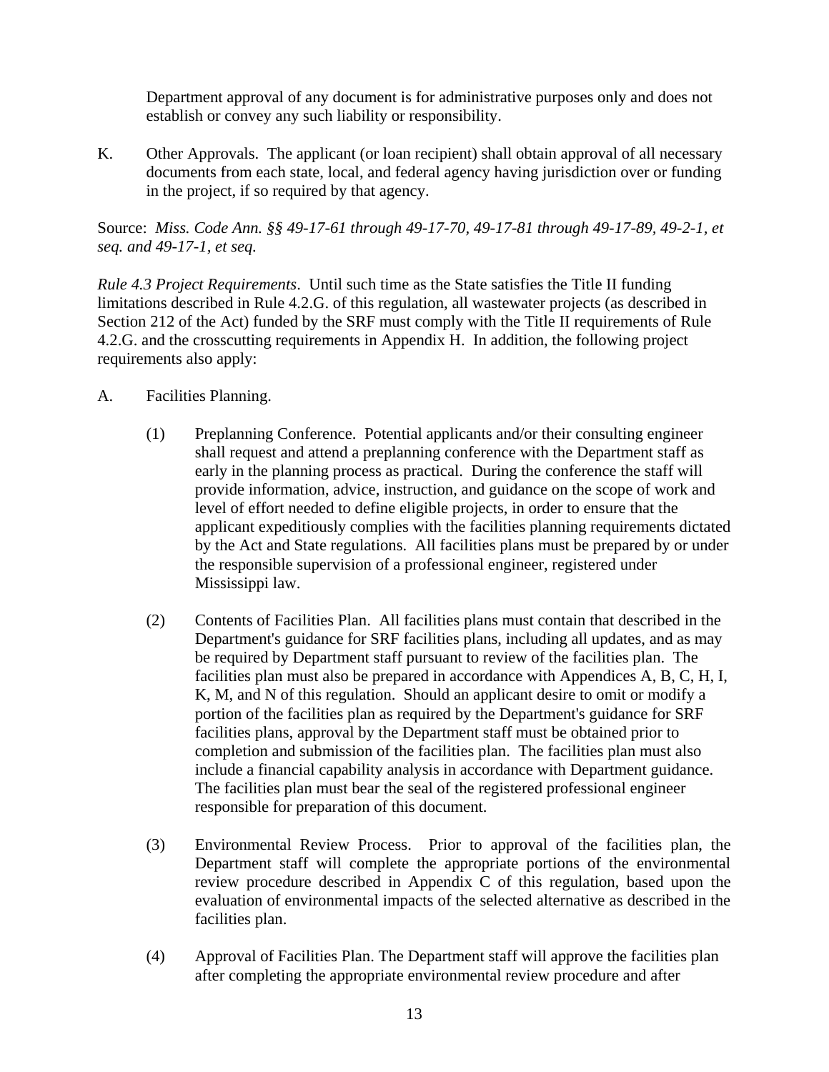Department approval of any document is for administrative purposes only and does not establish or convey any such liability or responsibility.

K. Other Approvals. The applicant (or loan recipient) shall obtain approval of all necessary documents from each state, local, and federal agency having jurisdiction over or funding in the project, if so required by that agency.

Source: *Miss. Code Ann. §§ 49-17-61 through 49-17-70, 49-17-81 through 49-17-89, 49-2-1, et seq. and 49-17-1, et seq.*

*Rule 4.3 Project Requirements*. Until such time as the State satisfies the Title II funding limitations described in Rule 4.2.G. of this regulation, all wastewater projects (as described in Section 212 of the Act) funded by the SRF must comply with the Title II requirements of Rule 4.2.G. and the crosscutting requirements in Appendix H. In addition, the following project requirements also apply:

A. Facilities Planning.

(1) Preplanning Conference. Potential applicants and/or their consulting engineer shall request and attend a preplanning conference with the Department staff as early in the planning process as practical. During the conference the staff will provide information, advice, instruction, and guidance on the scope of work and level of effort needed to define eligible projects, in order to ensure that the applicant expeditiously complies with the facilities planning requirements dictated by the Act and State regulations. All facilities plans must be prepared by or under the responsible supervision of a professional engineer, registered under Mississippi law.

(2) Contents of Facilities Plan. All facilities plans must contain that described in the Department's guidance for SRF facilities plans, including all updates, and as may be required by Department staff pursuant to review of the facilities plan. The facilities plan must also be prepared in accordance with Appendices A, B, C, H, I, K, M, and N of this regulation. Should an applicant desire to omit or modify a portion of the facilities plan as required by the Department's guidance for SRF facilities plans, approval by the Department staff must be obtained prior to completion and submission of the facilities plan. The facilities plan must also include a financial capability analysis in accordance with Department guidance. The facilities plan must bear the seal of the registered professional engineer responsible for preparation of this document.

(3) Environmental Review Process. Prior to approval of the facilities plan, the Department staff will complete the appropriate portions of the environmental review procedure described in Appendix C of this regulation, based upon the evaluation of environmental impacts of the selected alternative as described in the facilities plan.

(4) Approval of Facilities Plan. The Department staff will approve the facilities plan after completing the appropriate environmental review procedure and after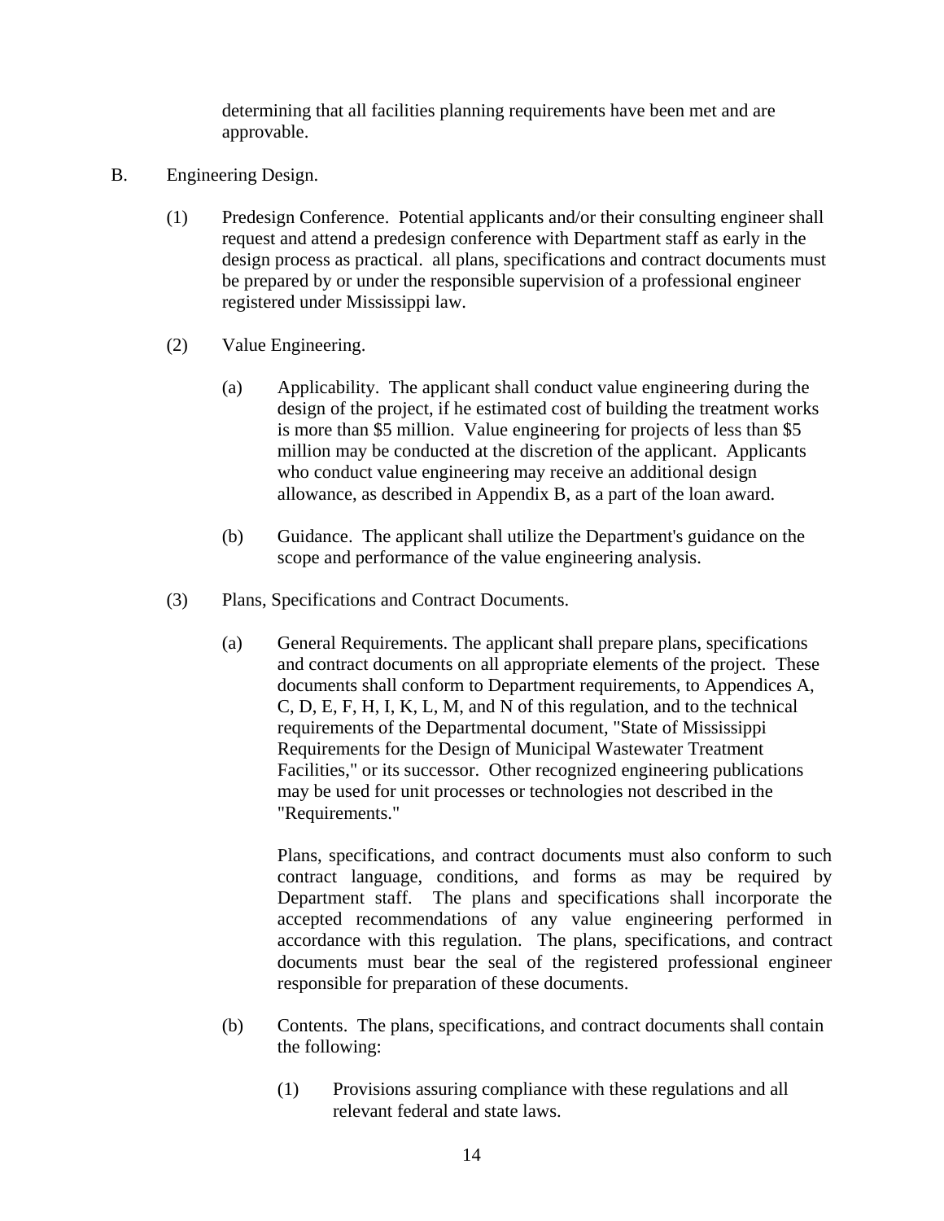determining that all facilities planning requirements have been met and are approvable.

B. Engineering Design.

(1) Predesign Conference. Potential applicants and/or their consulting engineer shall request and attend a predesign conference with Department staff as early in the design process as practical. all plans, specifications and contract documents must be prepared by or under the responsible supervision of a professional engineer registered under Mississippi law.

(2) Value Engineering.

(a) Applicability. The applicant shall conduct value engineering during the design of the project, if he estimated cost of building the treatment works is more than $5 million. Value engineering for projects of less than $5 million may be conducted at the discretion of the applicant. Applicants who conduct value engineering may receive an additional design allowance, as described in Appendix B, as a part of the loan award.

(b) Guidance. The applicant shall utilize the Department's guidance on the scope and performance of the value engineering analysis.

(3) Plans, Specifications and Contract Documents.

(a) General Requirements. The applicant shall prepare plans, specifications and contract documents on all appropriate elements of the project. These documents shall conform to Department requirements, to Appendices A, C, D, E, F, H, I, K, L, M, and N of this regulation, and to the technical requirements of the Departmental document, "State of Mississippi Requirements for the Design of Municipal Wastewater Treatment Facilities," or its successor. Other recognized engineering publications may be used for unit processes or technologies not described in the "Requirements."

Plans, specifications, and contract documents must also conform to such contract language, conditions, and forms as may be required by Department staff. The plans and specifications shall incorporate the accepted recommendations of any value engineering performed in accordance with this regulation. The plans, specifications, and contract documents must bear the seal of the registered professional engineer responsible for preparation of these documents.

(b) Contents. The plans, specifications, and contract documents shall contain the following:

(1) Provisions assuring compliance with these regulations and all relevant federal and state laws.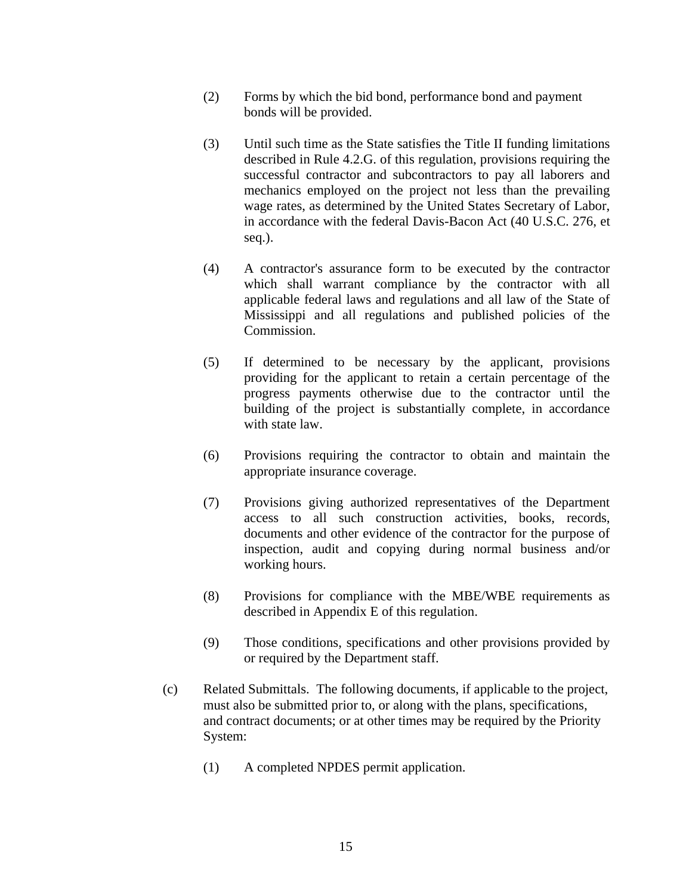(2) Forms by which the bid bond, performance bond and payment bonds will be provided.

(3) Until such time as the State satisfies the Title II funding limitations described in Rule 4.2.G. of this regulation, provisions requiring the successful contractor and subcontractors to pay all laborers and mechanics employed on the project not less than the prevailing wage rates, as determined by the United States Secretary of Labor, in accordance with the federal Davis-Bacon Act (40 U.S.C. 276, et seq.).

(4) A contractor's assurance form to be executed by the contractor which shall warrant compliance by the contractor with all applicable federal laws and regulations and all law of the State of Mississippi and all regulations and published policies of the Commission.

(5) If determined to be necessary by the applicant, provisions providing for the applicant to retain a certain percentage of the progress payments otherwise due to the contractor until the building of the project is substantially complete, in accordance with state law.

(6) Provisions requiring the contractor to obtain and maintain the appropriate insurance coverage.

(7) Provisions giving authorized representatives of the Department access to all such construction activities, books, records, documents and other evidence of the contractor for the purpose of inspection, audit and copying during normal business and/or working hours.

(8) Provisions for compliance with the MBE/WBE requirements as described in Appendix E of this regulation.

(9) Those conditions, specifications and other provisions provided by or required by the Department staff.

(c) Related Submittals. The following documents, if applicable to the project, must also be submitted prior to, or along with the plans, specifications, and contract documents; or at other times may be required by the Priority System:

(1) A completed NPDES permit application.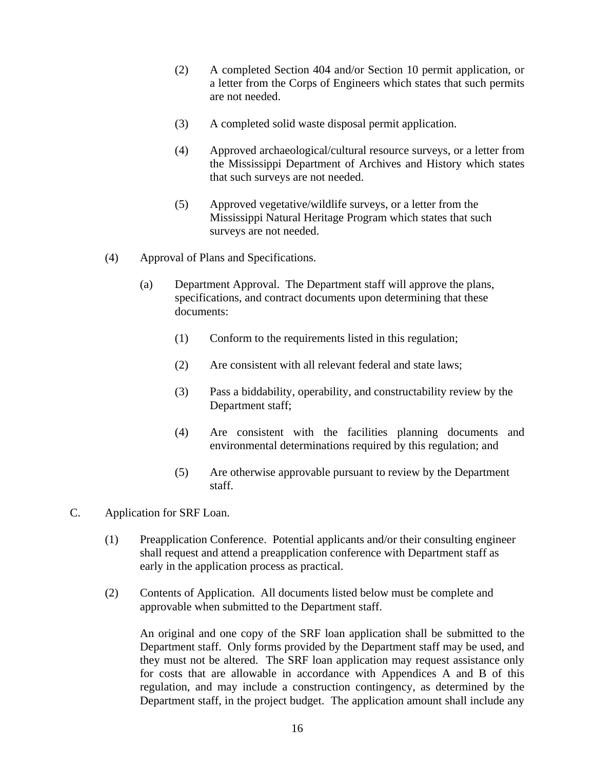(2) A completed Section 404 and/or Section 10 permit application, or a letter from the Corps of Engineers which states that such permits are not needed.

(3) A completed solid waste disposal permit application.

(4) Approved archaeological/cultural resource surveys, or a letter from the Mississippi Department of Archives and History which states that such surveys are not needed.

(5) Approved vegetative/wildlife surveys, or a letter from the Mississippi Natural Heritage Program which states that such surveys are not needed.

(4) Approval of Plans and Specifications.

(a) Department Approval. The Department staff will approve the plans, specifications, and contract documents upon determining that these documents:

(1) Conform to the requirements listed in this regulation;

(2) Are consistent with all relevant federal and state laws;

(3) Pass a biddability, operability, and constructability review by the Department staff;

(4) Are consistent with the facilities planning documents and environmental determinations required by this regulation; and

(5) Are otherwise approvable pursuant to review by the Department staff.

C. Application for SRF Loan.

(1) Preapplication Conference. Potential applicants and/or their consulting engineer shall request and attend a preapplication conference with Department staff as early in the application process as practical.

(2) Contents of Application. All documents listed below must be complete and approvable when submitted to the Department staff.

An original and one copy of the SRF loan application shall be submitted to the Department staff. Only forms provided by the Department staff may be used, and they must not be altered. The SRF loan application may request assistance only for costs that are allowable in accordance with Appendices A and B of this regulation, and may include a construction contingency, as determined by the Department staff, in the project budget. The application amount shall include any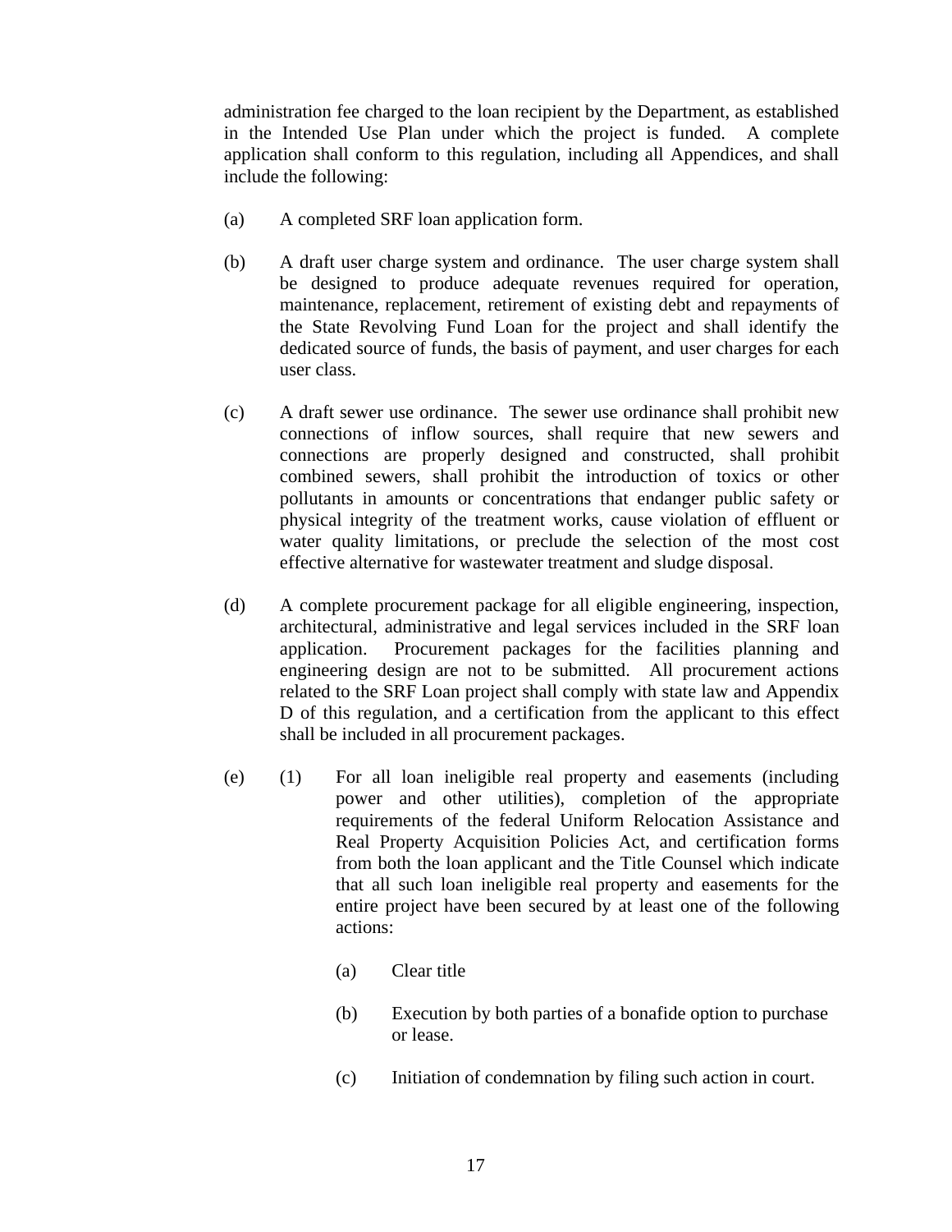administration fee charged to the loan recipient by the Department, as established in the Intended Use Plan under which the project is funded. A complete application shall conform to this regulation, including all Appendices, and shall include the following:

(a) A completed SRF loan application form.

(b) A draft user charge system and ordinance. The user charge system shall be designed to produce adequate revenues required for operation, maintenance, replacement, retirement of existing debt and repayments of the State Revolving Fund Loan for the project and shall identify the dedicated source of funds, the basis of payment, and user charges for each user class.

(c) A draft sewer use ordinance. The sewer use ordinance shall prohibit new connections of inflow sources, shall require that new sewers and connections are properly designed and constructed, shall prohibit combined sewers, shall prohibit the introduction of toxics or other pollutants in amounts or concentrations that endanger public safety or physical integrity of the treatment works, cause violation of effluent or water quality limitations, or preclude the selection of the most cost effective alternative for wastewater treatment and sludge disposal.

(d) A complete procurement package for all eligible engineering, inspection, architectural, administrative and legal services included in the SRF loan application. Procurement packages for the facilities planning and engineering design are not to be submitted. All procurement actions related to the SRF Loan project shall comply with state law and Appendix D of this regulation, and a certification from the applicant to this effect shall be included in all procurement packages.

(e) (1) For all loan ineligible real property and easements (including power and other utilities), completion of the appropriate requirements of the federal Uniform Relocation Assistance and Real Property Acquisition Policies Act, and certification forms from both the loan applicant and the Title Counsel which indicate that all such loan ineligible real property and easements for the entire project have been secured by at least one of the following actions:

(a) Clear title

(b) Execution by both parties of a bonafide option to purchase or lease.

(c) Initiation of condemnation by filing such action in court.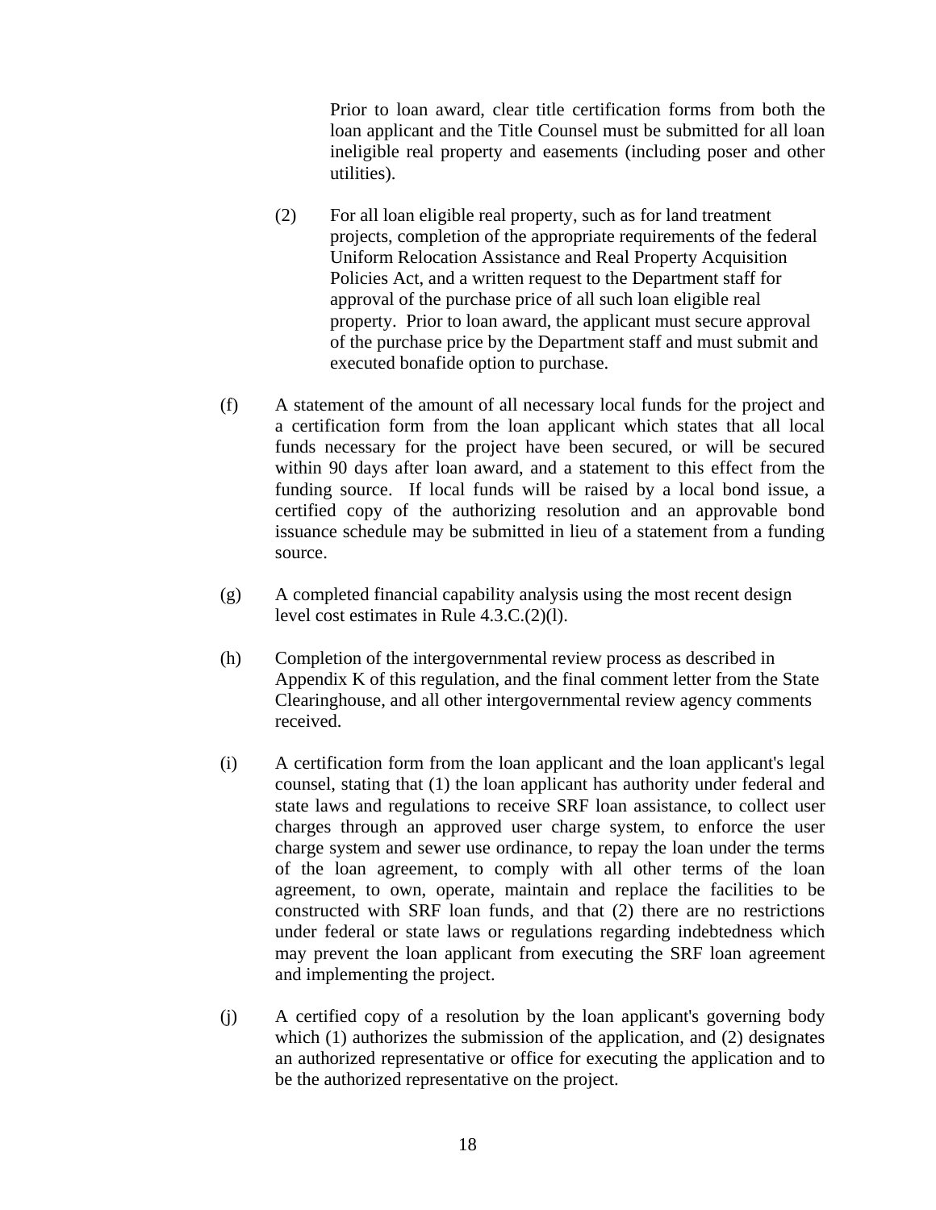Prior to loan award, clear title certification forms from both the loan applicant and the Title Counsel must be submitted for all loan ineligible real property and easements (including poser and other utilities).

(2) For all loan eligible real property, such as for land treatment projects, completion of the appropriate requirements of the federal Uniform Relocation Assistance and Real Property Acquisition Policies Act, and a written request to the Department staff for approval of the purchase price of all such loan eligible real property. Prior to loan award, the applicant must secure approval of the purchase price by the Department staff and must submit and executed bonafide option to purchase.

(f) A statement of the amount of all necessary local funds for the project and a certification form from the loan applicant which states that all local funds necessary for the project have been secured, or will be secured within 90 days after loan award, and a statement to this effect from the funding source. If local funds will be raised by a local bond issue, a certified copy of the authorizing resolution and an approvable bond issuance schedule may be submitted in lieu of a statement from a funding source.

(g) A completed financial capability analysis using the most recent design level cost estimates in Rule 4.3.C.(2)(l).

(h) Completion of the intergovernmental review process as described in Appendix K of this regulation, and the final comment letter from the State Clearinghouse, and all other intergovernmental review agency comments received.

(i) A certification form from the loan applicant and the loan applicant's legal counsel, stating that (1) the loan applicant has authority under federal and state laws and regulations to receive SRF loan assistance, to collect user charges through an approved user charge system, to enforce the user charge system and sewer use ordinance, to repay the loan under the terms of the loan agreement, to comply with all other terms of the loan agreement, to own, operate, maintain and replace the facilities to be constructed with SRF loan funds, and that (2) there are no restrictions under federal or state laws or regulations regarding indebtedness which may prevent the loan applicant from executing the SRF loan agreement and implementing the project.

(j) A certified copy of a resolution by the loan applicant's governing body which (1) authorizes the submission of the application, and (2) designates an authorized representative or office for executing the application and to be the authorized representative on the project.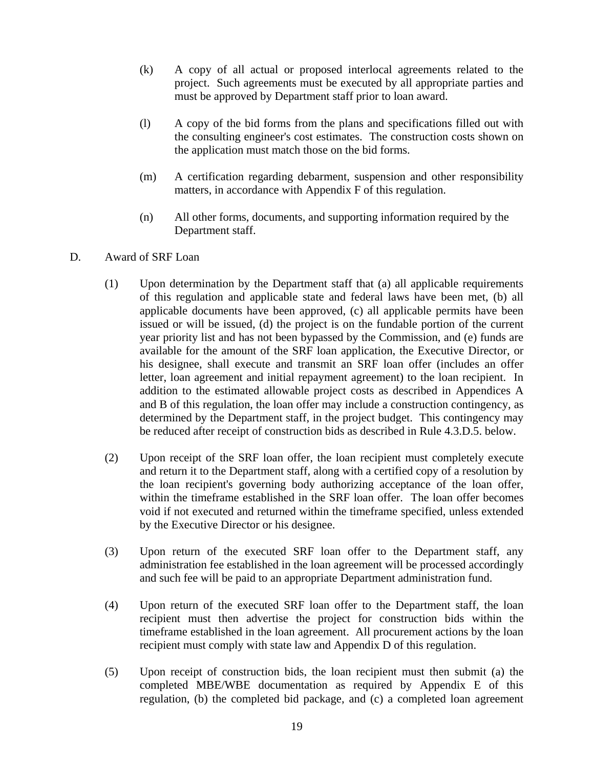(k) A copy of all actual or proposed interlocal agreements related to the project. Such agreements must be executed by all appropriate parties and must be approved by Department staff prior to loan award.

(l) A copy of the bid forms from the plans and specifications filled out with the consulting engineer's cost estimates. The construction costs shown on the application must match those on the bid forms.

(m) A certification regarding debarment, suspension and other responsibility matters, in accordance with Appendix F of this regulation.

(n) All other forms, documents, and supporting information required by the Department staff.

D. Award of SRF Loan

(1) Upon determination by the Department staff that (a) all applicable requirements of this regulation and applicable state and federal laws have been met, (b) all applicable documents have been approved, (c) all applicable permits have been issued or will be issued, (d) the project is on the fundable portion of the current year priority list and has not been bypassed by the Commission, and (e) funds are available for the amount of the SRF loan application, the Executive Director, or his designee, shall execute and transmit an SRF loan offer (includes an offer letter, loan agreement and initial repayment agreement) to the loan recipient. In addition to the estimated allowable project costs as described in Appendices A and B of this regulation, the loan offer may include a construction contingency, as determined by the Department staff, in the project budget. This contingency may be reduced after receipt of construction bids as described in Rule 4.3.D.5. below.

(2) Upon receipt of the SRF loan offer, the loan recipient must completely execute and return it to the Department staff, along with a certified copy of a resolution by the loan recipient's governing body authorizing acceptance of the loan offer, within the timeframe established in the SRF loan offer. The loan offer becomes void if not executed and returned within the timeframe specified, unless extended by the Executive Director or his designee.

(3) Upon return of the executed SRF loan offer to the Department staff, any administration fee established in the loan agreement will be processed accordingly and such fee will be paid to an appropriate Department administration fund.

(4) Upon return of the executed SRF loan offer to the Department staff, the loan recipient must then advertise the project for construction bids within the timeframe established in the loan agreement. All procurement actions by the loan recipient must comply with state law and Appendix D of this regulation.

(5) Upon receipt of construction bids, the loan recipient must then submit (a) the completed MBE/WBE documentation as required by Appendix E of this regulation, (b) the completed bid package, and (c) a completed loan agreement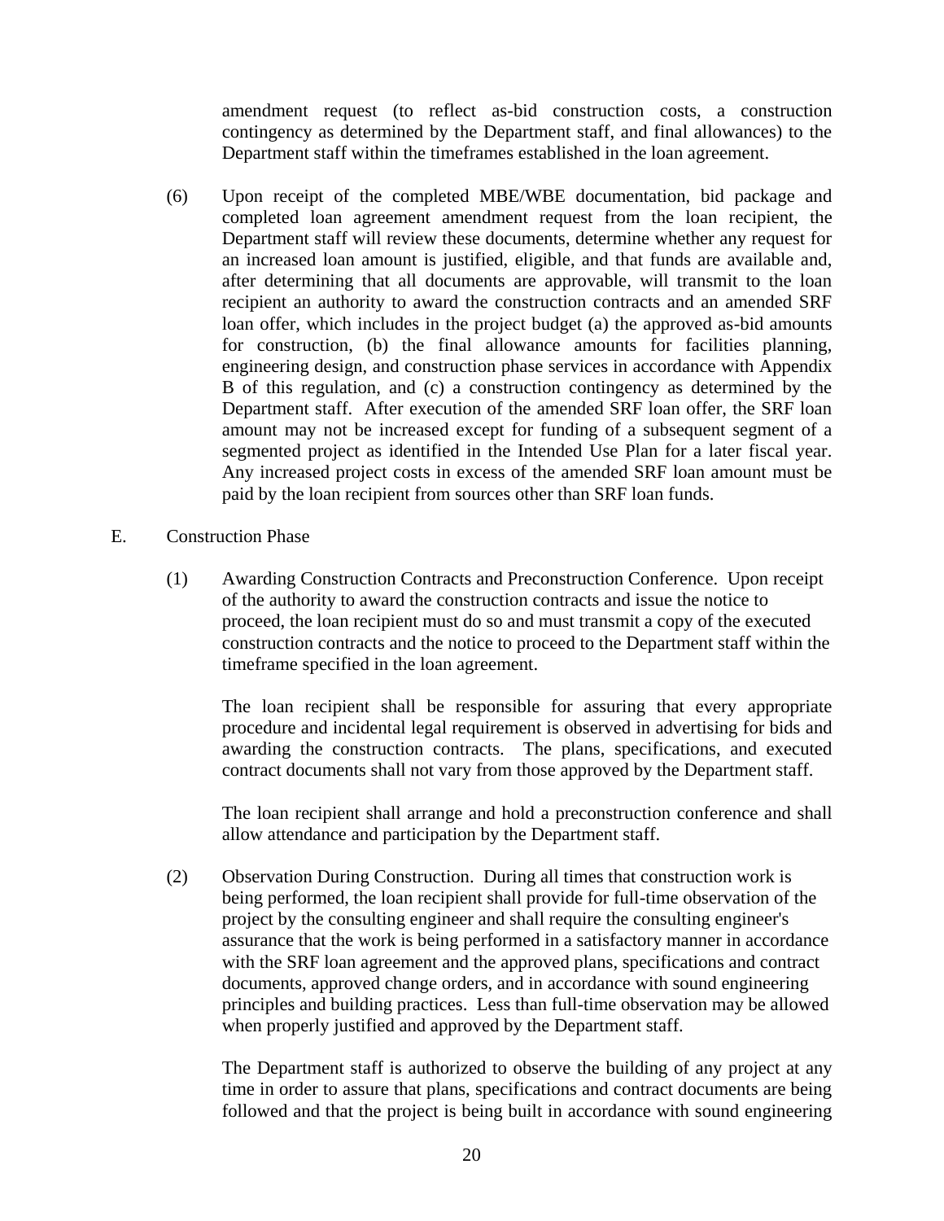amendment request (to reflect as-bid construction costs, a construction contingency as determined by the Department staff, and final allowances) to the Department staff within the timeframes established in the loan agreement.

(6) Upon receipt of the completed MBE/WBE documentation, bid package and completed loan agreement amendment request from the loan recipient, the Department staff will review these documents, determine whether any request for an increased loan amount is justified, eligible, and that funds are available and, after determining that all documents are approvable, will transmit to the loan recipient an authority to award the construction contracts and an amended SRF loan offer, which includes in the project budget (a) the approved as-bid amounts for construction, (b) the final allowance amounts for facilities planning, engineering design, and construction phase services in accordance with Appendix B of this regulation, and (c) a construction contingency as determined by the Department staff. After execution of the amended SRF loan offer, the SRF loan amount may not be increased except for funding of a subsequent segment of a segmented project as identified in the Intended Use Plan for a later fiscal year. Any increased project costs in excess of the amended SRF loan amount must be paid by the loan recipient from sources other than SRF loan funds.

E. Construction Phase

(1) Awarding Construction Contracts and Preconstruction Conference. Upon receipt of the authority to award the construction contracts and issue the notice to proceed, the loan recipient must do so and must transmit a copy of the executed construction contracts and the notice to proceed to the Department staff within the timeframe specified in the loan agreement.

The loan recipient shall be responsible for assuring that every appropriate procedure and incidental legal requirement is observed in advertising for bids and awarding the construction contracts. The plans, specifications, and executed contract documents shall not vary from those approved by the Department staff.

The loan recipient shall arrange and hold a preconstruction conference and shall allow attendance and participation by the Department staff.

(2) Observation During Construction. During all times that construction work is being performed, the loan recipient shall provide for full-time observation of the project by the consulting engineer and shall require the consulting engineer's assurance that the work is being performed in a satisfactory manner in accordance with the SRF loan agreement and the approved plans, specifications and contract documents, approved change orders, and in accordance with sound engineering principles and building practices. Less than full-time observation may be allowed when properly justified and approved by the Department staff.

The Department staff is authorized to observe the building of any project at any time in order to assure that plans, specifications and contract documents are being followed and that the project is being built in accordance with sound engineering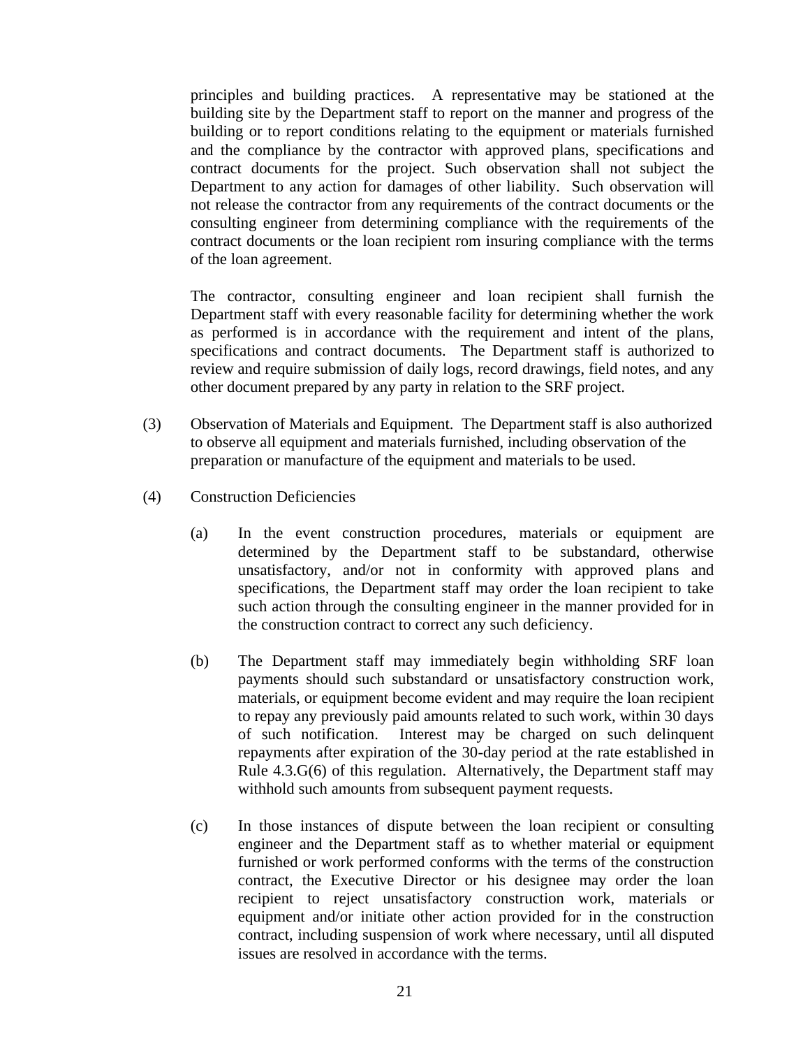principles and building practices. A representative may be stationed at the building site by the Department staff to report on the manner and progress of the building or to report conditions relating to the equipment or materials furnished and the compliance by the contractor with approved plans, specifications and contract documents for the project. Such observation shall not subject the Department to any action for damages of other liability. Such observation will not release the contractor from any requirements of the contract documents or the consulting engineer from determining compliance with the requirements of the contract documents or the loan recipient rom insuring compliance with the terms of the loan agreement.

The contractor, consulting engineer and loan recipient shall furnish the Department staff with every reasonable facility for determining whether the work as performed is in accordance with the requirement and intent of the plans, specifications and contract documents. The Department staff is authorized to review and require submission of daily logs, record drawings, field notes, and any other document prepared by any party in relation to the SRF project.

(3) Observation of Materials and Equipment. The Department staff is also authorized to observe all equipment and materials furnished, including observation of the preparation or manufacture of the equipment and materials to be used.

(4) Construction Deficiencies

(a) In the event construction procedures, materials or equipment are determined by the Department staff to be substandard, otherwise unsatisfactory, and/or not in conformity with approved plans and specifications, the Department staff may order the loan recipient to take such action through the consulting engineer in the manner provided for in the construction contract to correct any such deficiency.

(b) The Department staff may immediately begin withholding SRF loan payments should such substandard or unsatisfactory construction work, materials, or equipment become evident and may require the loan recipient to repay any previously paid amounts related to such work, within 30 days of such notification. Interest may be charged on such delinquent repayments after expiration of the 30-day period at the rate established in Rule 4.3.G(6) of this regulation. Alternatively, the Department staff may withhold such amounts from subsequent payment requests.

(c) In those instances of dispute between the loan recipient or consulting engineer and the Department staff as to whether material or equipment furnished or work performed conforms with the terms of the construction contract, the Executive Director or his designee may order the loan recipient to reject unsatisfactory construction work, materials or equipment and/or initiate other action provided for in the construction contract, including suspension of work where necessary, until all disputed issues are resolved in accordance with the terms.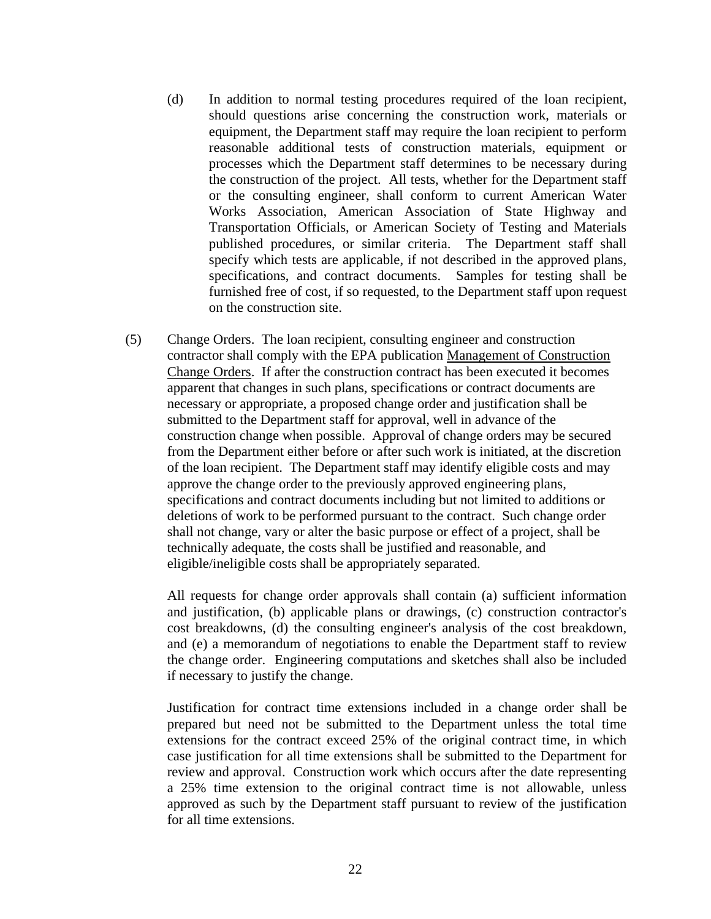(d) In addition to normal testing procedures required of the loan recipient, should questions arise concerning the construction work, materials or equipment, the Department staff may require the loan recipient to perform reasonable additional tests of construction materials, equipment or processes which the Department staff determines to be necessary during the construction of the project. All tests, whether for the Department staff or the consulting engineer, shall conform to current American Water Works Association, American Association of State Highway and Transportation Officials, or American Society of Testing and Materials published procedures, or similar criteria. The Department staff shall specify which tests are applicable, if not described in the approved plans, specifications, and contract documents. Samples for testing shall be furnished free of cost, if so requested, to the Department staff upon request on the construction site.

(5) Change Orders. The loan recipient, consulting engineer and construction contractor shall comply with the EPA publication Management of Construction Change Orders. If after the construction contract has been executed it becomes apparent that changes in such plans, specifications or contract documents are necessary or appropriate, a proposed change order and justification shall be submitted to the Department staff for approval, well in advance of the construction change when possible. Approval of change orders may be secured from the Department either before or after such work is initiated, at the discretion of the loan recipient. The Department staff may identify eligible costs and may approve the change order to the previously approved engineering plans, specifications and contract documents including but not limited to additions or deletions of work to be performed pursuant to the contract. Such change order shall not change, vary or alter the basic purpose or effect of a project, shall be technically adequate, the costs shall be justified and reasonable, and eligible/ineligible costs shall be appropriately separated.

All requests for change order approvals shall contain (a) sufficient information and justification, (b) applicable plans or drawings, (c) construction contractor's cost breakdowns, (d) the consulting engineer's analysis of the cost breakdown, and (e) a memorandum of negotiations to enable the Department staff to review the change order. Engineering computations and sketches shall also be included if necessary to justify the change.

Justification for contract time extensions included in a change order shall be prepared but need not be submitted to the Department unless the total time extensions for the contract exceed 25% of the original contract time, in which case justification for all time extensions shall be submitted to the Department for review and approval. Construction work which occurs after the date representing a 25% time extension to the original contract time is not allowable, unless approved as such by the Department staff pursuant to review of the justification for all time extensions.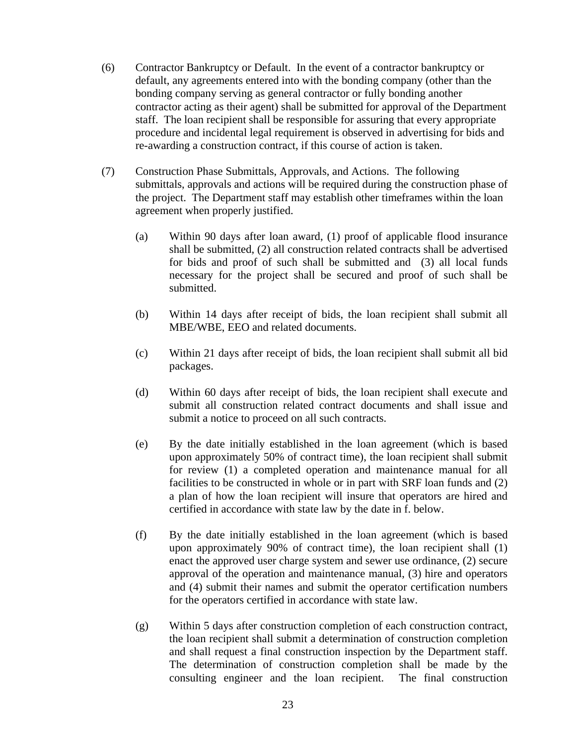(6) Contractor Bankruptcy or Default. In the event of a contractor bankruptcy or default, any agreements entered into with the bonding company (other than the bonding company serving as general contractor or fully bonding another contractor acting as their agent) shall be submitted for approval of the Department staff. The loan recipient shall be responsible for assuring that every appropriate procedure and incidental legal requirement is observed in advertising for bids and re-awarding a construction contract, if this course of action is taken.

(7) Construction Phase Submittals, Approvals, and Actions. The following submittals, approvals and actions will be required during the construction phase of the project. The Department staff may establish other timeframes within the loan agreement when properly justified.

- (a) Within 90 days after loan award, (1) proof of applicable flood insurance shall be submitted, (2) all construction related contracts shall be advertised for bids and proof of such shall be submitted and (3) all local funds necessary for the project shall be secured and proof of such shall be submitted.

- (b) Within 14 days after receipt of bids, the loan recipient shall submit all MBE/WBE, EEO and related documents.

- (c) Within 21 days after receipt of bids, the loan recipient shall submit all bid packages.

- (d) Within 60 days after receipt of bids, the loan recipient shall execute and submit all construction related contract documents and shall issue and submit a notice to proceed on all such contracts.

- (e) By the date initially established in the loan agreement (which is based upon approximately 50% of contract time), the loan recipient shall submit for review (1) a completed operation and maintenance manual for all facilities to be constructed in whole or in part with SRF loan funds and (2) a plan of how the loan recipient will insure that operators are hired and certified in accordance with state law by the date in f. below.

- (f) By the date initially established in the loan agreement (which is based upon approximately 90% of contract time), the loan recipient shall (1) enact the approved user charge system and sewer use ordinance, (2) secure approval of the operation and maintenance manual, (3) hire and operators and (4) submit their names and submit the operator certification numbers for the operators certified in accordance with state law.

- (g) Within 5 days after construction completion of each construction contract, the loan recipient shall submit a determination of construction completion and shall request a final construction inspection by the Department staff. The determination of construction completion shall be made by the consulting engineer and the loan recipient. The final construction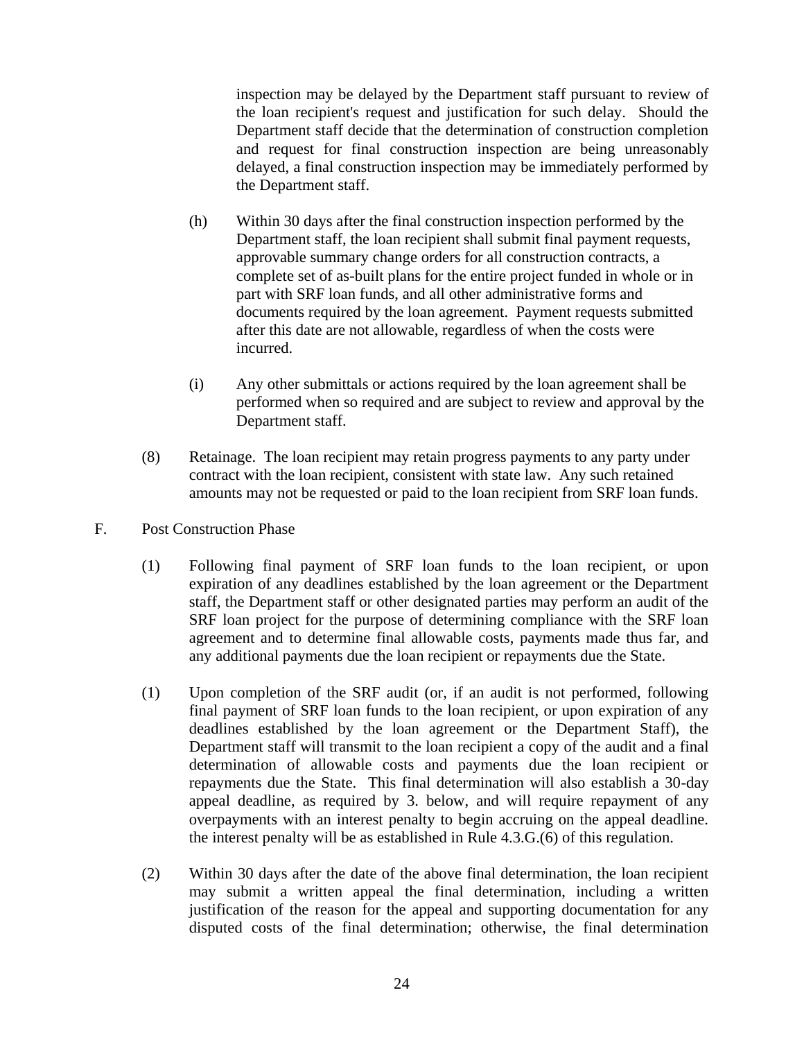inspection may be delayed by the Department staff pursuant to review of the loan recipient's request and justification for such delay. Should the Department staff decide that the determination of construction completion and request for final construction inspection are being unreasonably delayed, a final construction inspection may be immediately performed by the Department staff.

(h) Within 30 days after the final construction inspection performed by the Department staff, the loan recipient shall submit final payment requests, approvable summary change orders for all construction contracts, a complete set of as-built plans for the entire project funded in whole or in part with SRF loan funds, and all other administrative forms and documents required by the loan agreement. Payment requests submitted after this date are not allowable, regardless of when the costs were incurred.

(i) Any other submittals or actions required by the loan agreement shall be performed when so required and are subject to review and approval by the Department staff.

(8) Retainage. The loan recipient may retain progress payments to any party under contract with the loan recipient, consistent with state law. Any such retained amounts may not be requested or paid to the loan recipient from SRF loan funds.

F. Post Construction Phase

(1) Following final payment of SRF loan funds to the loan recipient, or upon expiration of any deadlines established by the loan agreement or the Department staff, the Department staff or other designated parties may perform an audit of the SRF loan project for the purpose of determining compliance with the SRF loan agreement and to determine final allowable costs, payments made thus far, and any additional payments due the loan recipient or repayments due the State.

(1) Upon completion of the SRF audit (or, if an audit is not performed, following final payment of SRF loan funds to the loan recipient, or upon expiration of any deadlines established by the loan agreement or the Department Staff), the Department staff will transmit to the loan recipient a copy of the audit and a final determination of allowable costs and payments due the loan recipient or repayments due the State. This final determination will also establish a 30-day appeal deadline, as required by 3. below, and will require repayment of any overpayments with an interest penalty to begin accruing on the appeal deadline. the interest penalty will be as established in Rule 4.3.G.(6) of this regulation.

(2) Within 30 days after the date of the above final determination, the loan recipient may submit a written appeal the final determination, including a written justification of the reason for the appeal and supporting documentation for any disputed costs of the final determination; otherwise, the final determination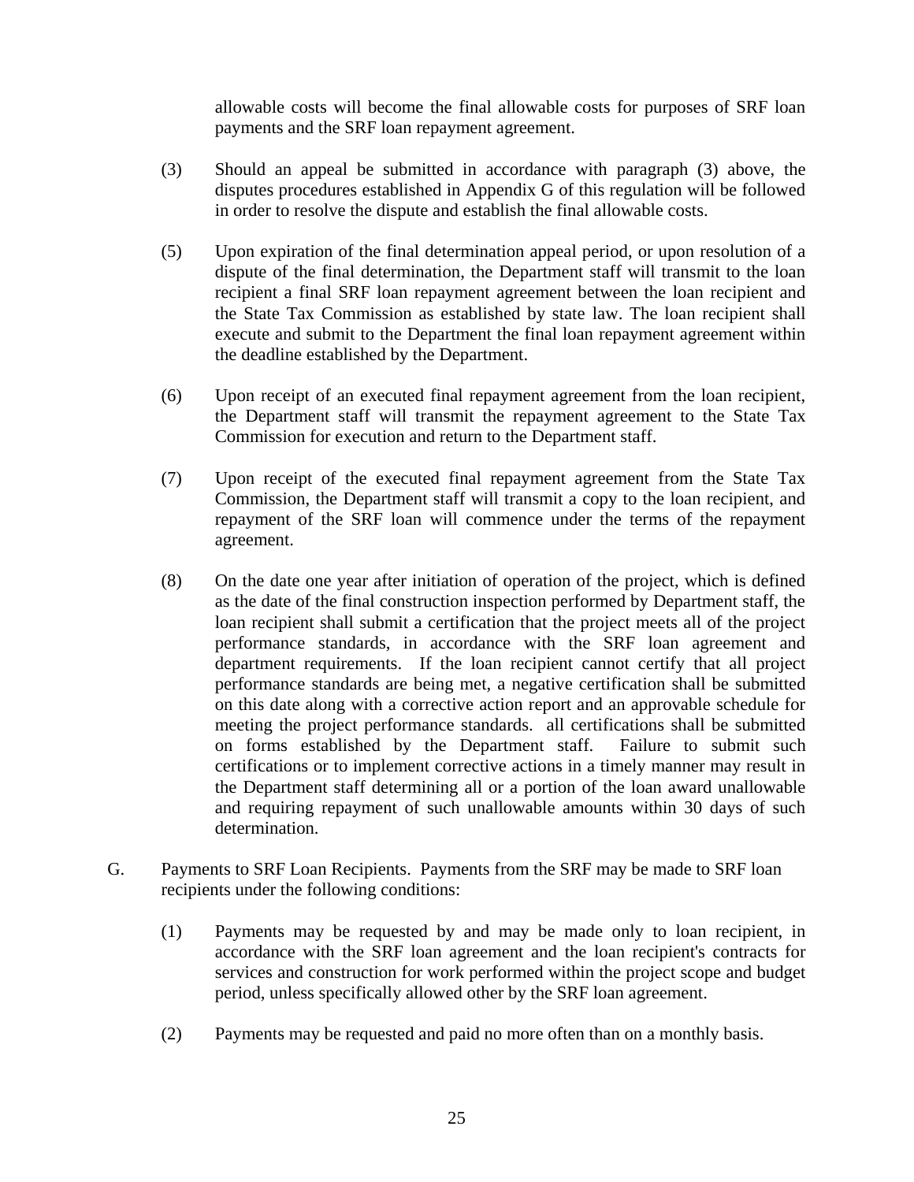allowable costs will become the final allowable costs for purposes of SRF loan payments and the SRF loan repayment agreement.

(3) Should an appeal be submitted in accordance with paragraph (3) above, the disputes procedures established in Appendix G of this regulation will be followed in order to resolve the dispute and establish the final allowable costs.

(5) Upon expiration of the final determination appeal period, or upon resolution of a dispute of the final determination, the Department staff will transmit to the loan recipient a final SRF loan repayment agreement between the loan recipient and the State Tax Commission as established by state law. The loan recipient shall execute and submit to the Department the final loan repayment agreement within the deadline established by the Department.

(6) Upon receipt of an executed final repayment agreement from the loan recipient, the Department staff will transmit the repayment agreement to the State Tax Commission for execution and return to the Department staff.

(7) Upon receipt of the executed final repayment agreement from the State Tax Commission, the Department staff will transmit a copy to the loan recipient, and repayment of the SRF loan will commence under the terms of the repayment agreement.

(8) On the date one year after initiation of operation of the project, which is defined as the date of the final construction inspection performed by Department staff, the loan recipient shall submit a certification that the project meets all of the project performance standards, in accordance with the SRF loan agreement and department requirements. If the loan recipient cannot certify that all project performance standards are being met, a negative certification shall be submitted on this date along with a corrective action report and an approvable schedule for meeting the project performance standards. all certifications shall be submitted on forms established by the Department staff. Failure to submit such certifications or to implement corrective actions in a timely manner may result in the Department staff determining all or a portion of the loan award unallowable and requiring repayment of such unallowable amounts within 30 days of such determination.

G. Payments to SRF Loan Recipients. Payments from the SRF may be made to SRF loan recipients under the following conditions:

(1) Payments may be requested by and may be made only to loan recipient, in accordance with the SRF loan agreement and the loan recipient's contracts for services and construction for work performed within the project scope and budget period, unless specifically allowed other by the SRF loan agreement.

(2) Payments may be requested and paid no more often than on a monthly basis.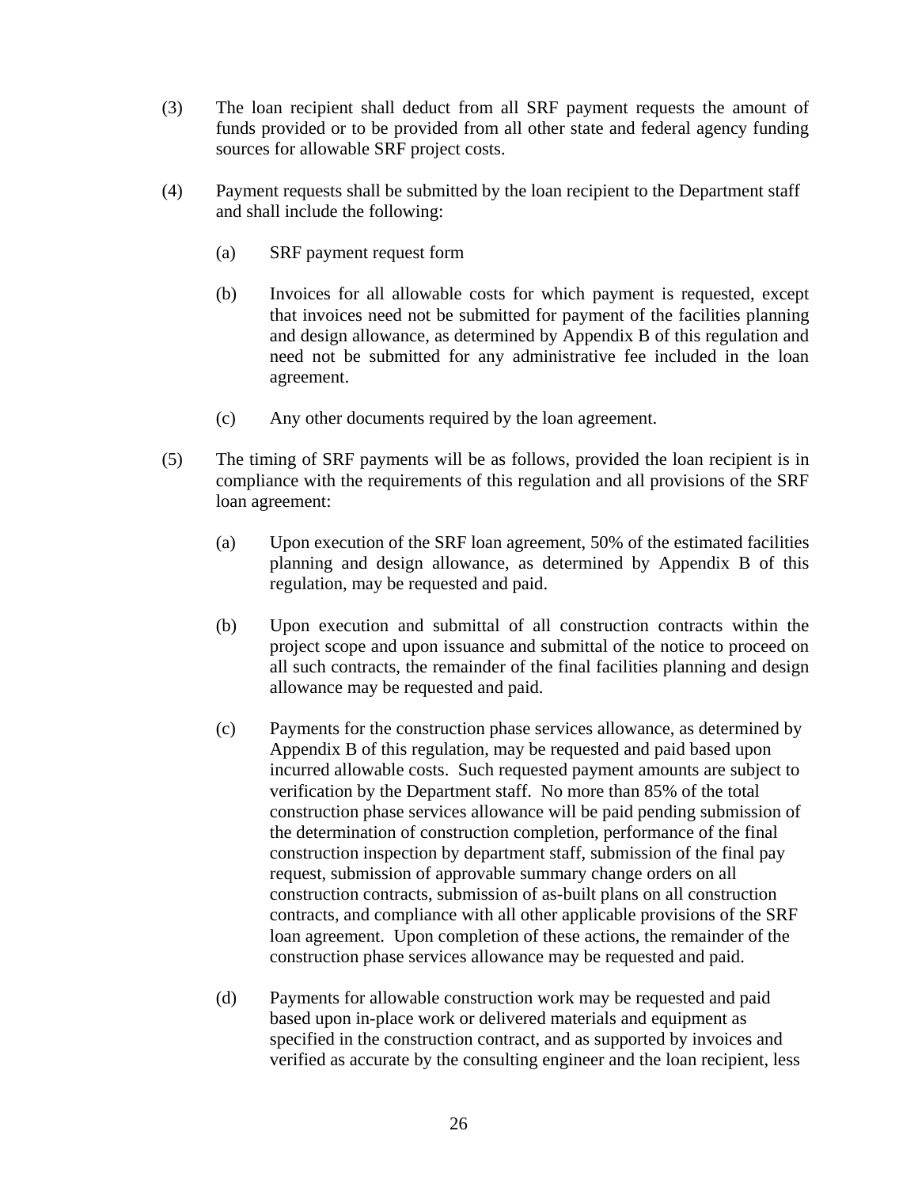(3) The loan recipient shall deduct from all SRF payment requests the amount of funds provided or to be provided from all other state and federal agency funding sources for allowable SRF project costs.

(4) Payment requests shall be submitted by the loan recipient to the Department staff and shall include the following:

   (a) SRF payment request form

   (b) Invoices for all allowable costs for which payment is requested, except that invoices need not be submitted for payment of the facilities planning and design allowance, as determined by Appendix B of this regulation and need not be submitted for any administrative fee included in the loan agreement.

   (c) Any other documents required by the loan agreement.

(5) The timing of SRF payments will be as follows, provided the loan recipient is in compliance with the requirements of this regulation and all provisions of the SRF loan agreement:

   (a) Upon execution of the SRF loan agreement, 50% of the estimated facilities planning and design allowance, as determined by Appendix B of this regulation, may be requested and paid.

   (b) Upon execution and submittal of all construction contracts within the project scope and upon issuance and submittal of the notice to proceed on all such contracts, the remainder of the final facilities planning and design allowance may be requested and paid.

   (c) Payments for the construction phase services allowance, as determined by Appendix B of this regulation, may be requested and paid based upon incurred allowable costs. Such requested payment amounts are subject to verification by the Department staff. No more than 85% of the total construction phase services allowance will be paid pending submission of the determination of construction completion, performance of the final construction inspection by department staff, submission of the final pay request, submission of approvable summary change orders on all construction contracts, submission of as-built plans on all construction contracts, and compliance with all other applicable provisions of the SRF loan agreement. Upon completion of these actions, the remainder of the construction phase services allowance may be requested and paid.

   (d) Payments for allowable construction work may be requested and paid based upon in-place work or delivered materials and equipment as specified in the construction contract, and as supported by invoices and verified as accurate by the consulting engineer and the loan recipient, less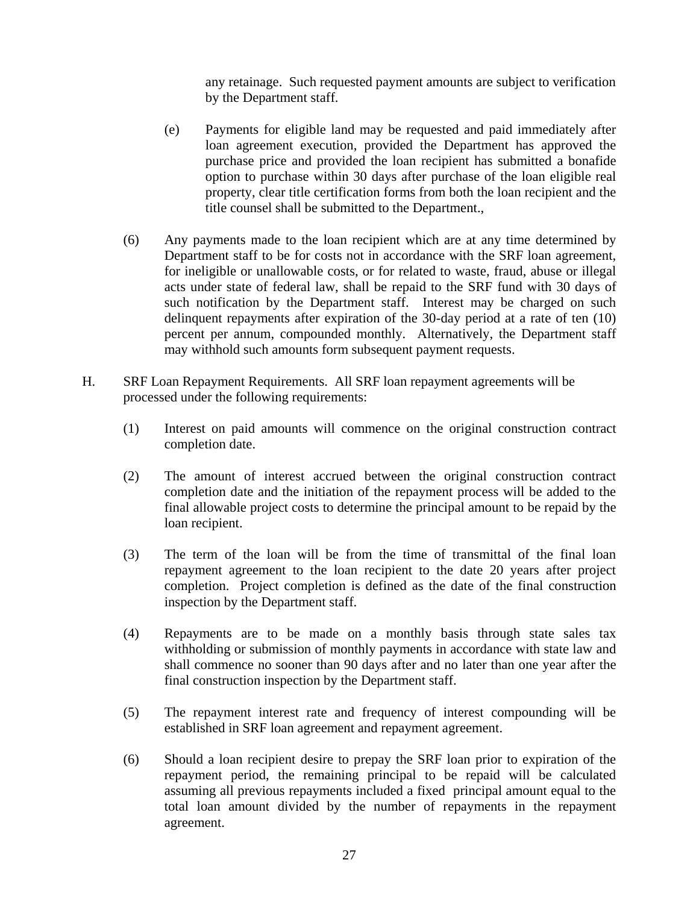any retainage. Such requested payment amounts are subject to verification by the Department staff.

(e) Payments for eligible land may be requested and paid immediately after loan agreement execution, provided the Department has approved the purchase price and provided the loan recipient has submitted a bonafide option to purchase within 30 days after purchase of the loan eligible real property, clear title certification forms from both the loan recipient and the title counsel shall be submitted to the Department.,

(6) Any payments made to the loan recipient which are at any time determined by Department staff to be for costs not in accordance with the SRF loan agreement, for ineligible or unallowable costs, or for related to waste, fraud, abuse or illegal acts under state of federal law, shall be repaid to the SRF fund with 30 days of such notification by the Department staff. Interest may be charged on such delinquent repayments after expiration of the 30-day period at a rate of ten (10) percent per annum, compounded monthly. Alternatively, the Department staff may withhold such amounts form subsequent payment requests.

H. SRF Loan Repayment Requirements. All SRF loan repayment agreements will be processed under the following requirements:

(1) Interest on paid amounts will commence on the original construction contract completion date.

(2) The amount of interest accrued between the original construction contract completion date and the initiation of the repayment process will be added to the final allowable project costs to determine the principal amount to be repaid by the loan recipient.

(3) The term of the loan will be from the time of transmittal of the final loan repayment agreement to the loan recipient to the date 20 years after project completion. Project completion is defined as the date of the final construction inspection by the Department staff.

(4) Repayments are to be made on a monthly basis through state sales tax withholding or submission of monthly payments in accordance with state law and shall commence no sooner than 90 days after and no later than one year after the final construction inspection by the Department staff.

(5) The repayment interest rate and frequency of interest compounding will be established in SRF loan agreement and repayment agreement.

(6) Should a loan recipient desire to prepay the SRF loan prior to expiration of the repayment period, the remaining principal to be repaid will be calculated assuming all previous repayments included a fixed principal amount equal to the total loan amount divided by the number of repayments in the repayment agreement.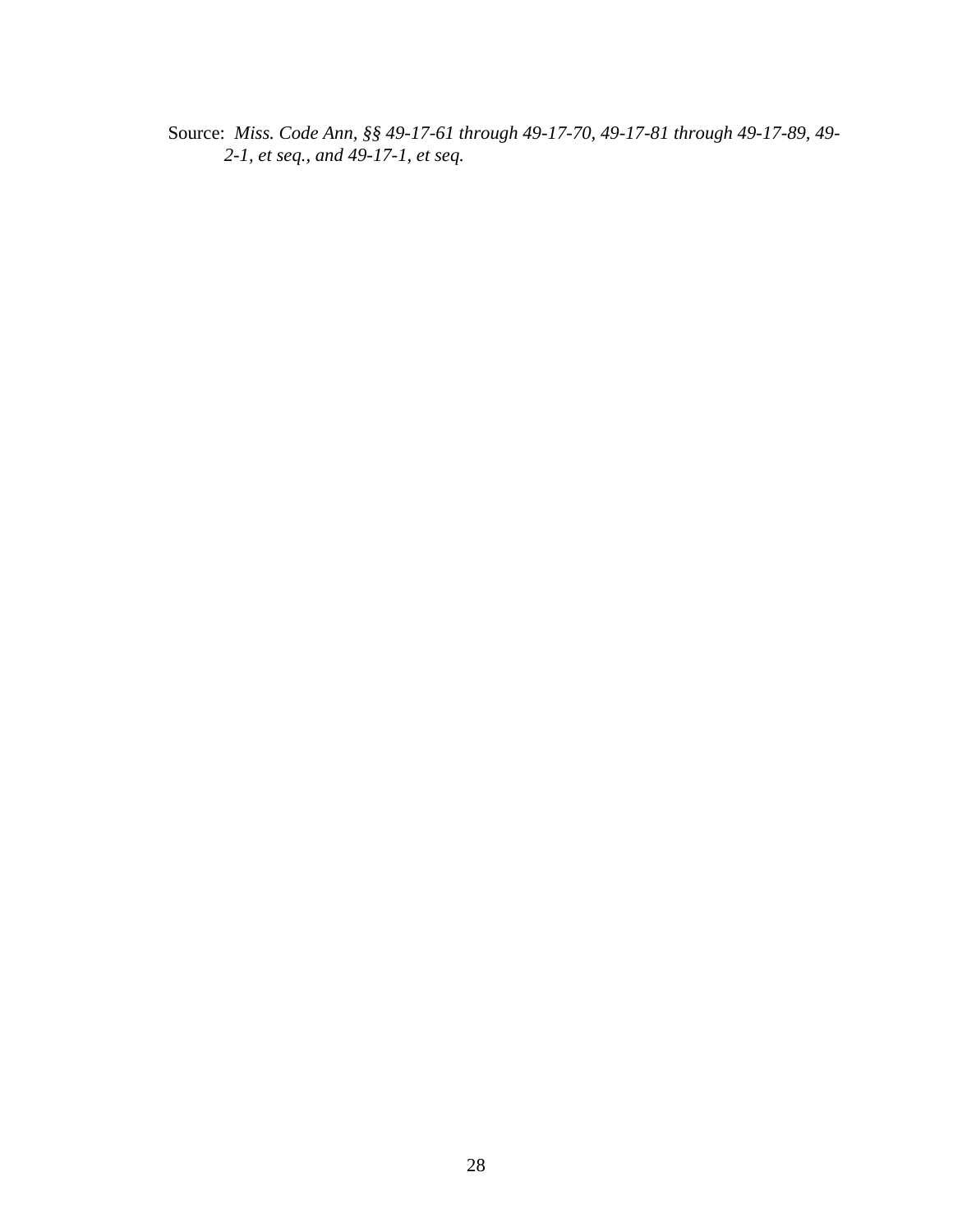Source: *Miss. Code Ann, §§ 49-17-61 through 49-17-70, 49-17-81 through 49-17-89, 49-2-1, et seq., and 49-17-1, et seq.*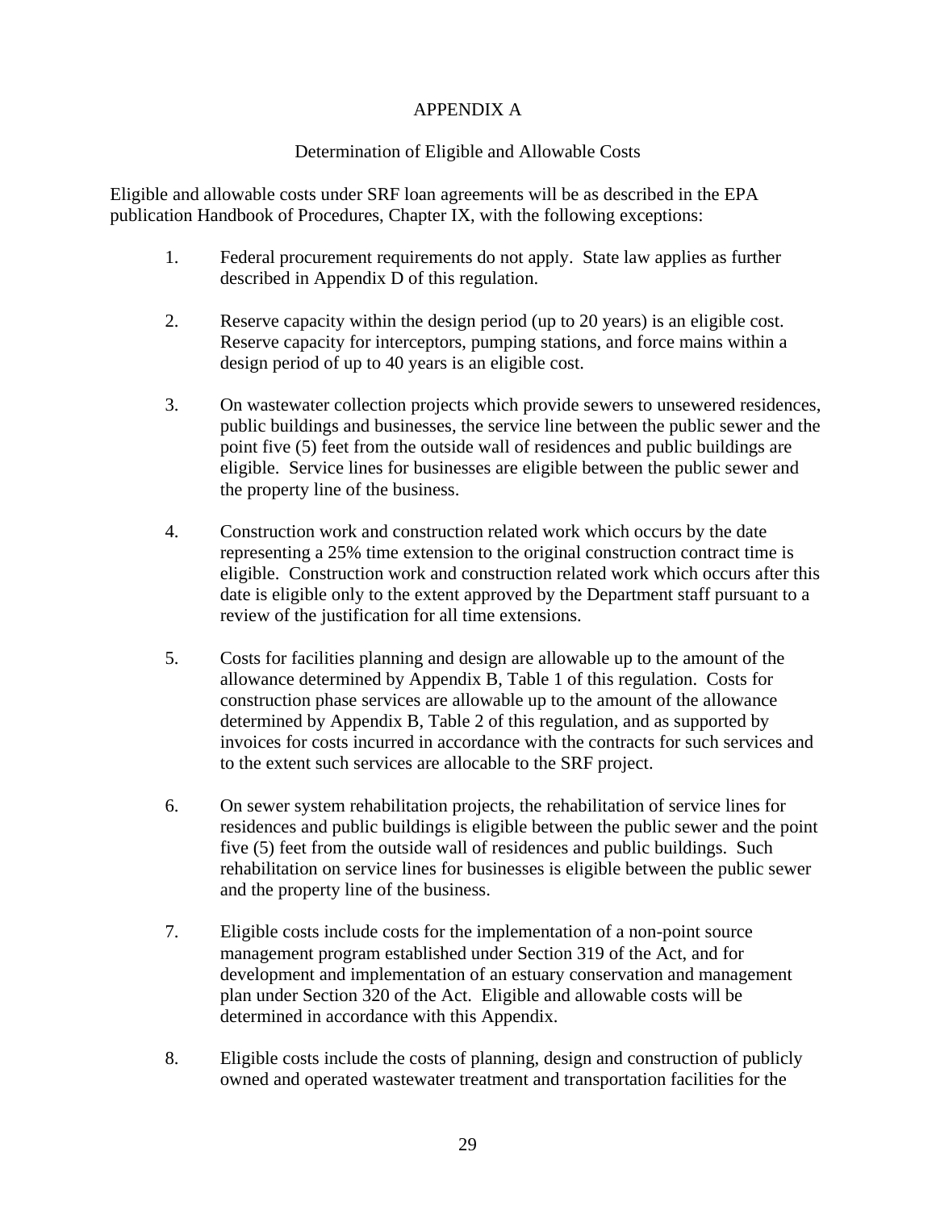# APPENDIX A

## Determination of Eligible and Allowable Costs

Eligible and allowable costs under SRF loan agreements will be as described in the EPA publication Handbook of Procedures, Chapter IX, with the following exceptions:

1. Federal procurement requirements do not apply. State law applies as further described in Appendix D of this regulation.

2. Reserve capacity within the design period (up to 20 years) is an eligible cost. Reserve capacity for interceptors, pumping stations, and force mains within a design period of up to 40 years is an eligible cost.

3. On wastewater collection projects which provide sewers to unsewered residences, public buildings and businesses, the service line between the public sewer and the point five (5) feet from the outside wall of residences and public buildings are eligible. Service lines for businesses are eligible between the public sewer and the property line of the business.

4. Construction work and construction related work which occurs by the date representing a 25% time extension to the original construction contract time is eligible. Construction work and construction related work which occurs after this date is eligible only to the extent approved by the Department staff pursuant to a review of the justification for all time extensions.

5. Costs for facilities planning and design are allowable up to the amount of the allowance determined by Appendix B, Table 1 of this regulation. Costs for construction phase services are allowable up to the amount of the allowance determined by Appendix B, Table 2 of this regulation, and as supported by invoices for costs incurred in accordance with the contracts for such services and to the extent such services are allocable to the SRF project.

6. On sewer system rehabilitation projects, the rehabilitation of service lines for residences and public buildings is eligible between the public sewer and the point five (5) feet from the outside wall of residences and public buildings. Such rehabilitation on service lines for businesses is eligible between the public sewer and the property line of the business.

7. Eligible costs include costs for the implementation of a non-point source management program established under Section 319 of the Act, and for development and implementation of an estuary conservation and management plan under Section 320 of the Act. Eligible and allowable costs will be determined in accordance with this Appendix.

8. Eligible costs include the costs of planning, design and construction of publicly owned and operated wastewater treatment and transportation facilities for the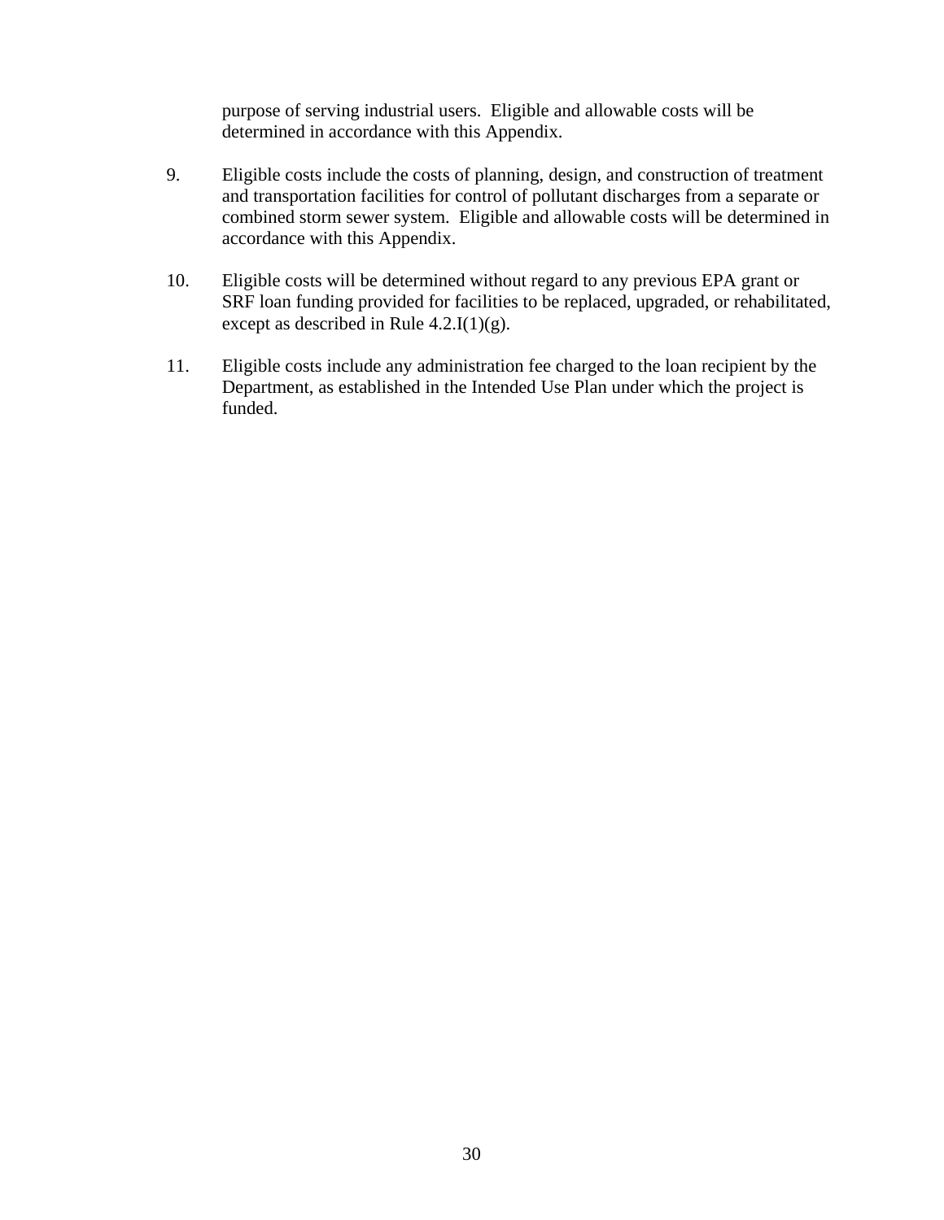purpose of serving industrial users. Eligible and allowable costs will be determined in accordance with this Appendix.

9. Eligible costs include the costs of planning, design, and construction of treatment and transportation facilities for control of pollutant discharges from a separate or combined storm sewer system. Eligible and allowable costs will be determined in accordance with this Appendix.

10. Eligible costs will be determined without regard to any previous EPA grant or SRF loan funding provided for facilities to be replaced, upgraded, or rehabilitated, except as described in Rule 4.2.I(1)(g).

11. Eligible costs include any administration fee charged to the loan recipient by the Department, as established in the Intended Use Plan under which the project is funded.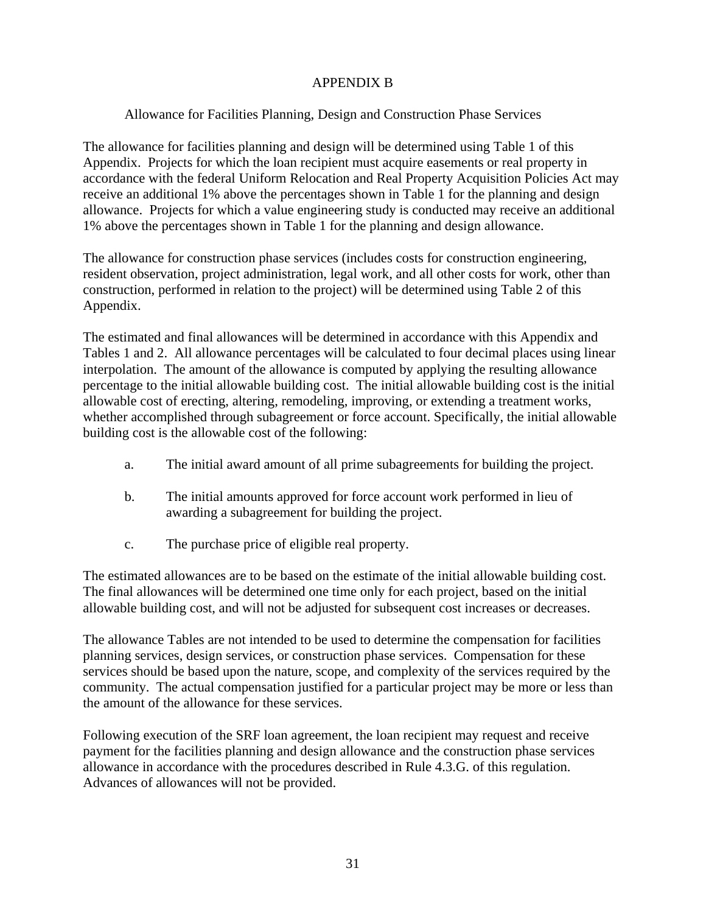# APPENDIX B

## Allowance for Facilities Planning, Design and Construction Phase Services

The allowance for facilities planning and design will be determined using Table 1 of this Appendix. Projects for which the loan recipient must acquire easements or real property in accordance with the federal Uniform Relocation and Real Property Acquisition Policies Act may receive an additional 1% above the percentages shown in Table 1 for the planning and design allowance. Projects for which a value engineering study is conducted may receive an additional 1% above the percentages shown in Table 1 for the planning and design allowance.

The allowance for construction phase services (includes costs for construction engineering, resident observation, project administration, legal work, and all other costs for work, other than construction, performed in relation to the project) will be determined using Table 2 of this Appendix.

The estimated and final allowances will be determined in accordance with this Appendix and Tables 1 and 2. All allowance percentages will be calculated to four decimal places using linear interpolation. The amount of the allowance is computed by applying the resulting allowance percentage to the initial allowable building cost. The initial allowable building cost is the initial allowable cost of erecting, altering, remodeling, improving, or extending a treatment works, whether accomplished through subagreement or force account. Specifically, the initial allowable building cost is the allowable cost of the following:

a. The initial award amount of all prime subagreements for building the project.

b. The initial amounts approved for force account work performed in lieu of awarding a subagreement for building the project.

c. The purchase price of eligible real property.

The estimated allowances are to be based on the estimate of the initial allowable building cost. The final allowances will be determined one time only for each project, based on the initial allowable building cost, and will not be adjusted for subsequent cost increases or decreases.

The allowance Tables are not intended to be used to determine the compensation for facilities planning services, design services, or construction phase services. Compensation for these services should be based upon the nature, scope, and complexity of the services required by the community. The actual compensation justified for a particular project may be more or less than the amount of the allowance for these services.

Following execution of the SRF loan agreement, the loan recipient may request and receive payment for the facilities planning and design allowance and the construction phase services allowance in accordance with the procedures described in Rule 4.3.G. of this regulation. Advances of allowances will not be provided.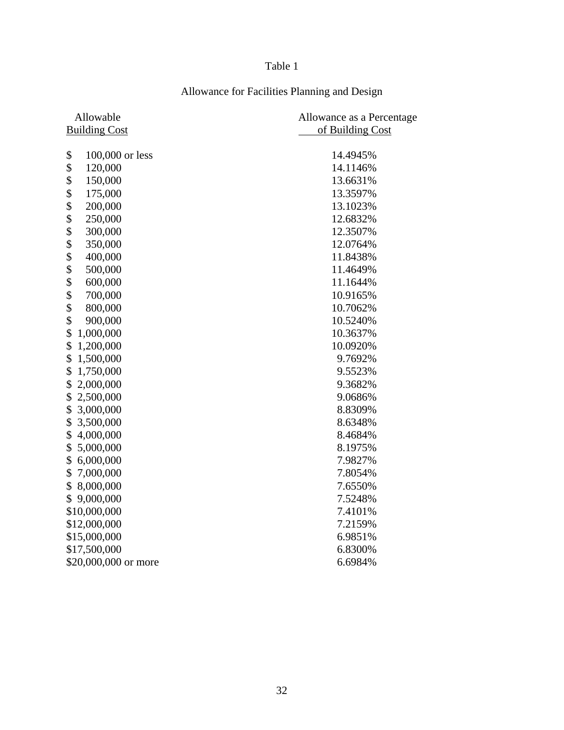Table 1

Allowance for Facilities Planning and Design

| Allowable Building Cost | Allowance as a Percentage of Building Cost |
|---|---|
| $ 100,000 or less | 14.4945% |
| $ 120,000 | 14.1146% |
| $ 150,000 | 13.6631% |
| $ 175,000 | 13.3597% |
| $ 200,000 | 13.1023% |
| $ 250,000 | 12.6832% |
| $ 300,000 | 12.3507% |
| $ 350,000 | 12.0764% |
| $ 400,000 | 11.8438% |
| $ 500,000 | 11.4649% |
| $ 600,000 | 11.1644% |
| $ 700,000 | 10.9165% |
| $ 800,000 | 10.7062% |
| $ 900,000 | 10.5240% |
| $ 1,000,000 | 10.3637% |
| $ 1,200,000 | 10.0920% |
| $ 1,500,000 | 9.7692% |
| $ 1,750,000 | 9.5523% |
| $ 2,000,000 | 9.3682% |
| $ 2,500,000 | 9.0686% |
| $ 3,000,000 | 8.8309% |
| $ 3,500,000 | 8.6348% |
| $ 4,000,000 | 8.4684% |
| $ 5,000,000 | 8.1975% |
| $ 6,000,000 | 7.9827% |
| $ 7,000,000 | 7.8054% |
| $ 8,000,000 | 7.6550% |
| $ 9,000,000 | 7.5248% |
| $10,000,000 | 7.4101% |
| $12,000,000 | 7.2159% |
| $15,000,000 | 6.9851% |
| $17,500,000 | 6.8300% |
| $20,000,000 or more | 6.6984% |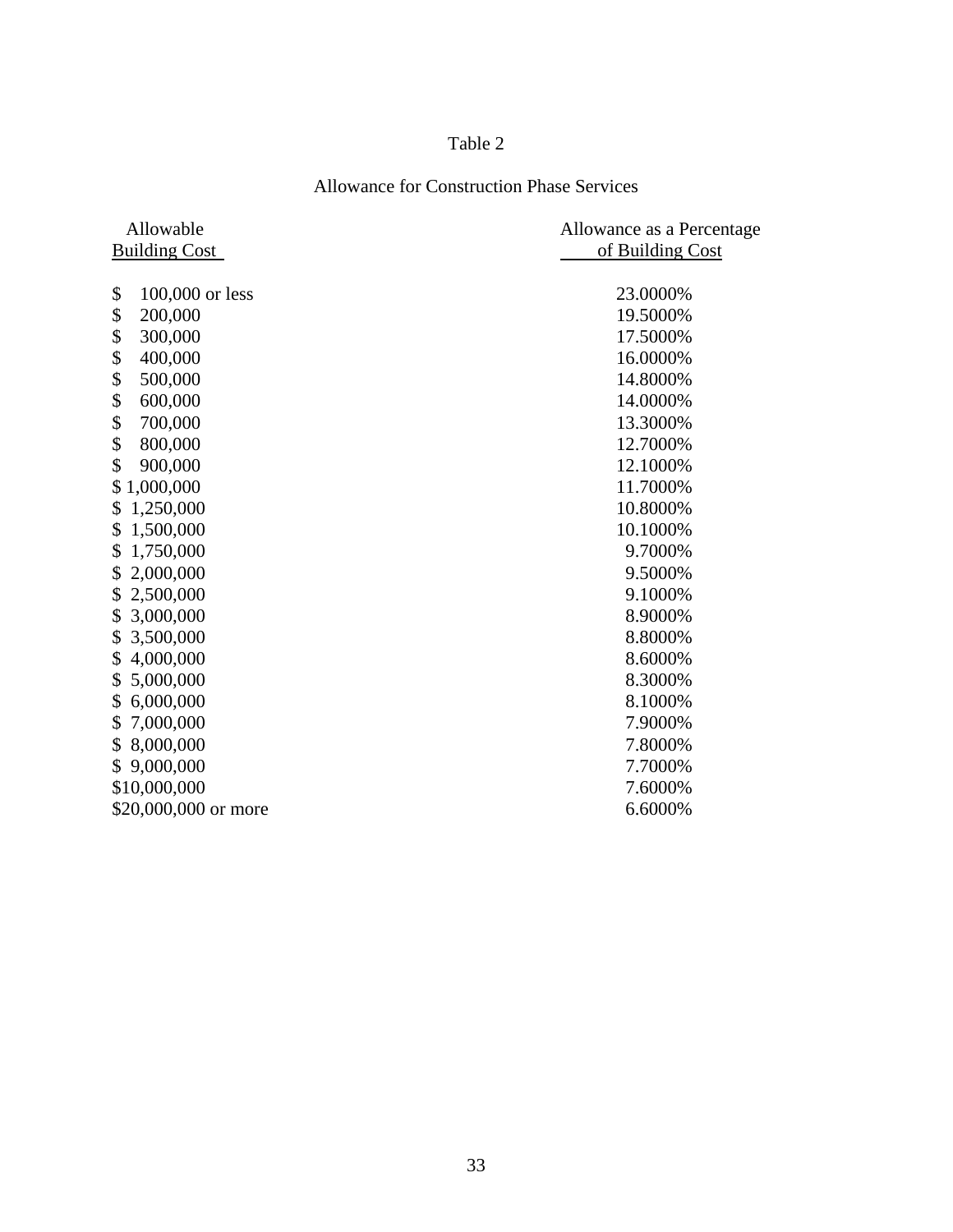# Table 2

## Allowance for Construction Phase Services

| Allowable Building Cost | Allowance as a Percentage of Building Cost |
| --- | --- |
| $ 100,000 or less | 23.0000% |
| $ 200,000 | 19.5000% |
| $ 300,000 | 17.5000% |
| $ 400,000 | 16.0000% |
| $ 500,000 | 14.8000% |
| $ 600,000 | 14.0000% |
| $ 700,000 | 13.3000% |
| $ 800,000 | 12.7000% |
| $ 900,000 | 12.1000% |
| $ 1,000,000 | 11.7000% |
| $ 1,250,000 | 10.8000% |
| $ 1,500,000 | 10.1000% |
| $ 1,750,000 | 9.7000% |
| $ 2,000,000 | 9.5000% |
| $ 2,500,000 | 9.1000% |
| $ 3,000,000 | 8.9000% |
| $ 3,500,000 | 8.8000% |
| $ 4,000,000 | 8.6000% |
| $ 5,000,000 | 8.3000% |
| $ 6,000,000 | 8.1000% |
| $ 7,000,000 | 7.9000% |
| $ 8,000,000 | 7.8000% |
| $ 9,000,000 | 7.7000% |
| $10,000,000 | 7.6000% |
| $20,000,000 or more | 6.6000% |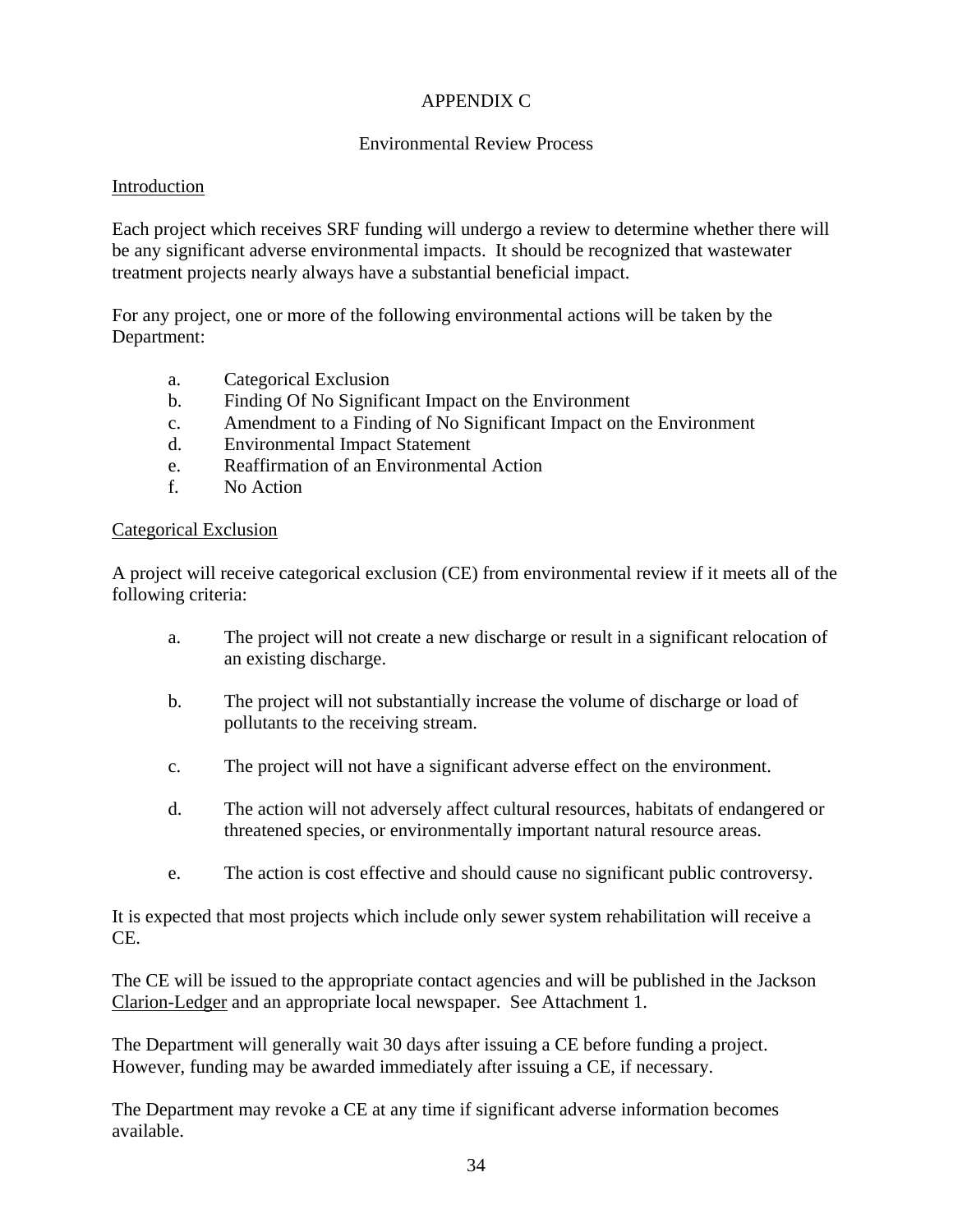# APPENDIX C

## Environmental Review Process

### Introduction

Each project which receives SRF funding will undergo a review to determine whether there will be any significant adverse environmental impacts. It should be recognized that wastewater treatment projects nearly always have a substantial beneficial impact.

For any project, one or more of the following environmental actions will be taken by the Department:

a. Categorical Exclusion
b. Finding Of No Significant Impact on the Environment
c. Amendment to a Finding of No Significant Impact on the Environment
d. Environmental Impact Statement
e. Reaffirmation of an Environmental Action
f. No Action

### Categorical Exclusion

A project will receive categorical exclusion (CE) from environmental review if it meets all of the following criteria:

a. The project will not create a new discharge or result in a significant relocation of an existing discharge.

b. The project will not substantially increase the volume of discharge or load of pollutants to the receiving stream.

c. The project will not have a significant adverse effect on the environment.

d. The action will not adversely affect cultural resources, habitats of endangered or threatened species, or environmentally important natural resource areas.

e. The action is cost effective and should cause no significant public controversy.

It is expected that most projects which include only sewer system rehabilitation will receive a CE.

The CE will be issued to the appropriate contact agencies and will be published in the Jackson Clarion-Ledger and an appropriate local newspaper. See Attachment 1.

The Department will generally wait 30 days after issuing a CE before funding a project. However, funding may be awarded immediately after issuing a CE, if necessary.

The Department may revoke a CE at any time if significant adverse information becomes available.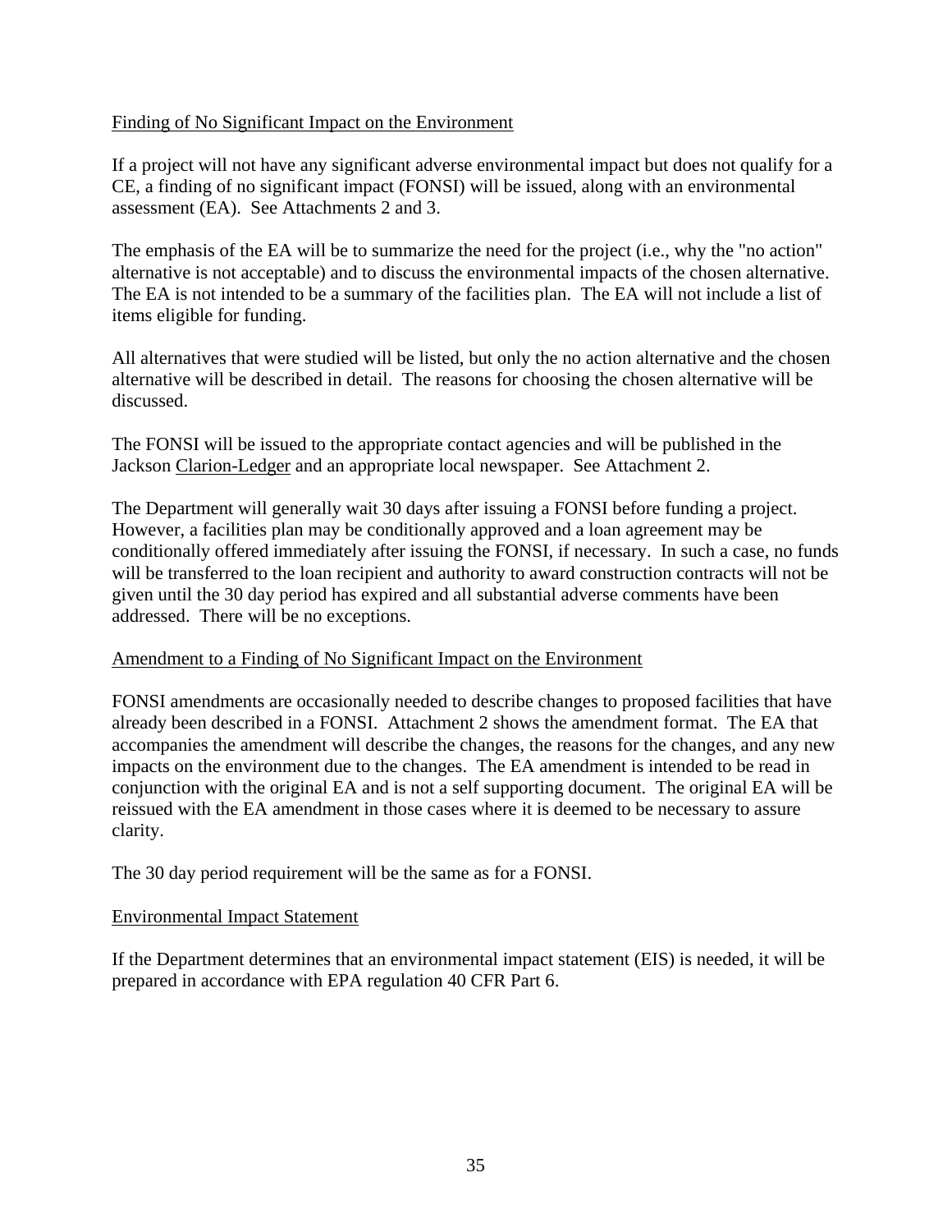Finding of No Significant Impact on the Environment

If a project will not have any significant adverse environmental impact but does not qualify for a CE, a finding of no significant impact (FONSI) will be issued, along with an environmental assessment (EA). See Attachments 2 and 3.

The emphasis of the EA will be to summarize the need for the project (i.e., why the "no action" alternative is not acceptable) and to discuss the environmental impacts of the chosen alternative. The EA is not intended to be a summary of the facilities plan. The EA will not include a list of items eligible for funding.

All alternatives that were studied will be listed, but only the no action alternative and the chosen alternative will be described in detail. The reasons for choosing the chosen alternative will be discussed.

The FONSI will be issued to the appropriate contact agencies and will be published in the Jackson Clarion-Ledger and an appropriate local newspaper. See Attachment 2.

The Department will generally wait 30 days after issuing a FONSI before funding a project. However, a facilities plan may be conditionally approved and a loan agreement may be conditionally offered immediately after issuing the FONSI, if necessary. In such a case, no funds will be transferred to the loan recipient and authority to award construction contracts will not be given until the 30 day period has expired and all substantial adverse comments have been addressed. There will be no exceptions.

Amendment to a Finding of No Significant Impact on the Environment

FONSI amendments are occasionally needed to describe changes to proposed facilities that have already been described in a FONSI. Attachment 2 shows the amendment format. The EA that accompanies the amendment will describe the changes, the reasons for the changes, and any new impacts on the environment due to the changes. The EA amendment is intended to be read in conjunction with the original EA and is not a self supporting document. The original EA will be reissued with the EA amendment in those cases where it is deemed to be necessary to assure clarity.

The 30 day period requirement will be the same as for a FONSI.

Environmental Impact Statement

If the Department determines that an environmental impact statement (EIS) is needed, it will be prepared in accordance with EPA regulation 40 CFR Part 6.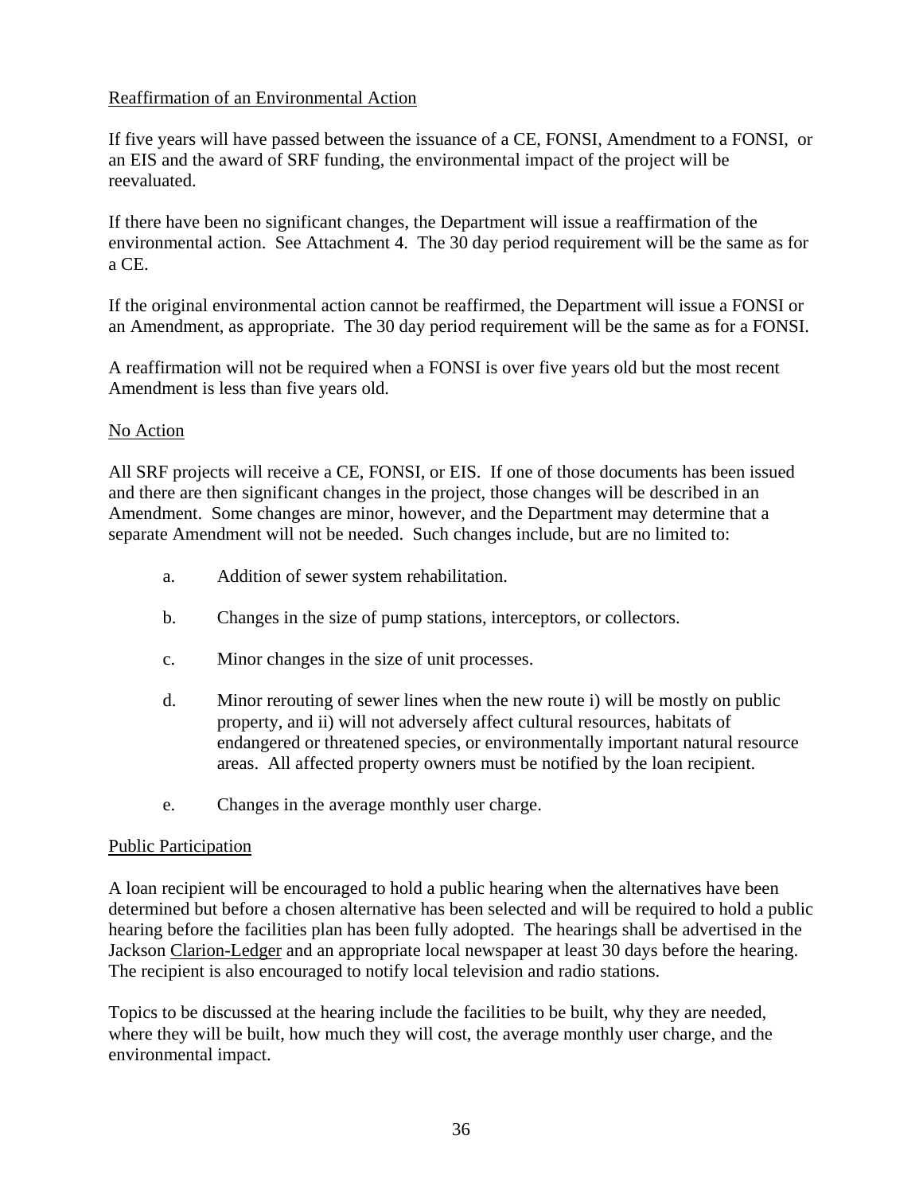Reaffirmation of an Environmental Action

If five years will have passed between the issuance of a CE, FONSI, Amendment to a FONSI, or an EIS and the award of SRF funding, the environmental impact of the project will be reevaluated.

If there have been no significant changes, the Department will issue a reaffirmation of the environmental action. See Attachment 4. The 30 day period requirement will be the same as for a CE.

If the original environmental action cannot be reaffirmed, the Department will issue a FONSI or an Amendment, as appropriate. The 30 day period requirement will be the same as for a FONSI.

A reaffirmation will not be required when a FONSI is over five years old but the most recent Amendment is less than five years old.

No Action

All SRF projects will receive a CE, FONSI, or EIS. If one of those documents has been issued and there are then significant changes in the project, those changes will be described in an Amendment. Some changes are minor, however, and the Department may determine that a separate Amendment will not be needed. Such changes include, but are no limited to:

a. Addition of sewer system rehabilitation.

b. Changes in the size of pump stations, interceptors, or collectors.

c. Minor changes in the size of unit processes.

d. Minor rerouting of sewer lines when the new route i) will be mostly on public property, and ii) will not adversely affect cultural resources, habitats of endangered or threatened species, or environmentally important natural resource areas. All affected property owners must be notified by the loan recipient.

e. Changes in the average monthly user charge.

Public Participation

A loan recipient will be encouraged to hold a public hearing when the alternatives have been determined but before a chosen alternative has been selected and will be required to hold a public hearing before the facilities plan has been fully adopted. The hearings shall be advertised in the Jackson Clarion-Ledger and an appropriate local newspaper at least 30 days before the hearing. The recipient is also encouraged to notify local television and radio stations.

Topics to be discussed at the hearing include the facilities to be built, why they are needed, where they will be built, how much they will cost, the average monthly user charge, and the environmental impact.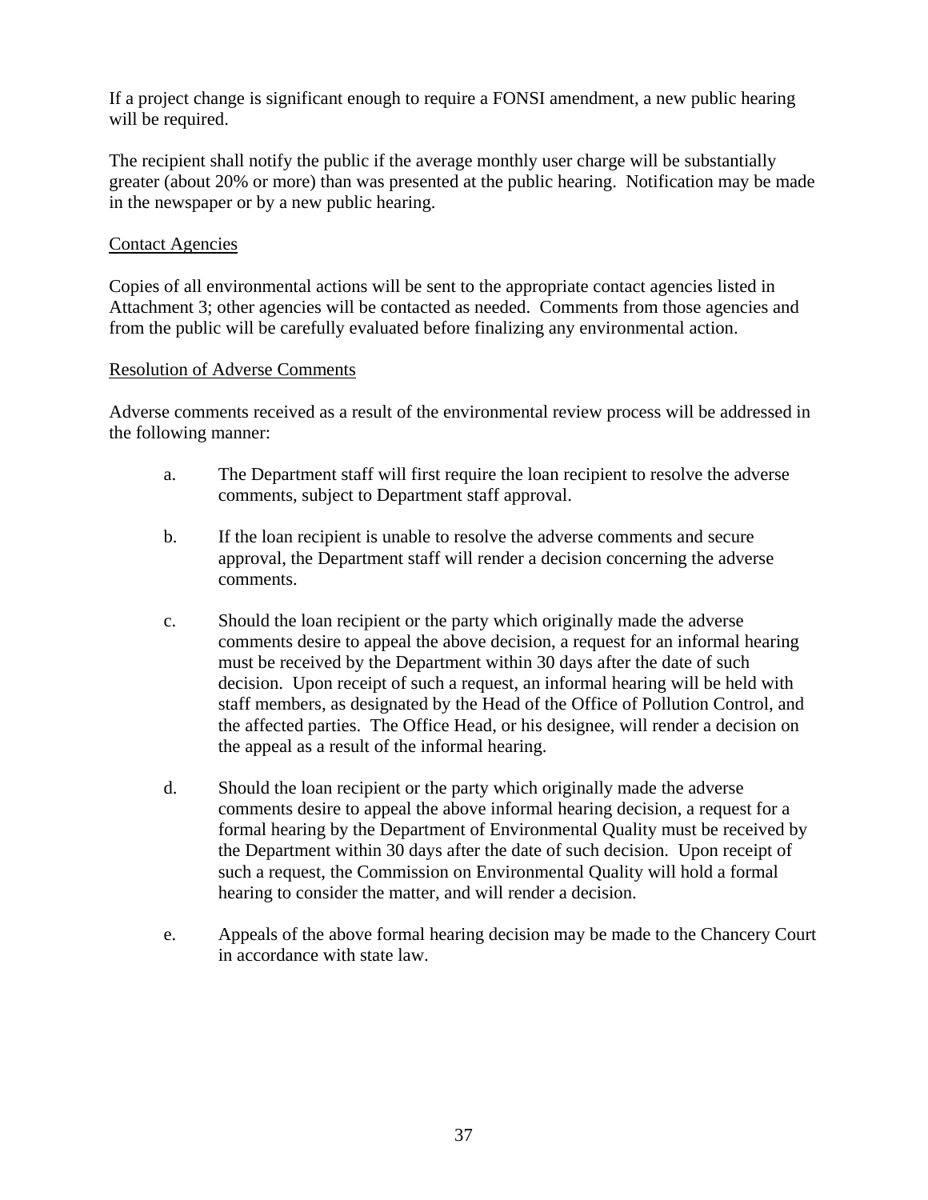If a project change is significant enough to require a FONSI amendment, a new public hearing will be required.

The recipient shall notify the public if the average monthly user charge will be substantially greater (about 20% or more) than was presented at the public hearing. Notification may be made in the newspaper or by a new public hearing.

<u>Contact Agencies</u>

Copies of all environmental actions will be sent to the appropriate contact agencies listed in Attachment 3; other agencies will be contacted as needed. Comments from those agencies and from the public will be carefully evaluated before finalizing any environmental action.

<u>Resolution of Adverse Comments</u>

Adverse comments received as a result of the environmental review process will be addressed in the following manner:

a. The Department staff will first require the loan recipient to resolve the adverse comments, subject to Department staff approval.

b. If the loan recipient is unable to resolve the adverse comments and secure approval, the Department staff will render a decision concerning the adverse comments.

c. Should the loan recipient or the party which originally made the adverse comments desire to appeal the above decision, a request for an informal hearing must be received by the Department within 30 days after the date of such decision. Upon receipt of such a request, an informal hearing will be held with staff members, as designated by the Head of the Office of Pollution Control, and the affected parties. The Office Head, or his designee, will render a decision on the appeal as a result of the informal hearing.

d. Should the loan recipient or the party which originally made the adverse comments desire to appeal the above informal hearing decision, a request for a formal hearing by the Department of Environmental Quality must be received by the Department within 30 days after the date of such decision. Upon receipt of such a request, the Commission on Environmental Quality will hold a formal hearing to consider the matter, and will render a decision.

e. Appeals of the above formal hearing decision may be made to the Chancery Court in accordance with state law.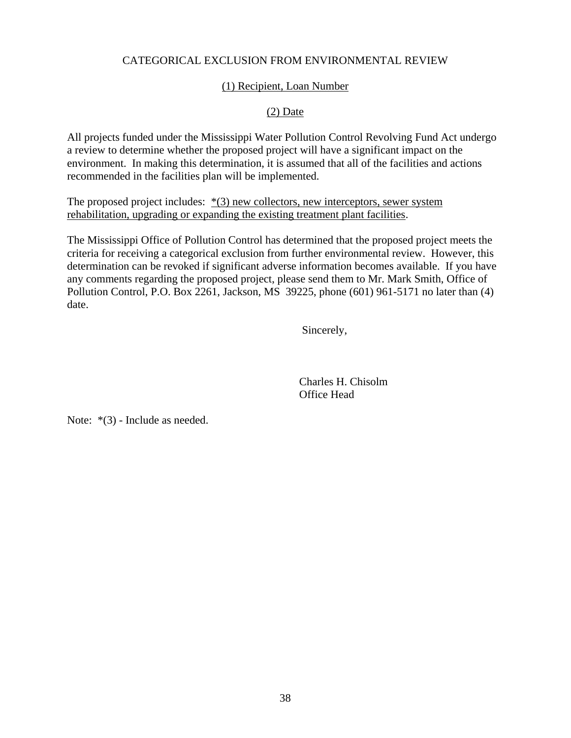CATEGORICAL EXCLUSION FROM ENVIRONMENTAL REVIEW

(1) Recipient, Loan Number

(2) Date

All projects funded under the Mississippi Water Pollution Control Revolving Fund Act undergo a review to determine whether the proposed project will have a significant impact on the environment. In making this determination, it is assumed that all of the facilities and actions recommended in the facilities plan will be implemented.

The proposed project includes: *(3) new collectors, new interceptors, sewer system rehabilitation, upgrading or expanding the existing treatment plant facilities.

The Mississippi Office of Pollution Control has determined that the proposed project meets the criteria for receiving a categorical exclusion from further environmental review. However, this determination can be revoked if significant adverse information becomes available. If you have any comments regarding the proposed project, please send them to Mr. Mark Smith, Office of Pollution Control, P.O. Box 2261, Jackson, MS 39225, phone (601) 961-5171 no later than (4) date.

Sincerely,

Charles H. Chisolm
Office Head

Note: *(3) - Include as needed.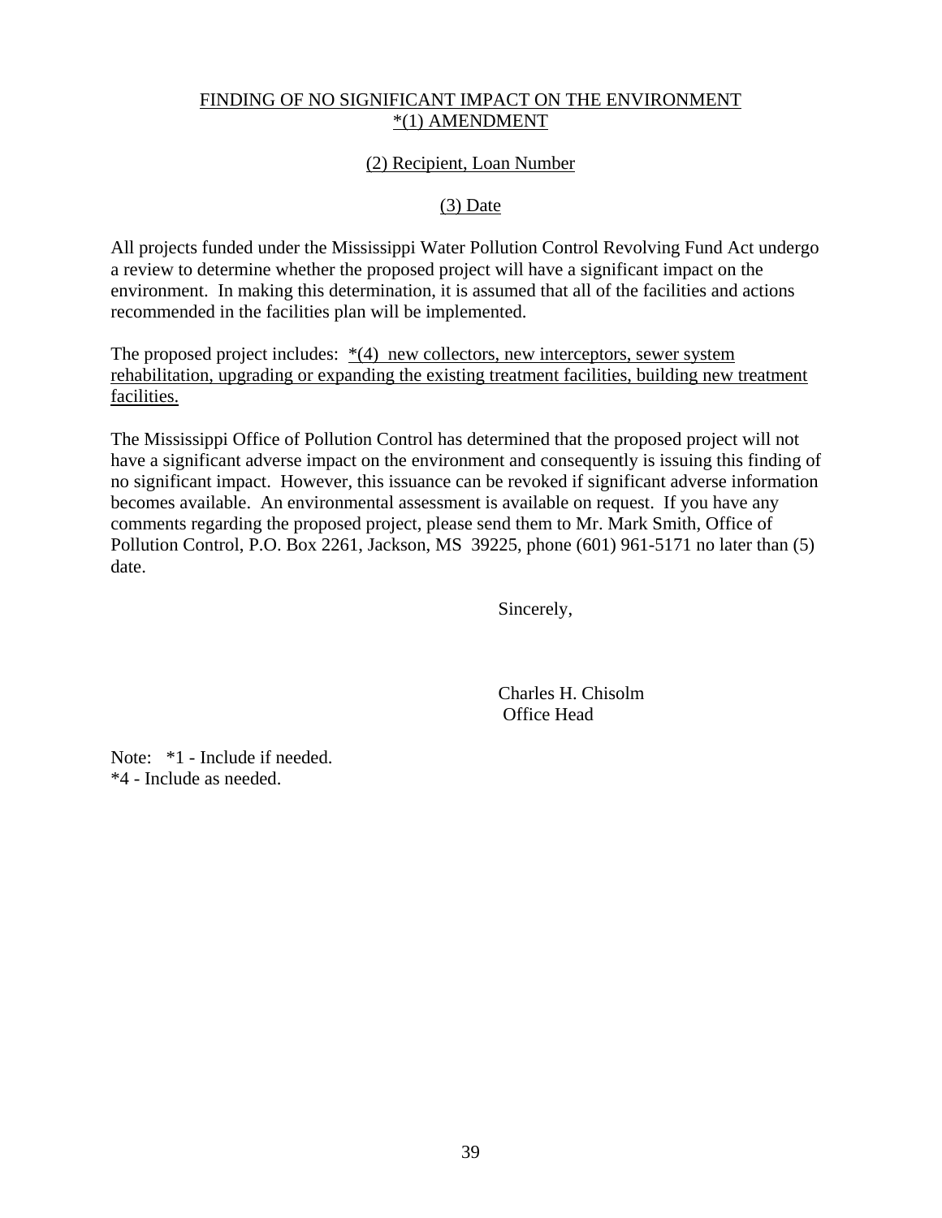FINDING OF NO SIGNIFICANT IMPACT ON THE ENVIRONMENT
*(1) AMENDMENT

(2) Recipient, Loan Number

(3) Date

All projects funded under the Mississippi Water Pollution Control Revolving Fund Act undergo a review to determine whether the proposed project will have a significant impact on the environment. In making this determination, it is assumed that all of the facilities and actions recommended in the facilities plan will be implemented.

The proposed project includes: *(4) new collectors, new interceptors, sewer system rehabilitation, upgrading or expanding the existing treatment facilities, building new treatment facilities.

The Mississippi Office of Pollution Control has determined that the proposed project will not have a significant adverse impact on the environment and consequently is issuing this finding of no significant impact. However, this issuance can be revoked if significant adverse information becomes available. An environmental assessment is available on request. If you have any comments regarding the proposed project, please send them to Mr. Mark Smith, Office of Pollution Control, P.O. Box 2261, Jackson, MS 39225, phone (601) 961-5171 no later than (5) date.

Sincerely,

Charles H. Chisolm
Office Head

Note: *1 - Include if needed.
*4 - Include as needed.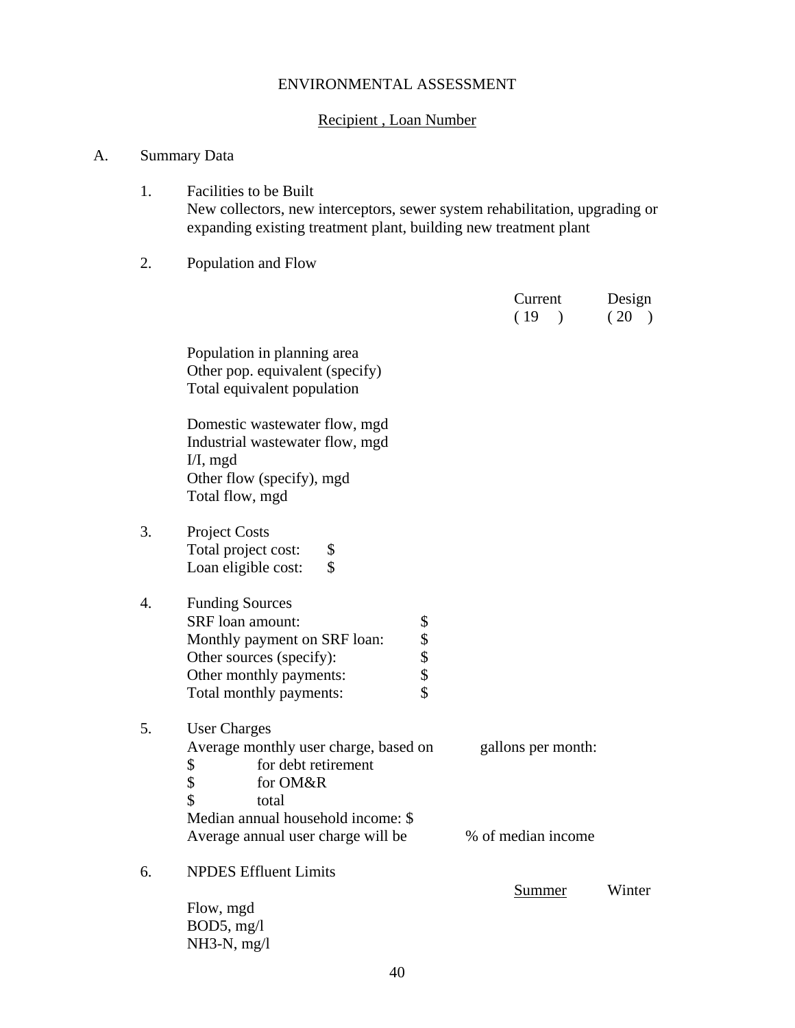ENVIRONMENTAL ASSESSMENT

Recipient , Loan Number

A. Summary Data

1. Facilities to be Built
New collectors, new interceptors, sewer system rehabilitation, upgrading or expanding existing treatment plant, building new treatment plant

2. Population and Flow

| | Current ( 19 ) | Design ( 20 ) |
|---|---|---|
| Population in planning area | | |
| Other pop. equivalent (specify) | | |
| Total equivalent population | | |
| | | |
| Domestic wastewater flow, mgd | | |
| Industrial wastewater flow, mgd | | |
| I/I, mgd | | |
| Other flow (specify), mgd | | |
| Total flow, mgd | | |

3. Project Costs
Total project cost: $
Loan eligible cost: $

4. Funding Sources
SRF loan amount: $
Monthly payment on SRF loan: $
Other sources (specify): $
Other monthly payments: $
Total monthly payments: $

5. User Charges
Average monthly user charge, based on gallons per month:
$ for debt retirement
$ for OM&R
$ total
Median annual household income: $
Average annual user charge will be % of median income

6. NPDES Effluent Limits

| | Summer | Winter |
|---|---|---|
| Flow, mgd | | |
| BOD5, mg/l | | |
| NH3-N, mg/l | | |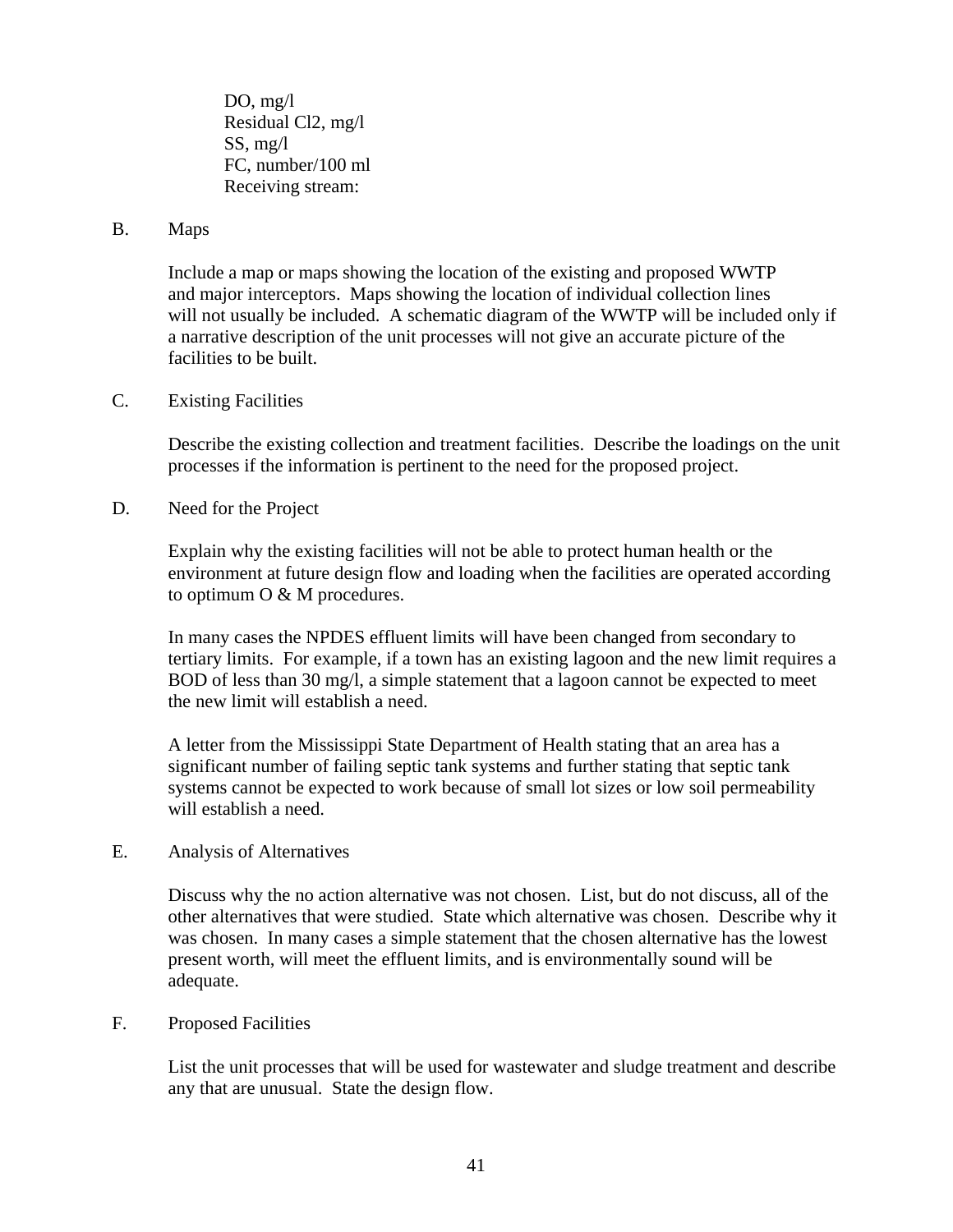DO, mg/l
Residual $Cl_2$, mg/l
SS, mg/l
FC, number/100 ml
Receiving stream:

B. Maps

Include a map or maps showing the location of the existing and proposed WWTP and major interceptors. Maps showing the location of individual collection lines will not usually be included. A schematic diagram of the WWTP will be included only if a narrative description of the unit processes will not give an accurate picture of the facilities to be built.

C. Existing Facilities

Describe the existing collection and treatment facilities. Describe the loadings on the unit processes if the information is pertinent to the need for the proposed project.

D. Need for the Project

Explain why the existing facilities will not be able to protect human health or the environment at future design flow and loading when the facilities are operated according to optimum O & M procedures.

In many cases the NPDES effluent limits will have been changed from secondary to tertiary limits. For example, if a town has an existing lagoon and the new limit requires a BOD of less than 30 mg/l, a simple statement that a lagoon cannot be expected to meet the new limit will establish a need.

A letter from the Mississippi State Department of Health stating that an area has a significant number of failing septic tank systems and further stating that septic tank systems cannot be expected to work because of small lot sizes or low soil permeability will establish a need.

E. Analysis of Alternatives

Discuss why the no action alternative was not chosen. List, but do not discuss, all of the other alternatives that were studied. State which alternative was chosen. Describe why it was chosen. In many cases a simple statement that the chosen alternative has the lowest present worth, will meet the effluent limits, and is environmentally sound will be adequate.

F. Proposed Facilities

List the unit processes that will be used for wastewater and sludge treatment and describe any that are unusual. State the design flow.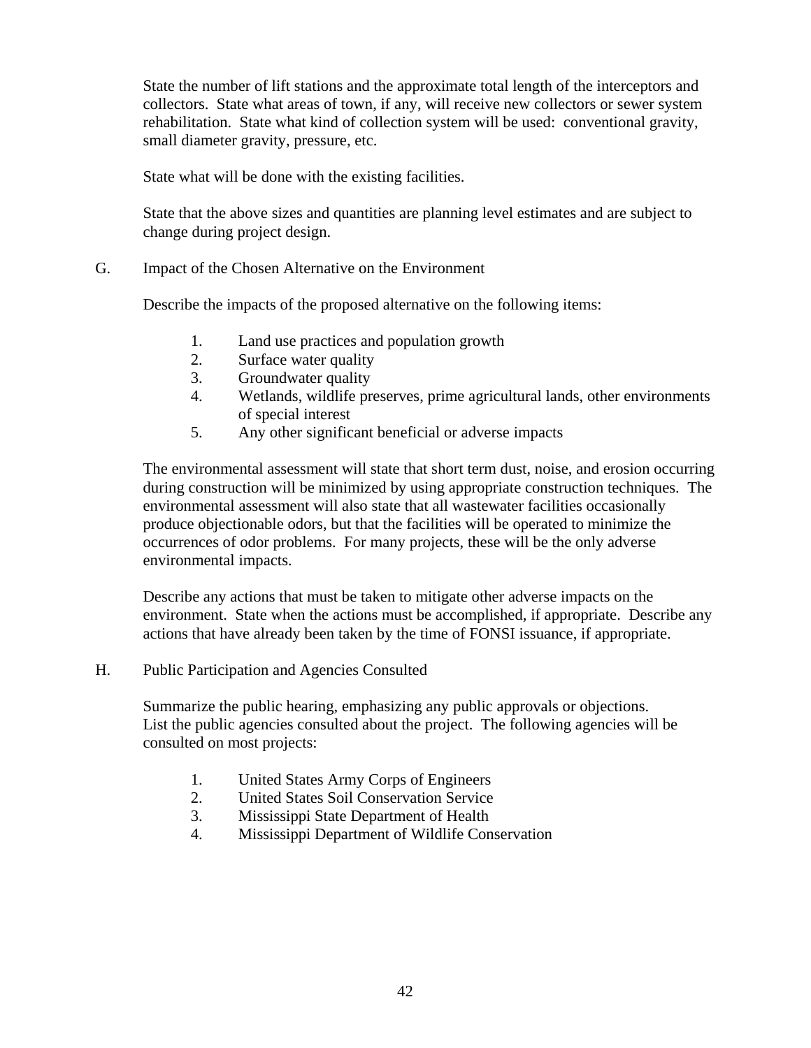State the number of lift stations and the approximate total length of the interceptors and collectors. State what areas of town, if any, will receive new collectors or sewer system rehabilitation. State what kind of collection system will be used: conventional gravity, small diameter gravity, pressure, etc.

State what will be done with the existing facilities.

State that the above sizes and quantities are planning level estimates and are subject to change during project design.

G. Impact of the Chosen Alternative on the Environment

Describe the impacts of the proposed alternative on the following items:

1. Land use practices and population growth
2. Surface water quality
3. Groundwater quality
4. Wetlands, wildlife preserves, prime agricultural lands, other environments of special interest
5. Any other significant beneficial or adverse impacts

The environmental assessment will state that short term dust, noise, and erosion occurring during construction will be minimized by using appropriate construction techniques. The environmental assessment will also state that all wastewater facilities occasionally produce objectionable odors, but that the facilities will be operated to minimize the occurrences of odor problems. For many projects, these will be the only adverse environmental impacts.

Describe any actions that must be taken to mitigate other adverse impacts on the environment. State when the actions must be accomplished, if appropriate. Describe any actions that have already been taken by the time of FONSI issuance, if appropriate.

H. Public Participation and Agencies Consulted

Summarize the public hearing, emphasizing any public approvals or objections. List the public agencies consulted about the project. The following agencies will be consulted on most projects:

1. United States Army Corps of Engineers
2. United States Soil Conservation Service
3. Mississippi State Department of Health
4. Mississippi Department of Wildlife Conservation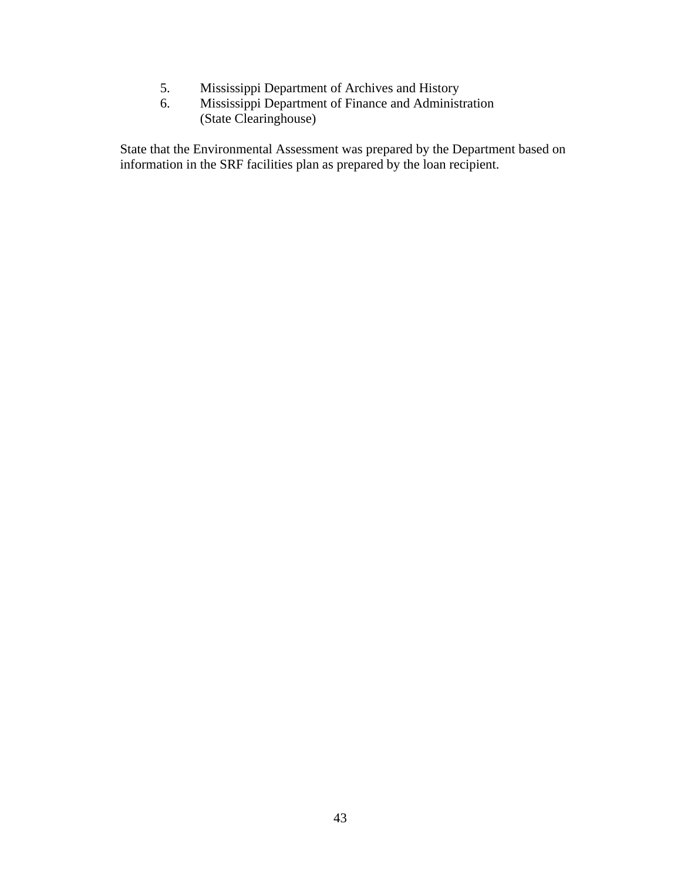5. Mississippi Department of Archives and History
6. Mississippi Department of Finance and Administration
   (State Clearinghouse)

State that the Environmental Assessment was prepared by the Department based on information in the SRF facilities plan as prepared by the loan recipient.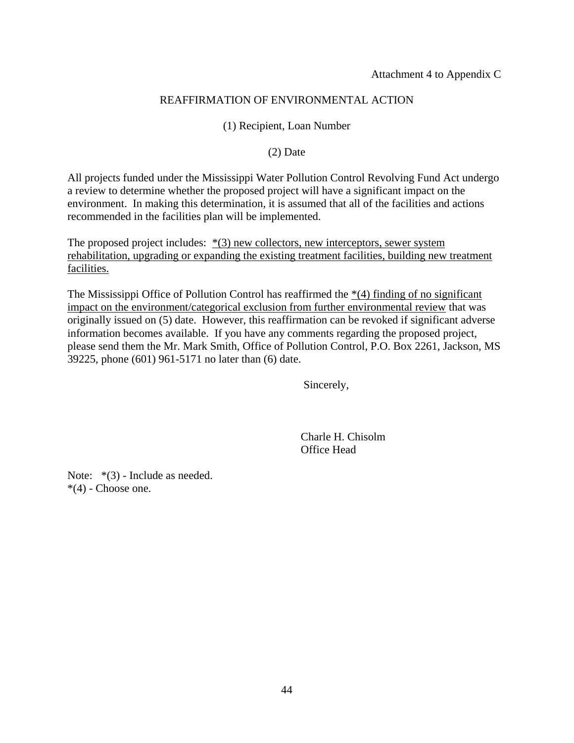Attachment 4 to Appendix C

# REAFFIRMATION OF ENVIRONMENTAL ACTION

(1) Recipient, Loan Number

(2) Date

All projects funded under the Mississippi Water Pollution Control Revolving Fund Act undergo a review to determine whether the proposed project will have a significant impact on the environment. In making this determination, it is assumed that all of the facilities and actions recommended in the facilities plan will be implemented.

The proposed project includes: <u>*(3) new collectors, new interceptors, sewer system rehabilitation, upgrading or expanding the existing treatment facilities, building new treatment facilities.</u>

The Mississippi Office of Pollution Control has reaffirmed the <u>*(4) finding of no significant impact on the environment/categorical exclusion from further environmental review</u> that was originally issued on (5) date. However, this reaffirmation can be revoked if significant adverse information becomes available. If you have any comments regarding the proposed project, please send them the Mr. Mark Smith, Office of Pollution Control, P.O. Box 2261, Jackson, MS 39225, phone (601) 961-5171 no later than (6) date.

Sincerely,

Charle H. Chisolm
Office Head

Note: *(3) - Include as needed.
*(4) - Choose one.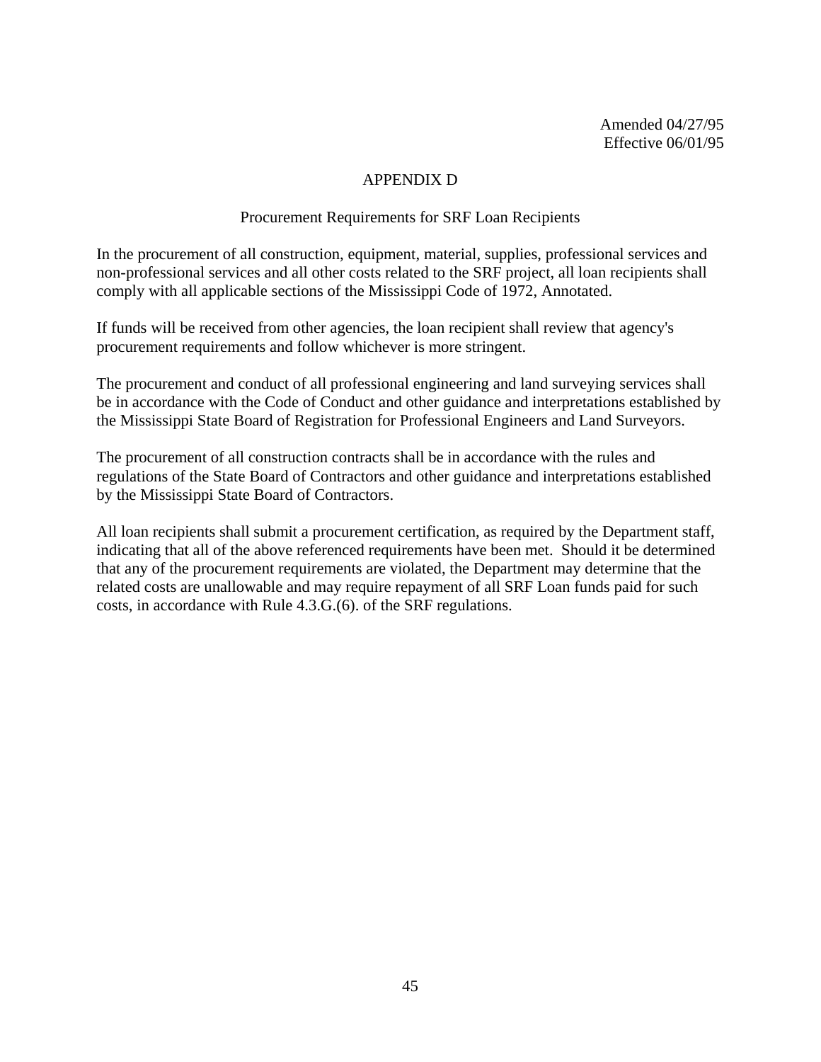Amended 04/27/95
Effective 06/01/95

# APPENDIX D

## Procurement Requirements for SRF Loan Recipients

In the procurement of all construction, equipment, material, supplies, professional services and non-professional services and all other costs related to the SRF project, all loan recipients shall comply with all applicable sections of the Mississippi Code of 1972, Annotated.

If funds will be received from other agencies, the loan recipient shall review that agency's procurement requirements and follow whichever is more stringent.

The procurement and conduct of all professional engineering and land surveying services shall be in accordance with the Code of Conduct and other guidance and interpretations established by the Mississippi State Board of Registration for Professional Engineers and Land Surveyors.

The procurement of all construction contracts shall be in accordance with the rules and regulations of the State Board of Contractors and other guidance and interpretations established by the Mississippi State Board of Contractors.

All loan recipients shall submit a procurement certification, as required by the Department staff, indicating that all of the above referenced requirements have been met. Should it be determined that any of the procurement requirements are violated, the Department may determine that the related costs are unallowable and may require repayment of all SRF Loan funds paid for such costs, in accordance with Rule 4.3.G.(6). of the SRF regulations.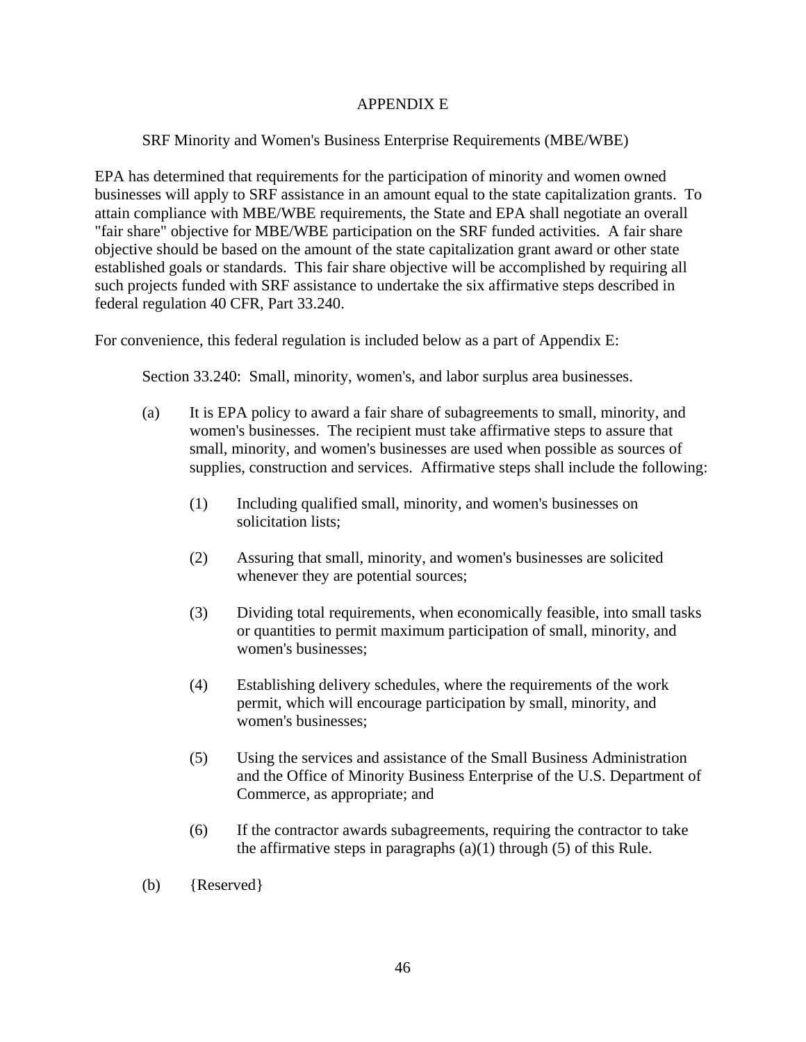# APPENDIX E

## SRF Minority and Women's Business Enterprise Requirements (MBE/WBE)

EPA has determined that requirements for the participation of minority and women owned businesses will apply to SRF assistance in an amount equal to the state capitalization grants. To attain compliance with MBE/WBE requirements, the State and EPA shall negotiate an overall "fair share" objective for MBE/WBE participation on the SRF funded activities. A fair share objective should be based on the amount of the state capitalization grant award or other state established goals or standards. This fair share objective will be accomplished by requiring all such projects funded with SRF assistance to undertake the six affirmative steps described in federal regulation 40 CFR, Part 33.240.

For convenience, this federal regulation is included below as a part of Appendix E:

Section 33.240: Small, minority, women's, and labor surplus area businesses.

(a) It is EPA policy to award a fair share of subagreements to small, minority, and women's businesses. The recipient must take affirmative steps to assure that small, minority, and women's businesses are used when possible as sources of supplies, construction and services. Affirmative steps shall include the following:

(1) Including qualified small, minority, and women's businesses on solicitation lists;

(2) Assuring that small, minority, and women's businesses are solicited whenever they are potential sources;

(3) Dividing total requirements, when economically feasible, into small tasks or quantities to permit maximum participation of small, minority, and women's businesses;

(4) Establishing delivery schedules, where the requirements of the work permit, which will encourage participation by small, minority, and women's businesses;

(5) Using the services and assistance of the Small Business Administration and the Office of Minority Business Enterprise of the U.S. Department of Commerce, as appropriate; and

(6) If the contractor awards subagreements, requiring the contractor to take the affirmative steps in paragraphs (a)(1) through (5) of this Rule.

(b) {Reserved}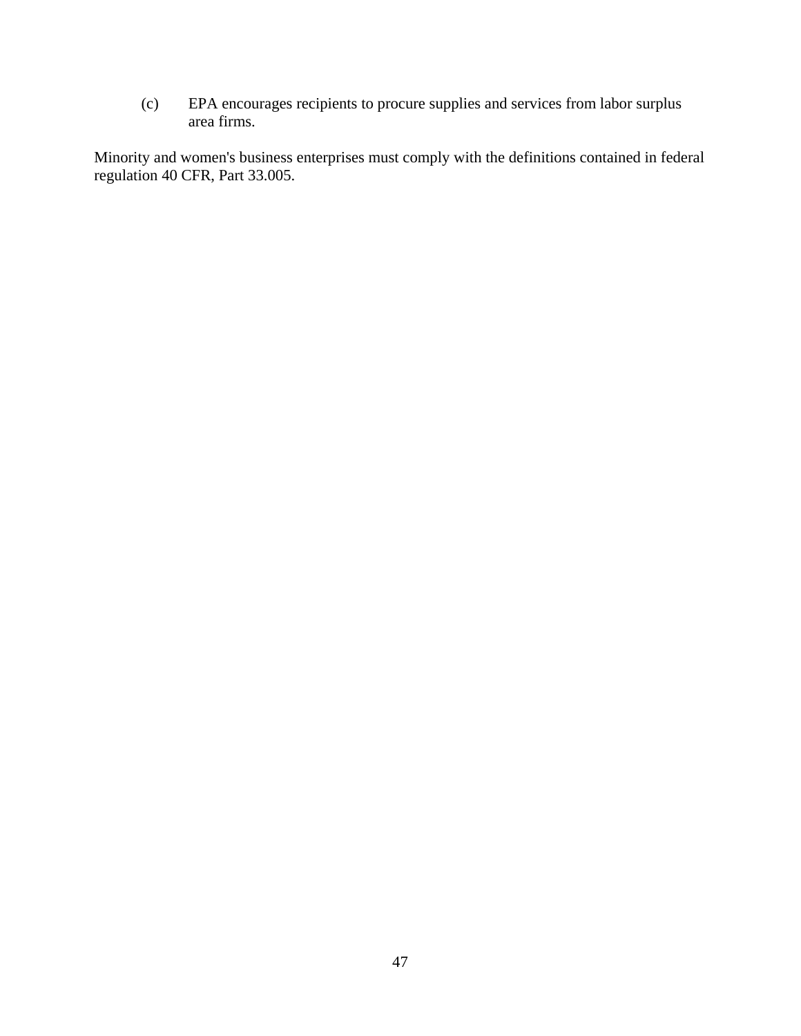(c) EPA encourages recipients to procure supplies and services from labor surplus area firms.

Minority and women's business enterprises must comply with the definitions contained in federal regulation 40 CFR, Part 33.005.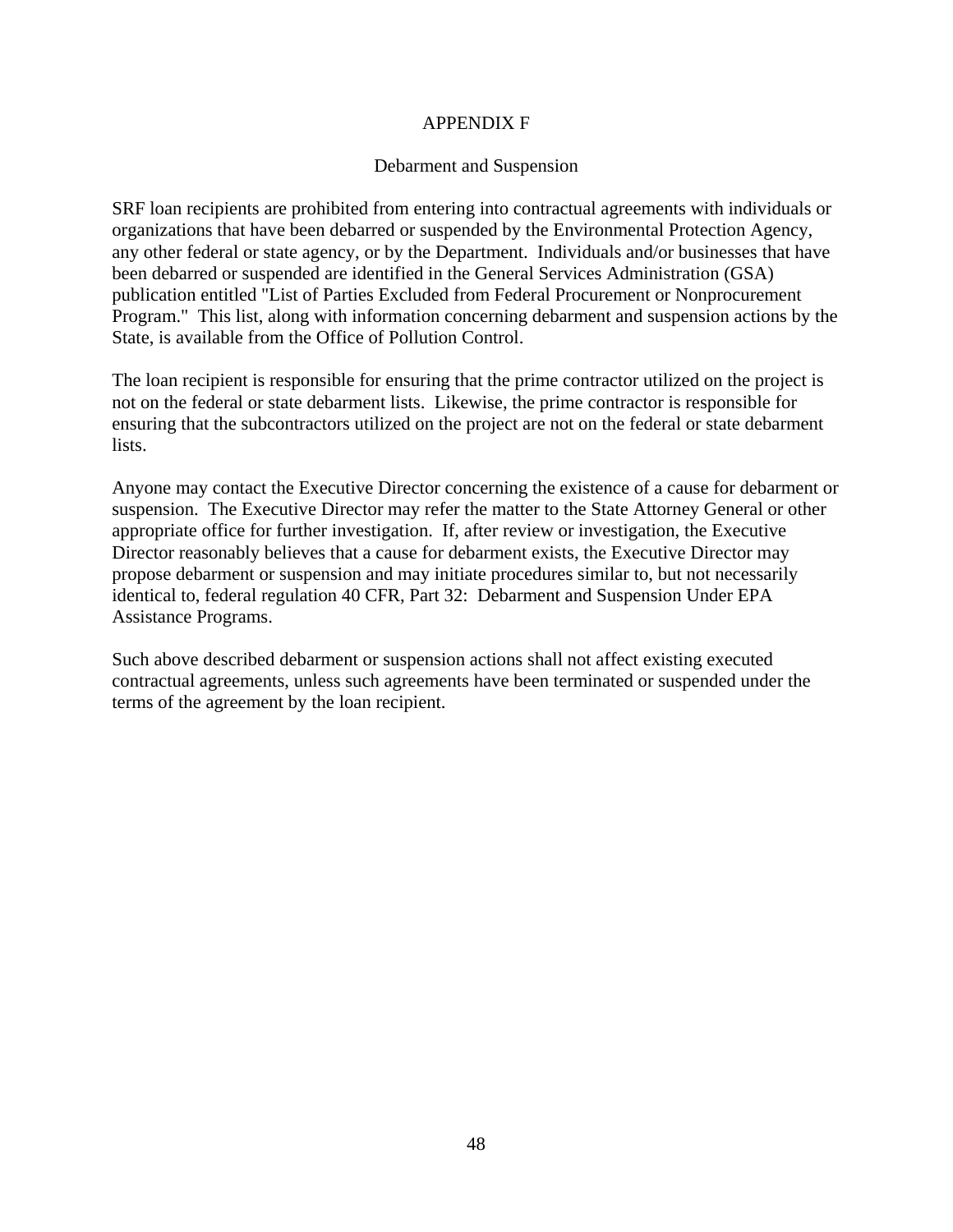# APPENDIX F

## Debarment and Suspension

SRF loan recipients are prohibited from entering into contractual agreements with individuals or organizations that have been debarred or suspended by the Environmental Protection Agency, any other federal or state agency, or by the Department. Individuals and/or businesses that have been debarred or suspended are identified in the General Services Administration (GSA) publication entitled "List of Parties Excluded from Federal Procurement or Nonprocurement Program." This list, along with information concerning debarment and suspension actions by the State, is available from the Office of Pollution Control.

The loan recipient is responsible for ensuring that the prime contractor utilized on the project is not on the federal or state debarment lists. Likewise, the prime contractor is responsible for ensuring that the subcontractors utilized on the project are not on the federal or state debarment lists.

Anyone may contact the Executive Director concerning the existence of a cause for debarment or suspension. The Executive Director may refer the matter to the State Attorney General or other appropriate office for further investigation. If, after review or investigation, the Executive Director reasonably believes that a cause for debarment exists, the Executive Director may propose debarment or suspension and may initiate procedures similar to, but not necessarily identical to, federal regulation 40 CFR, Part 32: Debarment and Suspension Under EPA Assistance Programs.

Such above described debarment or suspension actions shall not affect existing executed contractual agreements, unless such agreements have been terminated or suspended under the terms of the agreement by the loan recipient.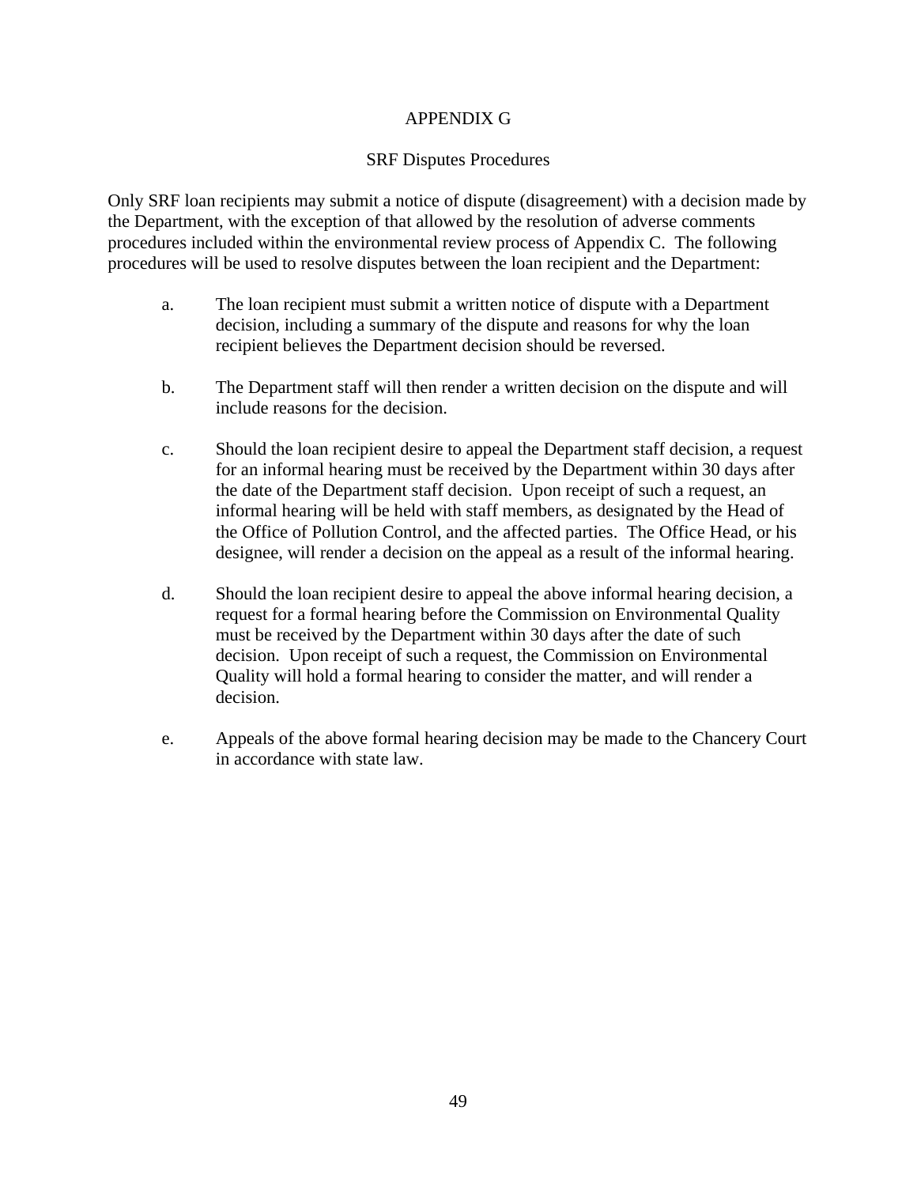# APPENDIX G

## SRF Disputes Procedures

Only SRF loan recipients may submit a notice of dispute (disagreement) with a decision made by the Department, with the exception of that allowed by the resolution of adverse comments procedures included within the environmental review process of Appendix C. The following procedures will be used to resolve disputes between the loan recipient and the Department:

a. The loan recipient must submit a written notice of dispute with a Department decision, including a summary of the dispute and reasons for why the loan recipient believes the Department decision should be reversed.

b. The Department staff will then render a written decision on the dispute and will include reasons for the decision.

c. Should the loan recipient desire to appeal the Department staff decision, a request for an informal hearing must be received by the Department within 30 days after the date of the Department staff decision. Upon receipt of such a request, an informal hearing will be held with staff members, as designated by the Head of the Office of Pollution Control, and the affected parties. The Office Head, or his designee, will render a decision on the appeal as a result of the informal hearing.

d. Should the loan recipient desire to appeal the above informal hearing decision, a request for a formal hearing before the Commission on Environmental Quality must be received by the Department within 30 days after the date of such decision. Upon receipt of such a request, the Commission on Environmental Quality will hold a formal hearing to consider the matter, and will render a decision.

e. Appeals of the above formal hearing decision may be made to the Chancery Court in accordance with state law.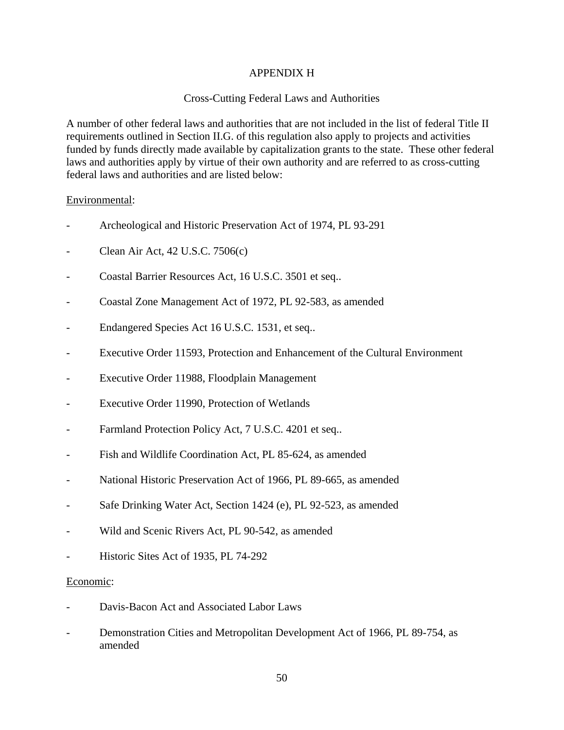# APPENDIX H

## Cross-Cutting Federal Laws and Authorities

A number of other federal laws and authorities that are not included in the list of federal Title II requirements outlined in Section II.G. of this regulation also apply to projects and activities funded by funds directly made available by capitalization grants to the state. These other federal laws and authorities apply by virtue of their own authority and are referred to as cross-cutting federal laws and authorities and are listed below:

<u>Environmental</u>:

- Archeological and Historic Preservation Act of 1974, PL 93-291
- Clean Air Act, 42 U.S.C. 7506(c)
- Coastal Barrier Resources Act, 16 U.S.C. 3501 et seq..
- Coastal Zone Management Act of 1972, PL 92-583, as amended
- Endangered Species Act 16 U.S.C. 1531, et seq..
- Executive Order 11593, Protection and Enhancement of the Cultural Environment
- Executive Order 11988, Floodplain Management
- Executive Order 11990, Protection of Wetlands
- Farmland Protection Policy Act, 7 U.S.C. 4201 et seq..
- Fish and Wildlife Coordination Act, PL 85-624, as amended
- National Historic Preservation Act of 1966, PL 89-665, as amended
- Safe Drinking Water Act, Section 1424 (e), PL 92-523, as amended
- Wild and Scenic Rivers Act, PL 90-542, as amended
- Historic Sites Act of 1935, PL 74-292

<u>Economic</u>:

- Davis-Bacon Act and Associated Labor Laws
- Demonstration Cities and Metropolitan Development Act of 1966, PL 89-754, as amended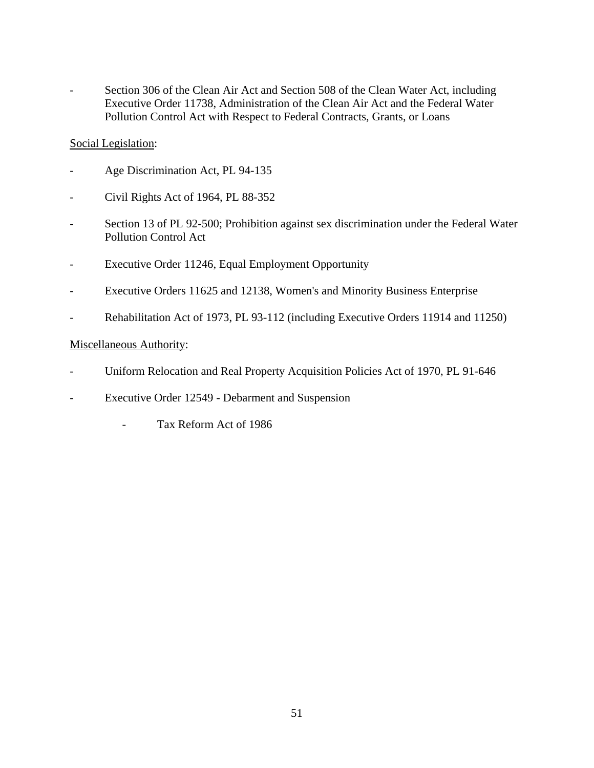- Section 306 of the Clean Air Act and Section 508 of the Clean Water Act, including Executive Order 11738, Administration of the Clean Air Act and the Federal Water Pollution Control Act with Respect to Federal Contracts, Grants, or Loans

<u>Social Legislation</u>:

- Age Discrimination Act, PL 94-135
- Civil Rights Act of 1964, PL 88-352
- Section 13 of PL 92-500; Prohibition against sex discrimination under the Federal Water Pollution Control Act
- Executive Order 11246, Equal Employment Opportunity
- Executive Orders 11625 and 12138, Women's and Minority Business Enterprise
- Rehabilitation Act of 1973, PL 93-112 (including Executive Orders 11914 and 11250)

<u>Miscellaneous Authority</u>:

- Uniform Relocation and Real Property Acquisition Policies Act of 1970, PL 91-646
- Executive Order 12549 - Debarment and Suspension
    - Tax Reform Act of 1986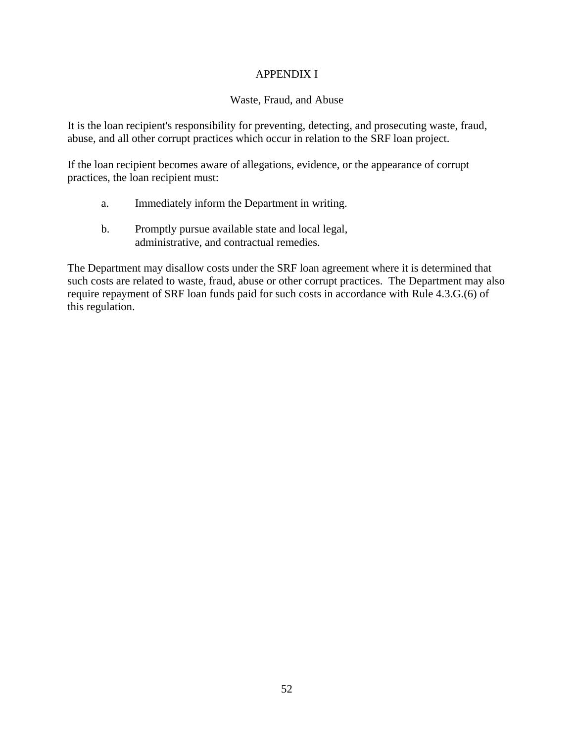# APPENDIX I

## Waste, Fraud, and Abuse

It is the loan recipient's responsibility for preventing, detecting, and prosecuting waste, fraud, abuse, and all other corrupt practices which occur in relation to the SRF loan project.

If the loan recipient becomes aware of allegations, evidence, or the appearance of corrupt practices, the loan recipient must:

a. Immediately inform the Department in writing.

b. Promptly pursue available state and local legal, administrative, and contractual remedies.

The Department may disallow costs under the SRF loan agreement where it is determined that such costs are related to waste, fraud, abuse or other corrupt practices. The Department may also require repayment of SRF loan funds paid for such costs in accordance with Rule 4.3.G.(6) of this regulation.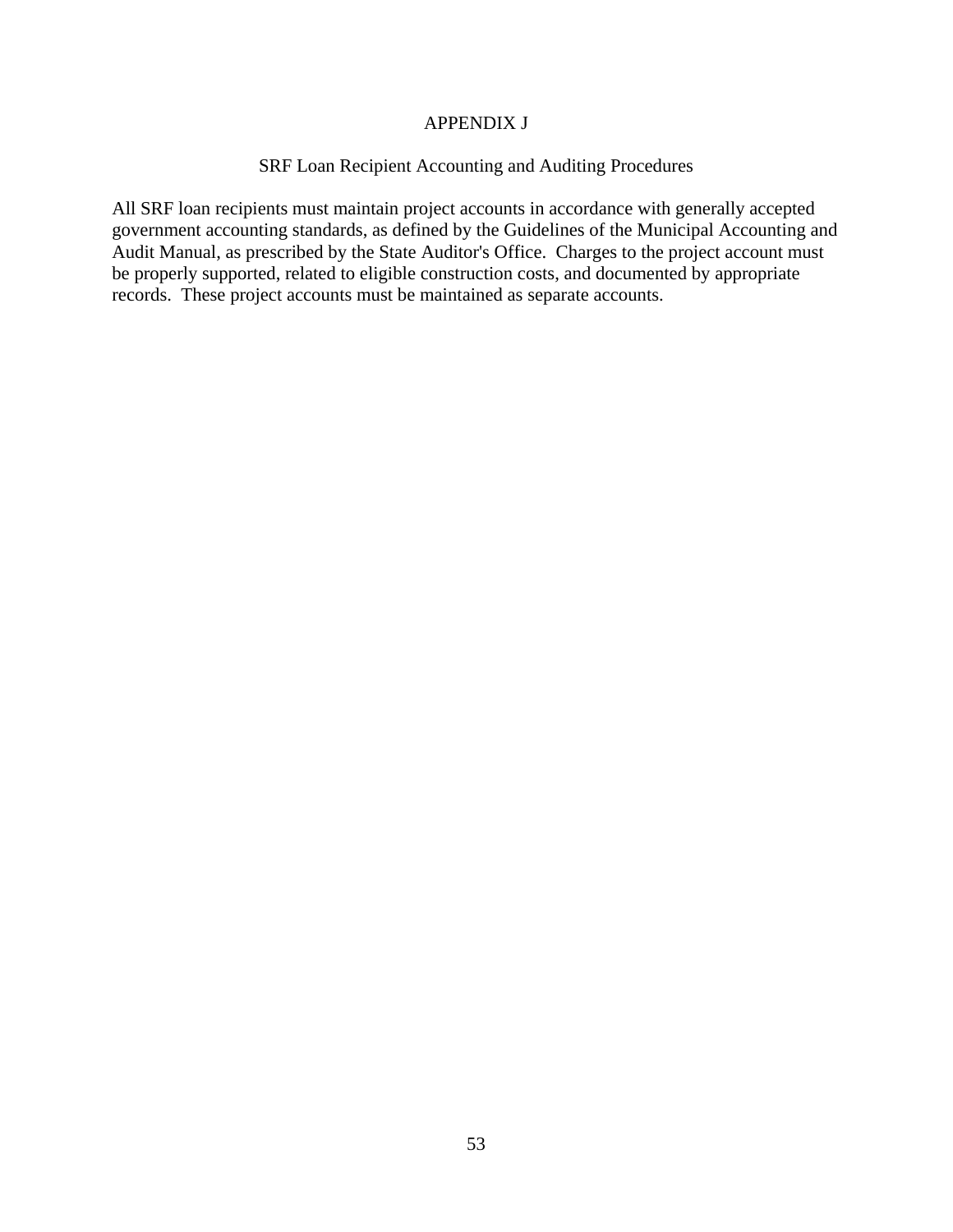# APPENDIX J

## SRF Loan Recipient Accounting and Auditing Procedures

All SRF loan recipients must maintain project accounts in accordance with generally accepted government accounting standards, as defined by the Guidelines of the Municipal Accounting and Audit Manual, as prescribed by the State Auditor's Office. Charges to the project account must be properly supported, related to eligible construction costs, and documented by appropriate records. These project accounts must be maintained as separate accounts.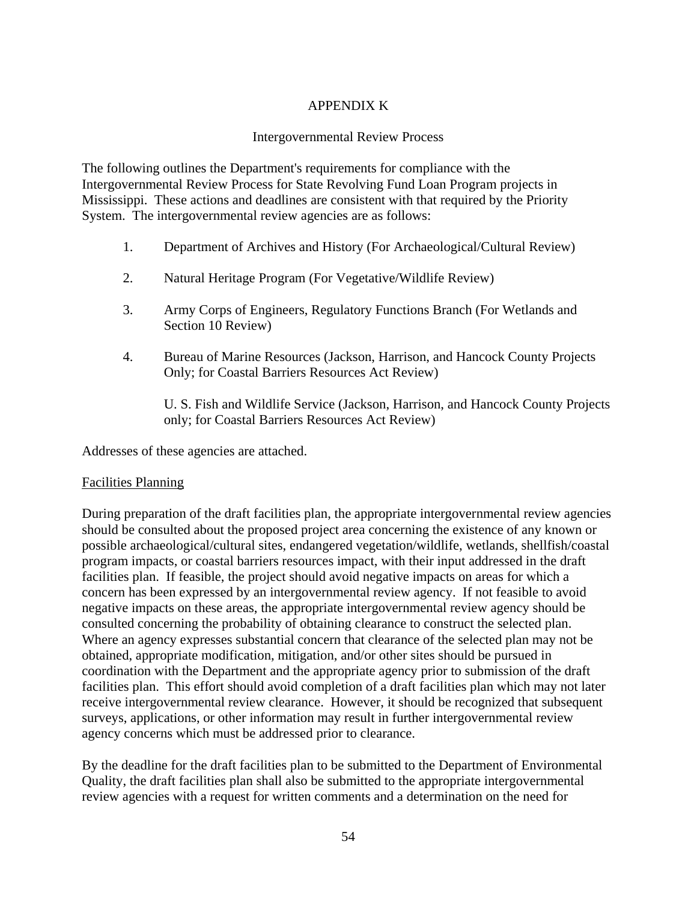# APPENDIX K

## Intergovernmental Review Process

The following outlines the Department's requirements for compliance with the Intergovernmental Review Process for State Revolving Fund Loan Program projects in Mississippi. These actions and deadlines are consistent with that required by the Priority System. The intergovernmental review agencies are as follows:

1. Department of Archives and History (For Archaeological/Cultural Review)

2. Natural Heritage Program (For Vegetative/Wildlife Review)

3. Army Corps of Engineers, Regulatory Functions Branch (For Wetlands and Section 10 Review)

4. Bureau of Marine Resources (Jackson, Harrison, and Hancock County Projects Only; for Coastal Barriers Resources Act Review)

   U. S. Fish and Wildlife Service (Jackson, Harrison, and Hancock County Projects only; for Coastal Barriers Resources Act Review)

Addresses of these agencies are attached.

<u>Facilities Planning</u>

During preparation of the draft facilities plan, the appropriate intergovernmental review agencies should be consulted about the proposed project area concerning the existence of any known or possible archaeological/cultural sites, endangered vegetation/wildlife, wetlands, shellfish/coastal program impacts, or coastal barriers resources impact, with their input addressed in the draft facilities plan. If feasible, the project should avoid negative impacts on areas for which a concern has been expressed by an intergovernmental review agency. If not feasible to avoid negative impacts on these areas, the appropriate intergovernmental review agency should be consulted concerning the probability of obtaining clearance to construct the selected plan. Where an agency expresses substantial concern that clearance of the selected plan may not be obtained, appropriate modification, mitigation, and/or other sites should be pursued in coordination with the Department and the appropriate agency prior to submission of the draft facilities plan. This effort should avoid completion of a draft facilities plan which may not later receive intergovernmental review clearance. However, it should be recognized that subsequent surveys, applications, or other information may result in further intergovernmental review agency concerns which must be addressed prior to clearance.

By the deadline for the draft facilities plan to be submitted to the Department of Environmental Quality, the draft facilities plan shall also be submitted to the appropriate intergovernmental review agencies with a request for written comments and a determination on the need for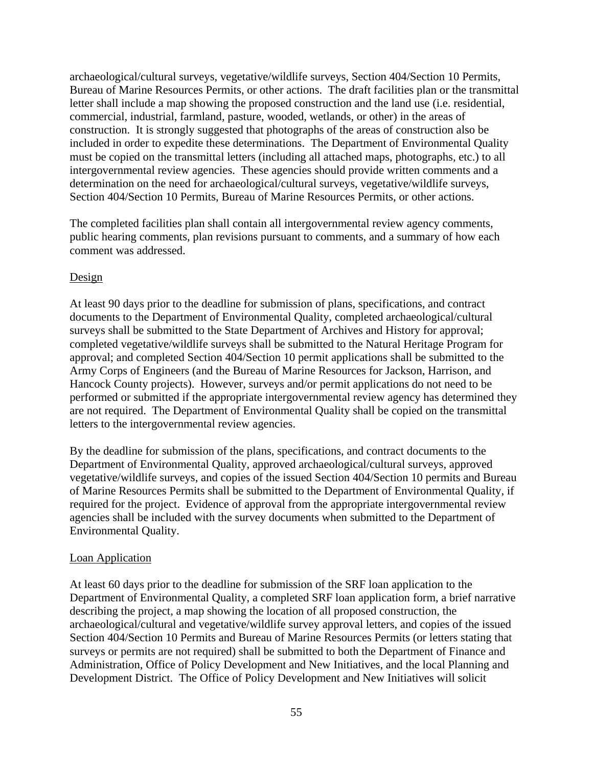archaeological/cultural surveys, vegetative/wildlife surveys, Section 404/Section 10 Permits, Bureau of Marine Resources Permits, or other actions. The draft facilities plan or the transmittal letter shall include a map showing the proposed construction and the land use (i.e. residential, commercial, industrial, farmland, pasture, wooded, wetlands, or other) in the areas of construction. It is strongly suggested that photographs of the areas of construction also be included in order to expedite these determinations. The Department of Environmental Quality must be copied on the transmittal letters (including all attached maps, photographs, etc.) to all intergovernmental review agencies. These agencies should provide written comments and a determination on the need for archaeological/cultural surveys, vegetative/wildlife surveys, Section 404/Section 10 Permits, Bureau of Marine Resources Permits, or other actions.

The completed facilities plan shall contain all intergovernmental review agency comments, public hearing comments, plan revisions pursuant to comments, and a summary of how each comment was addressed.

Design

At least 90 days prior to the deadline for submission of plans, specifications, and contract documents to the Department of Environmental Quality, completed archaeological/cultural surveys shall be submitted to the State Department of Archives and History for approval; completed vegetative/wildlife surveys shall be submitted to the Natural Heritage Program for approval; and completed Section 404/Section 10 permit applications shall be submitted to the Army Corps of Engineers (and the Bureau of Marine Resources for Jackson, Harrison, and Hancock County projects). However, surveys and/or permit applications do not need to be performed or submitted if the appropriate intergovernmental review agency has determined they are not required. The Department of Environmental Quality shall be copied on the transmittal letters to the intergovernmental review agencies.

By the deadline for submission of the plans, specifications, and contract documents to the Department of Environmental Quality, approved archaeological/cultural surveys, approved vegetative/wildlife surveys, and copies of the issued Section 404/Section 10 permits and Bureau of Marine Resources Permits shall be submitted to the Department of Environmental Quality, if required for the project. Evidence of approval from the appropriate intergovernmental review agencies shall be included with the survey documents when submitted to the Department of Environmental Quality.

Loan Application

At least 60 days prior to the deadline for submission of the SRF loan application to the Department of Environmental Quality, a completed SRF loan application form, a brief narrative describing the project, a map showing the location of all proposed construction, the archaeological/cultural and vegetative/wildlife survey approval letters, and copies of the issued Section 404/Section 10 Permits and Bureau of Marine Resources Permits (or letters stating that surveys or permits are not required) shall be submitted to both the Department of Finance and Administration, Office of Policy Development and New Initiatives, and the local Planning and Development District. The Office of Policy Development and New Initiatives will solicit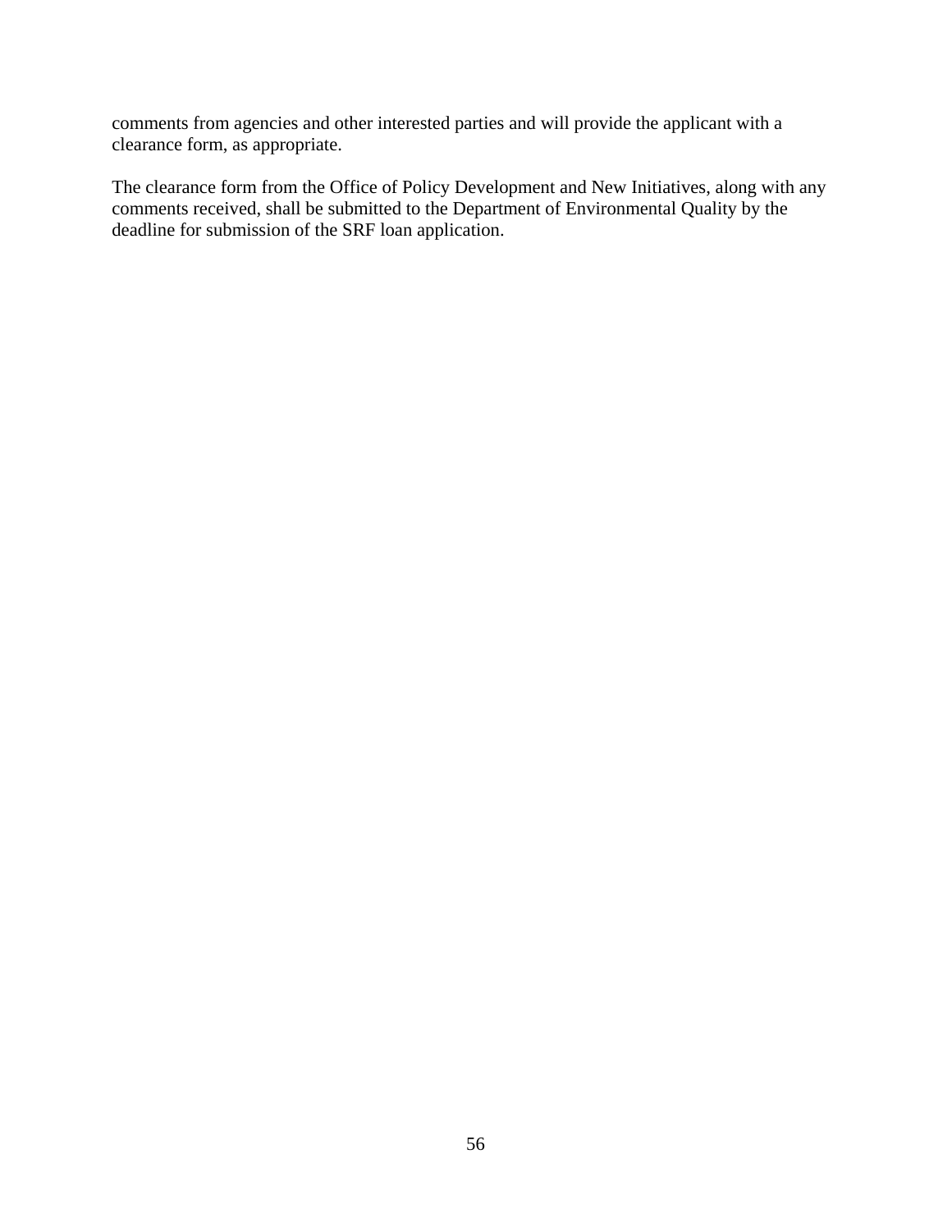comments from agencies and other interested parties and will provide the applicant with a clearance form, as appropriate.

The clearance form from the Office of Policy Development and New Initiatives, along with any comments received, shall be submitted to the Department of Environmental Quality by the deadline for submission of the SRF loan application.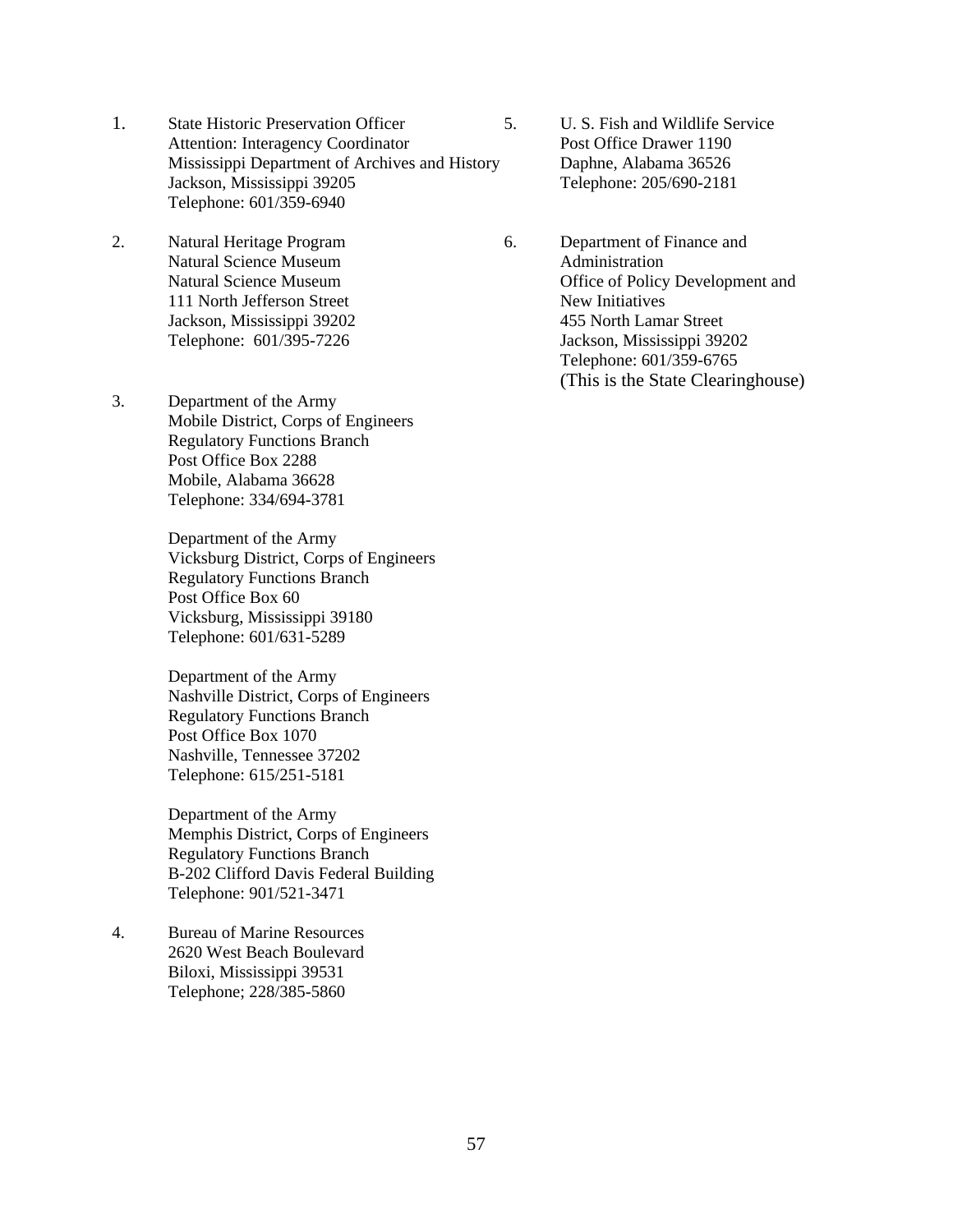1. State Historic Preservation Officer
   Attention: Interagency Coordinator
   Mississippi Department of Archives and History
   Jackson, Mississippi 39205
   Telephone: 601/359-6940

2. Natural Heritage Program
   Natural Science Museum
   Natural Science Museum
   111 North Jefferson Street
   Jackson, Mississippi 39202
   Telephone: 601/395-7226

3. Department of the Army
   Mobile District, Corps of Engineers
   Regulatory Functions Branch
   Post Office Box 2288
   Mobile, Alabama 36628
   Telephone: 334/694-3781

   Department of the Army
   Vicksburg District, Corps of Engineers
   Regulatory Functions Branch
   Post Office Box 60
   Vicksburg, Mississippi 39180
   Telephone: 601/631-5289

   Department of the Army
   Nashville District, Corps of Engineers
   Regulatory Functions Branch
   Post Office Box 1070
   Nashville, Tennessee 37202
   Telephone: 615/251-5181

   Department of the Army
   Memphis District, Corps of Engineers
   Regulatory Functions Branch
   B-202 Clifford Davis Federal Building
   Telephone: 901/521-3471

4. Bureau of Marine Resources
   2620 West Beach Boulevard
   Biloxi, Mississippi 39531
   Telephone; 228/385-5860

5. U. S. Fish and Wildlife Service
   Post Office Drawer 1190
   Daphne, Alabama 36526
   Telephone: 205/690-2181

6. Department of Finance and Administration
   Office of Policy Development and New Initiatives
   455 North Lamar Street
   Jackson, Mississippi 39202
   Telephone: 601/359-6765
   (This is the State Clearinghouse)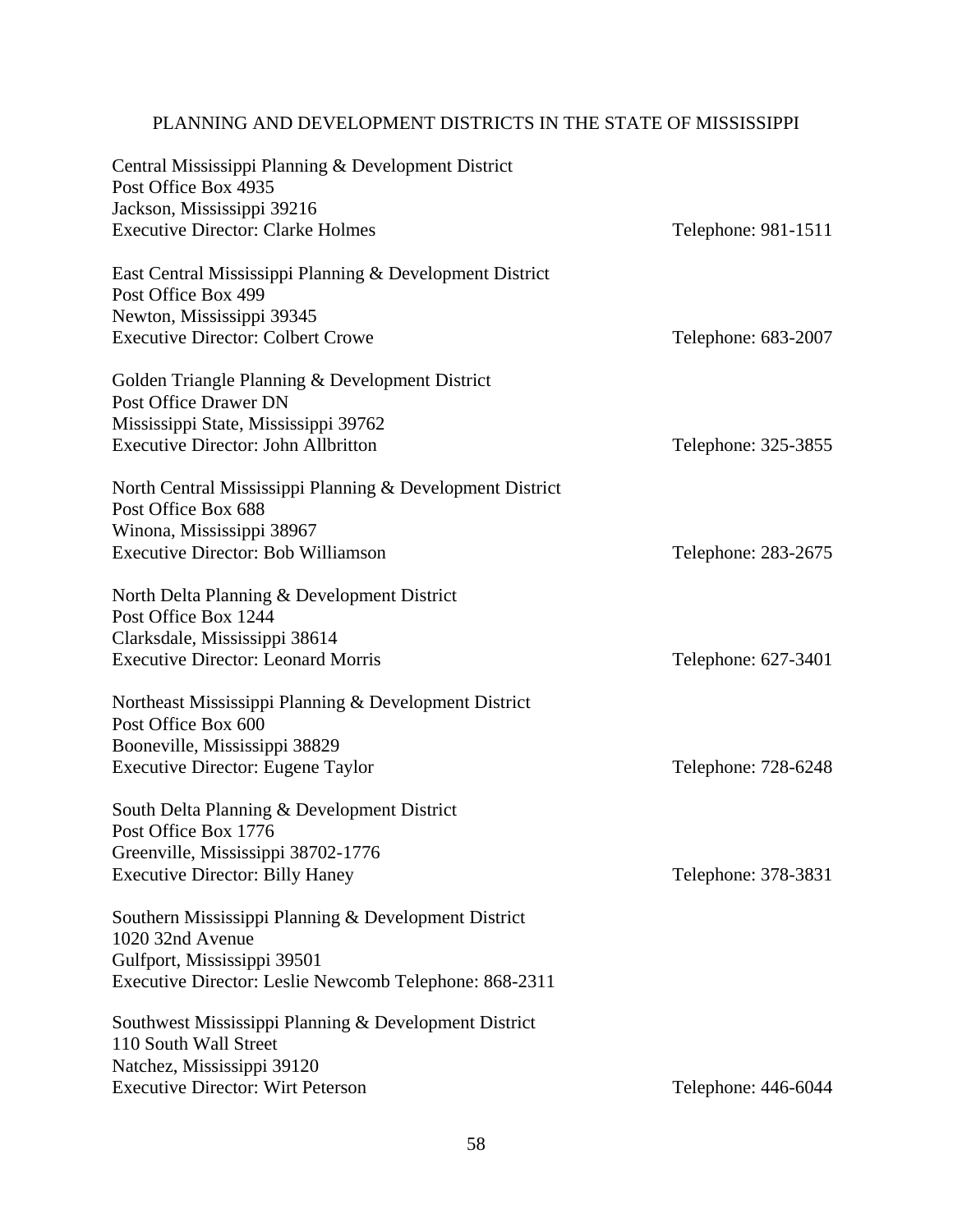## PLANNING AND DEVELOPMENT DISTRICTS IN THE STATE OF MISSISSIPPI

Central Mississippi Planning & Development District
Post Office Box 4935
Jackson, Mississippi 39216
Executive Director: Clarke Holmes — Telephone: 981-1511

East Central Mississippi Planning & Development District
Post Office Box 499
Newton, Mississippi 39345
Executive Director: Colbert Crowe — Telephone: 683-2007

Golden Triangle Planning & Development District
Post Office Drawer DN
Mississippi State, Mississippi 39762
Executive Director: John Allbritton — Telephone: 325-3855

North Central Mississippi Planning & Development District
Post Office Box 688
Winona, Mississippi 38967
Executive Director: Bob Williamson — Telephone: 283-2675

North Delta Planning & Development District
Post Office Box 1244
Clarksdale, Mississippi 38614
Executive Director: Leonard Morris — Telephone: 627-3401

Northeast Mississippi Planning & Development District
Post Office Box 600
Booneville, Mississippi 38829
Executive Director: Eugene Taylor — Telephone: 728-6248

South Delta Planning & Development District
Post Office Box 1776
Greenville, Mississippi 38702-1776
Executive Director: Billy Haney — Telephone: 378-3831

Southern Mississippi Planning & Development District
1020 32nd Avenue
Gulfport, Mississippi 39501
Executive Director: Leslie Newcomb Telephone: 868-2311

Southwest Mississippi Planning & Development District
110 South Wall Street
Natchez, Mississippi 39120
Executive Director: Wirt Peterson — Telephone: 446-6044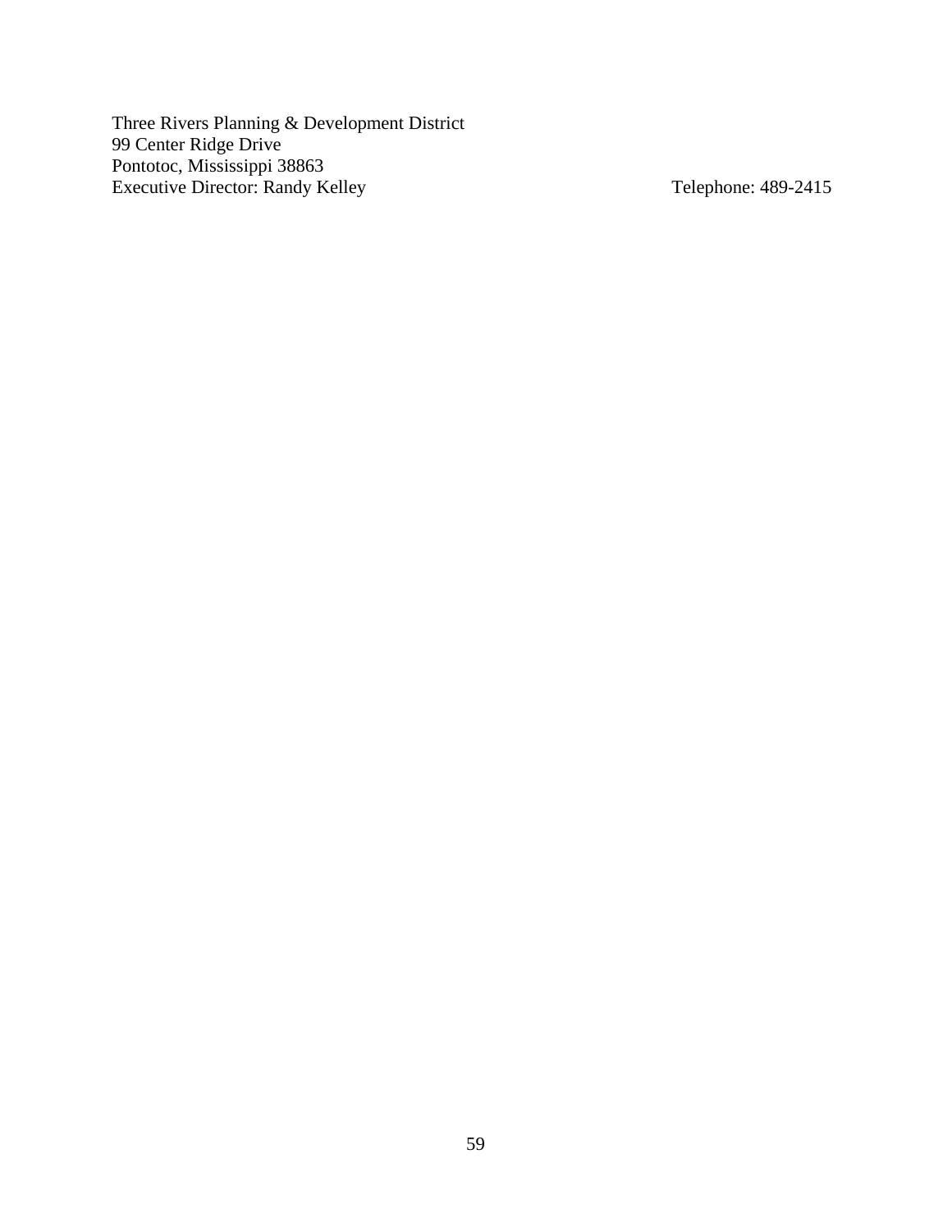Three Rivers Planning & Development District
99 Center Ridge Drive
Pontotoc, Mississippi 38863
Executive Director: Randy Kelley Telephone: 489-2415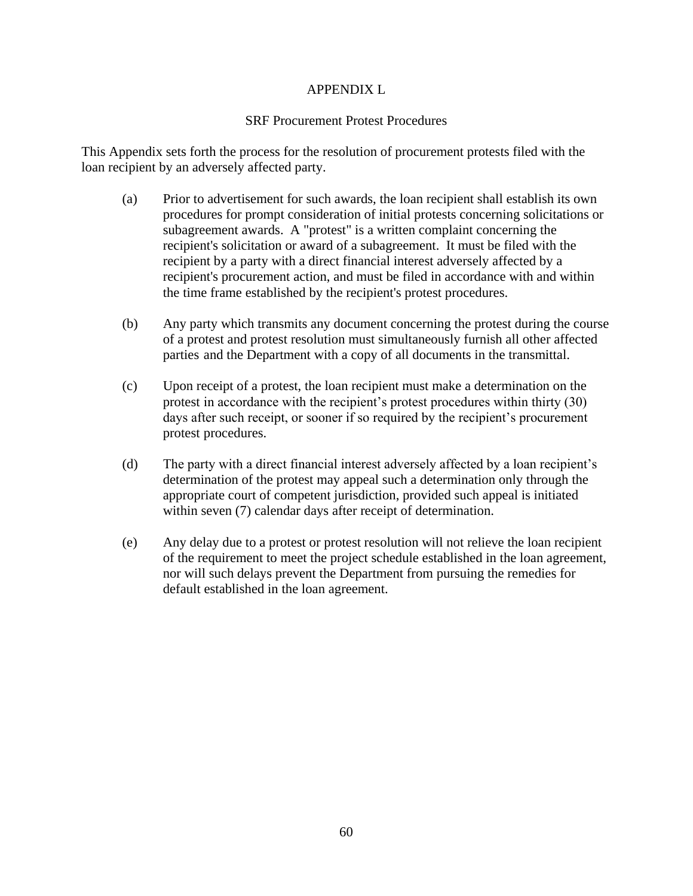# APPENDIX L

## SRF Procurement Protest Procedures

This Appendix sets forth the process for the resolution of procurement protests filed with the loan recipient by an adversely affected party.

(a) Prior to advertisement for such awards, the loan recipient shall establish its own procedures for prompt consideration of initial protests concerning solicitations or subagreement awards. A "protest" is a written complaint concerning the recipient's solicitation or award of a subagreement. It must be filed with the recipient by a party with a direct financial interest adversely affected by a recipient's procurement action, and must be filed in accordance with and within the time frame established by the recipient's protest procedures.

(b) Any party which transmits any document concerning the protest during the course of a protest and protest resolution must simultaneously furnish all other affected parties and the Department with a copy of all documents in the transmittal.

(c) Upon receipt of a protest, the loan recipient must make a determination on the protest in accordance with the recipient's protest procedures within thirty (30) days after such receipt, or sooner if so required by the recipient's procurement protest procedures.

(d) The party with a direct financial interest adversely affected by a loan recipient's determination of the protest may appeal such a determination only through the appropriate court of competent jurisdiction, provided such appeal is initiated within seven (7) calendar days after receipt of determination.

(e) Any delay due to a protest or protest resolution will not relieve the loan recipient of the requirement to meet the project schedule established in the loan agreement, nor will such delays prevent the Department from pursuing the remedies for default established in the loan agreement.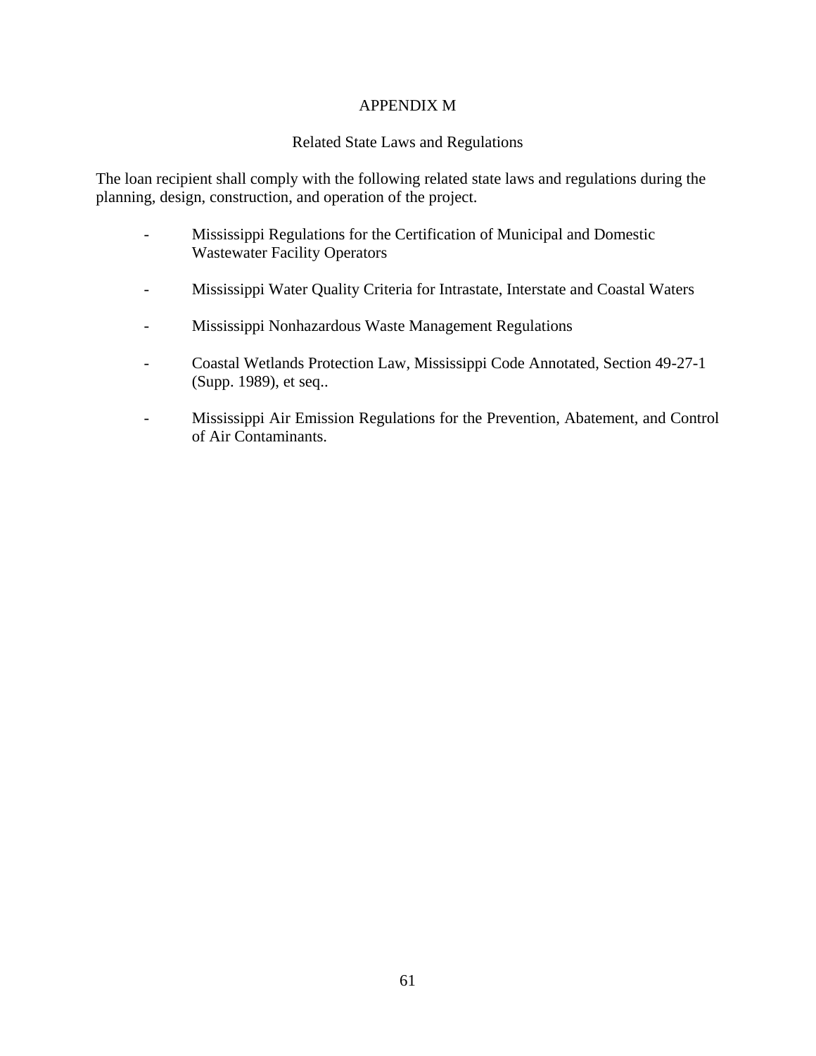# APPENDIX M

## Related State Laws and Regulations

The loan recipient shall comply with the following related state laws and regulations during the planning, design, construction, and operation of the project.

- Mississippi Regulations for the Certification of Municipal and Domestic Wastewater Facility Operators

- Mississippi Water Quality Criteria for Intrastate, Interstate and Coastal Waters

- Mississippi Nonhazardous Waste Management Regulations

- Coastal Wetlands Protection Law, Mississippi Code Annotated, Section 49-27-1 (Supp. 1989), et seq..

- Mississippi Air Emission Regulations for the Prevention, Abatement, and Control of Air Contaminants.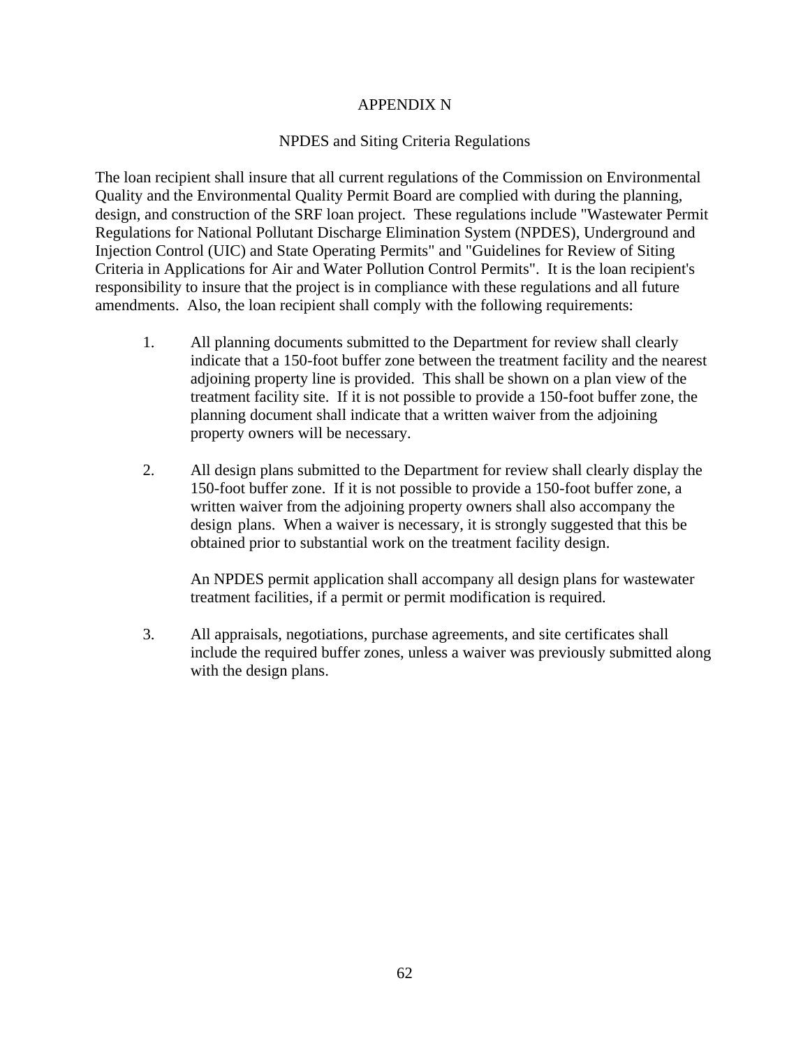# APPENDIX N

## NPDES and Siting Criteria Regulations

The loan recipient shall insure that all current regulations of the Commission on Environmental Quality and the Environmental Quality Permit Board are complied with during the planning, design, and construction of the SRF loan project. These regulations include "Wastewater Permit Regulations for National Pollutant Discharge Elimination System (NPDES), Underground and Injection Control (UIC) and State Operating Permits" and "Guidelines for Review of Siting Criteria in Applications for Air and Water Pollution Control Permits". It is the loan recipient's responsibility to insure that the project is in compliance with these regulations and all future amendments. Also, the loan recipient shall comply with the following requirements:

1. All planning documents submitted to the Department for review shall clearly indicate that a 150-foot buffer zone between the treatment facility and the nearest adjoining property line is provided. This shall be shown on a plan view of the treatment facility site. If it is not possible to provide a 150-foot buffer zone, the planning document shall indicate that a written waiver from the adjoining property owners will be necessary.

2. All design plans submitted to the Department for review shall clearly display the 150-foot buffer zone. If it is not possible to provide a 150-foot buffer zone, a written waiver from the adjoining property owners shall also accompany the design plans. When a waiver is necessary, it is strongly suggested that this be obtained prior to substantial work on the treatment facility design.

   An NPDES permit application shall accompany all design plans for wastewater treatment facilities, if a permit or permit modification is required.

3. All appraisals, negotiations, purchase agreements, and site certificates shall include the required buffer zones, unless a waiver was previously submitted along with the design plans.